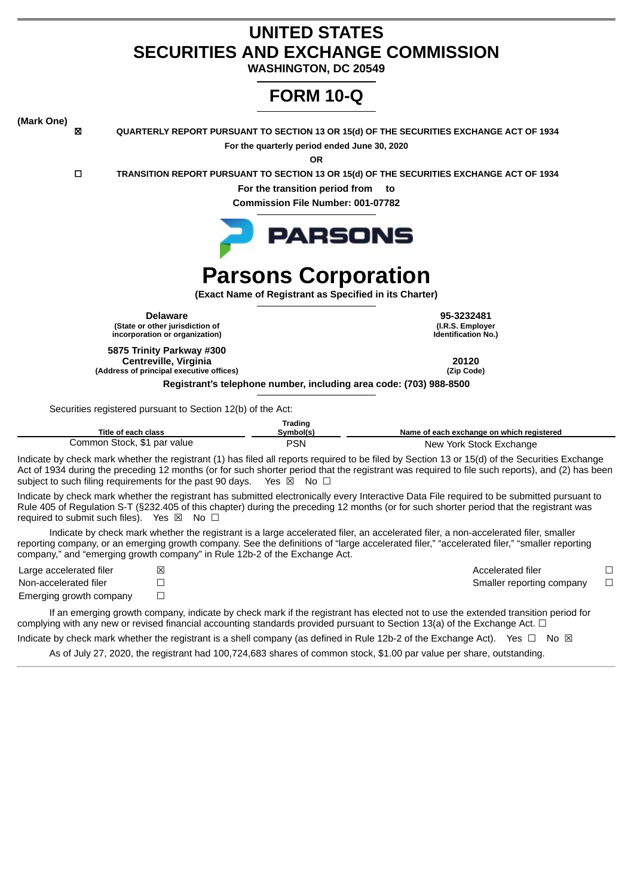# UNITED STATES
# SECURITIES AND EXCHANGE COMMISSION
**WASHINGTON, DC 20549**

# FORM 10-Q

**(Mark One)**

☒ **QUARTERLY REPORT PURSUANT TO SECTION 13 OR 15(d) OF THE SECURITIES EXCHANGE ACT OF 1934**

**For the quarterly period ended June 30, 2020**

**OR**

☐ **TRANSITION REPORT PURSUANT TO SECTION 13 OR 15(d) OF THE SECURITIES EXCHANGE ACT OF 1934**

**For the transition period from to**

**Commission File Number: 001-07782**

PARSONS

# Parsons Corporation

**(Exact Name of Registrant as Specified in its Charter)**

| | |
|---|---|
| **Delaware** | **95-3232481** |
| **(State or other jurisdiction of incorporation or organization)** | **(I.R.S. Employer Identification No.)** |
| **5875 Trinity Parkway #300 Centreville, Virginia** | **20120** |
| **(Address of principal executive offices)** | **(Zip Code)** |

**Registrant's telephone number, including area code: (703) 988-8500**

Securities registered pursuant to Section 12(b) of the Act:

| Title of each class | Trading Symbol(s) | Name of each exchange on which registered |
|---|---|---|
| Common Stock, $1 par value | PSN | New York Stock Exchange |

Indicate by check mark whether the registrant (1) has filed all reports required to be filed by Section 13 or 15(d) of the Securities Exchange Act of 1934 during the preceding 12 months (or for such shorter period that the registrant was required to file such reports), and (2) has been subject to such filing requirements for the past 90 days. Yes ☒ No ☐

Indicate by check mark whether the registrant has submitted electronically every Interactive Data File required to be submitted pursuant to Rule 405 of Regulation S-T (§232.405 of this chapter) during the preceding 12 months (or for such shorter period that the registrant was required to submit such files). Yes ☒ No ☐

Indicate by check mark whether the registrant is a large accelerated filer, an accelerated filer, a non-accelerated filer, smaller reporting company, or an emerging growth company. See the definitions of "large accelerated filer," "accelerated filer," "smaller reporting company," and "emerging growth company" in Rule 12b-2 of the Exchange Act.

| | | | |
|---|---|---|---|
| Large accelerated filer | ☒ | Accelerated filer | ☐ |
| Non-accelerated filer | ☐ | Smaller reporting company | ☐ |
| Emerging growth company | ☐ | | |

If an emerging growth company, indicate by check mark if the registrant has elected not to use the extended transition period for complying with any new or revised financial accounting standards provided pursuant to Section 13(a) of the Exchange Act. ☐

Indicate by check mark whether the registrant is a shell company (as defined in Rule 12b-2 of the Exchange Act). Yes ☐ No ☒

As of July 27, 2020, the registrant had 100,724,683 shares of common stock, $1.00 par value per share, outstanding.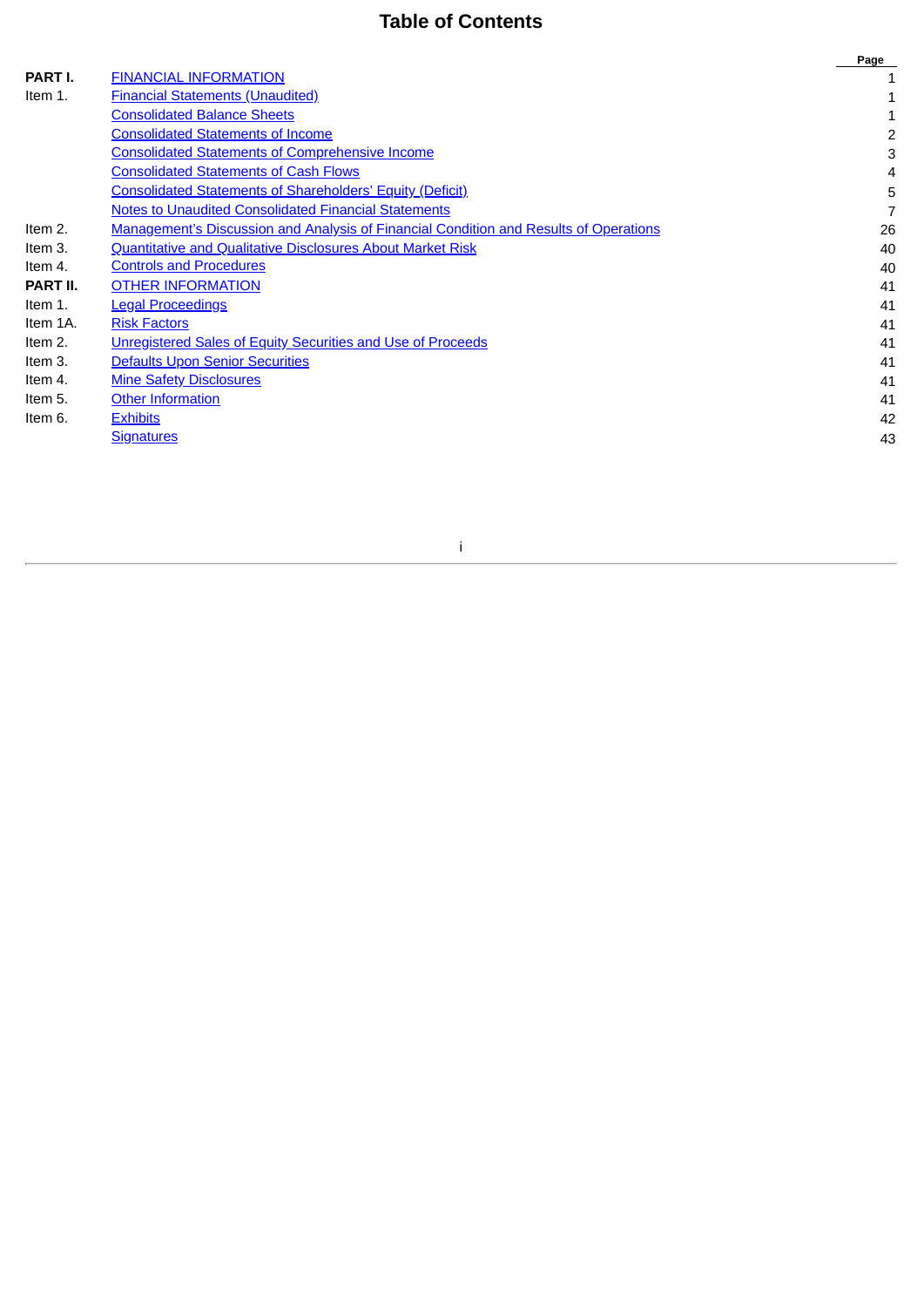# Table of Contents

| | | Page |
|---|---|---|
| **PART I.** | FINANCIAL INFORMATION | 1 |
| Item 1. | Financial Statements (Unaudited) | 1 |
| | Consolidated Balance Sheets | 1 |
| | Consolidated Statements of Income | 2 |
| | Consolidated Statements of Comprehensive Income | 3 |
| | Consolidated Statements of Cash Flows | 4 |
| | Consolidated Statements of Shareholders' Equity (Deficit) | 5 |
| | Notes to Unaudited Consolidated Financial Statements | 7 |
| Item 2. | Management's Discussion and Analysis of Financial Condition and Results of Operations | 26 |
| Item 3. | Quantitative and Qualitative Disclosures About Market Risk | 40 |
| Item 4. | Controls and Procedures | 40 |
| **PART II.** | OTHER INFORMATION | 41 |
| Item 1. | Legal Proceedings | 41 |
| Item 1A. | Risk Factors | 41 |
| Item 2. | Unregistered Sales of Equity Securities and Use of Proceeds | 41 |
| Item 3. | Defaults Upon Senior Securities | 41 |
| Item 4. | Mine Safety Disclosures | 41 |
| Item 5. | Other Information | 41 |
| Item 6. | Exhibits | 42 |
| | Signatures | 43 |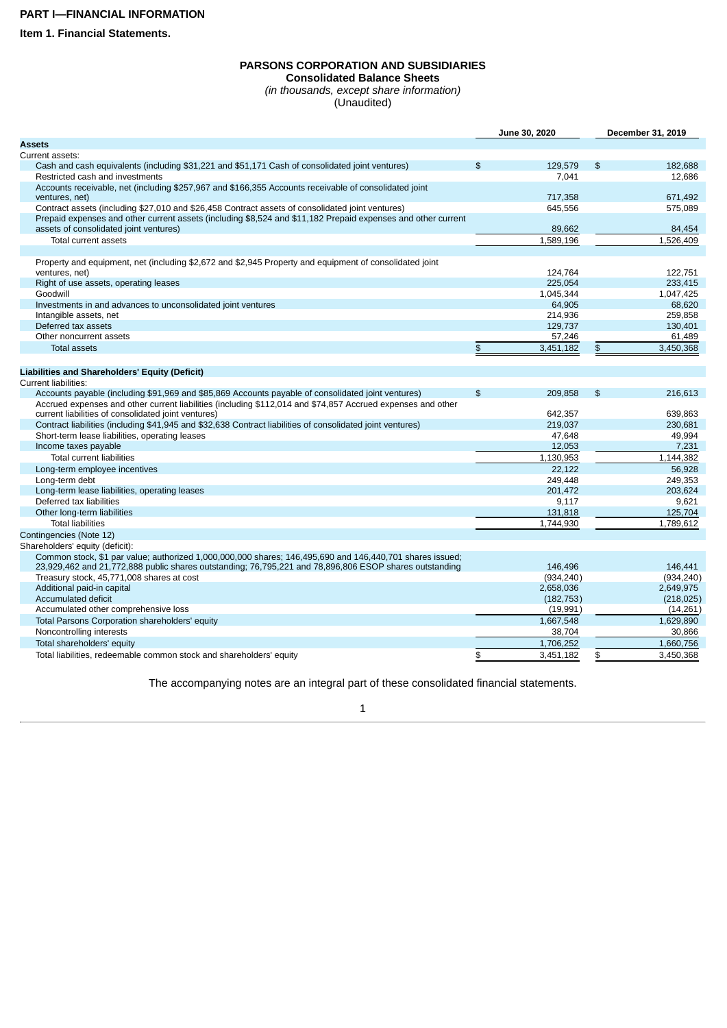# PART I—FINANCIAL INFORMATION

## Item 1. Financial Statements.

**PARSONS CORPORATION AND SUBSIDIARIES**
**Consolidated Balance Sheets**
*(in thousands, except share information)*
(Unaudited)

| | June 30, 2020 | December 31, 2019 |
|---|---|---|
| **Assets** | | |
| Current assets: | | |
| Cash and cash equivalents (including $31,221 and $51,171 Cash of consolidated joint ventures) | $ 129,579 | $ 182,688 |
| Restricted cash and investments | 7,041 | 12,686 |
| Accounts receivable, net (including $257,967 and $166,355 Accounts receivable of consolidated joint ventures, net) | 717,358 | 671,492 |
| Contract assets (including $27,010 and $26,458 Contract assets of consolidated joint ventures) | 645,556 | 575,089 |
| Prepaid expenses and other current assets (including $8,524 and $11,182 Prepaid expenses and other current assets of consolidated joint ventures) | 89,662 | 84,454 |
| Total current assets | 1,589,196 | 1,526,409 |
| | | |
| Property and equipment, net (including $2,672 and $2,945 Property and equipment of consolidated joint ventures, net) | 124,764 | 122,751 |
| Right of use assets, operating leases | 225,054 | 233,415 |
| Goodwill | 1,045,344 | 1,047,425 |
| Investments in and advances to unconsolidated joint ventures | 64,905 | 68,620 |
| Intangible assets, net | 214,936 | 259,858 |
| Deferred tax assets | 129,737 | 130,401 |
| Other noncurrent assets | 57,246 | 61,489 |
| Total assets | $ 3,451,182 | $ 3,450,368 |
| | | |
| **Liabilities and Shareholders' Equity (Deficit)** | | |
| Current liabilities: | | |
| Accounts payable (including $91,969 and $85,869 Accounts payable of consolidated joint ventures) | $ 209,858 | $ 216,613 |
| Accrued expenses and other current liabilities (including $112,014 and $74,857 Accrued expenses and other current liabilities of consolidated joint ventures) | 642,357 | 639,863 |
| Contract liabilities (including $41,945 and $32,638 Contract liabilities of consolidated joint ventures) | 219,037 | 230,681 |
| Short-term lease liabilities, operating leases | 47,648 | 49,994 |
| Income taxes payable | 12,053 | 7,231 |
| Total current liabilities | 1,130,953 | 1,144,382 |
| Long-term employee incentives | 22,122 | 56,928 |
| Long-term debt | 249,448 | 249,353 |
| Long-term lease liabilities, operating leases | 201,472 | 203,624 |
| Deferred tax liabilities | 9,117 | 9,621 |
| Other long-term liabilities | 131,818 | 125,704 |
| Total liabilities | 1,744,930 | 1,789,612 |
| Contingencies (Note 12) | | |
| Shareholders' equity (deficit): | | |
| Common stock, $1 par value; authorized 1,000,000,000 shares; 146,495,690 and 146,440,701 shares issued; 23,929,462 and 21,772,888 public shares outstanding; 76,795,221 and 78,896,806 ESOP shares outstanding | 146,496 | 146,441 |
| Treasury stock, 45,771,008 shares at cost | (934,240) | (934,240) |
| Additional paid-in capital | 2,658,036 | 2,649,975 |
| Accumulated deficit | (182,753) | (218,025) |
| Accumulated other comprehensive loss | (19,991) | (14,261) |
| Total Parsons Corporation shareholders' equity | 1,667,548 | 1,629,890 |
| Noncontrolling interests | 38,704 | 30,866 |
| Total shareholders' equity | 1,706,252 | 1,660,756 |
| Total liabilities, redeemable common stock and shareholders' equity | $ 3,451,182 | $ 3,450,368 |

The accompanying notes are an integral part of these consolidated financial statements.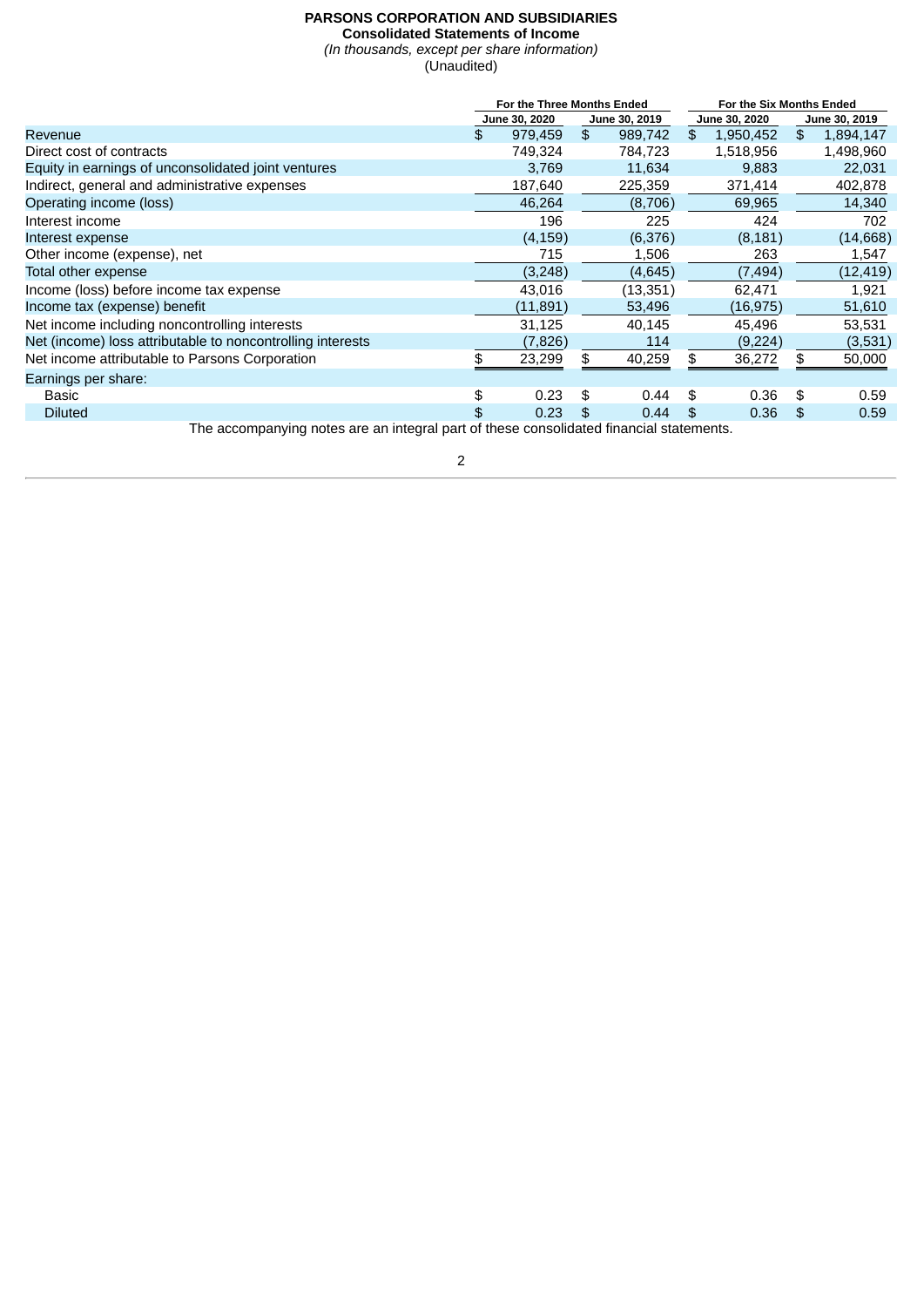**PARSONS CORPORATION AND SUBSIDIARIES**
**Consolidated Statements of Income**
*(In thousands, except per share information)*
(Unaudited)

| | For the Three Months Ended | | For the Six Months Ended | |
|---|---|---|---|---|
| | June 30, 2020 | June 30, 2019 | June 30, 2020 | June 30, 2019 |
| Revenue | $ 979,459 | $ 989,742 | $ 1,950,452 | $ 1,894,147 |
| Direct cost of contracts | 749,324 | 784,723 | 1,518,956 | 1,498,960 |
| Equity in earnings of unconsolidated joint ventures | 3,769 | 11,634 | 9,883 | 22,031 |
| Indirect, general and administrative expenses | 187,640 | 225,359 | 371,414 | 402,878 |
| Operating income (loss) | 46,264 | (8,706) | 69,965 | 14,340 |
| Interest income | 196 | 225 | 424 | 702 |
| Interest expense | (4,159) | (6,376) | (8,181) | (14,668) |
| Other income (expense), net | 715 | 1,506 | 263 | 1,547 |
| Total other expense | (3,248) | (4,645) | (7,494) | (12,419) |
| Income (loss) before income tax expense | 43,016 | (13,351) | 62,471 | 1,921 |
| Income tax (expense) benefit | (11,891) | 53,496 | (16,975) | 51,610 |
| Net income including noncontrolling interests | 31,125 | 40,145 | 45,496 | 53,531 |
| Net (income) loss attributable to noncontrolling interests | (7,826) | 114 | (9,224) | (3,531) |
| Net income attributable to Parsons Corporation | $ 23,299 | $ 40,259 | $ 36,272 | $ 50,000 |
| Earnings per share: | | | | |
| Basic | $ 0.23 | $ 0.44 | $ 0.36 | $ 0.59 |
| Diluted | $ 0.23 | $ 0.44 | $ 0.36 | $ 0.59 |

The accompanying notes are an integral part of these consolidated financial statements.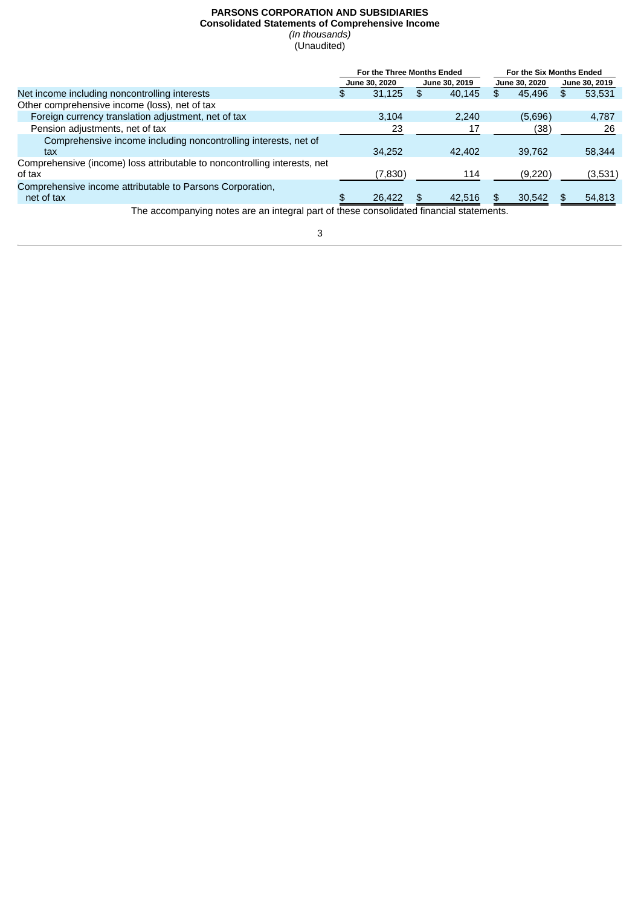**PARSONS CORPORATION AND SUBSIDIARIES**
**Consolidated Statements of Comprehensive Income**
*(In thousands)*
(Unaudited)

| | For the Three Months Ended | | For the Six Months Ended | |
|---|---|---|---|---|
| | June 30, 2020 | June 30, 2019 | June 30, 2020 | June 30, 2019 |
| Net income including noncontrolling interests | $ 31,125 | $ 40,145 | $ 45,496 | $ 53,531 |
| Other comprehensive income (loss), net of tax | | | | |
| Foreign currency translation adjustment, net of tax | 3,104 | 2,240 | (5,696) | 4,787 |
| Pension adjustments, net of tax | 23 | 17 | (38) | 26 |
| Comprehensive income including noncontrolling interests, net of tax | 34,252 | 42,402 | 39,762 | 58,344 |
| Comprehensive (income) loss attributable to noncontrolling interests, net of tax | (7,830) | 114 | (9,220) | (3,531) |
| Comprehensive income attributable to Parsons Corporation, net of tax | $ 26,422 | $ 42,516 | $ 30,542 | $ 54,813 |

The accompanying notes are an integral part of these consolidated financial statements.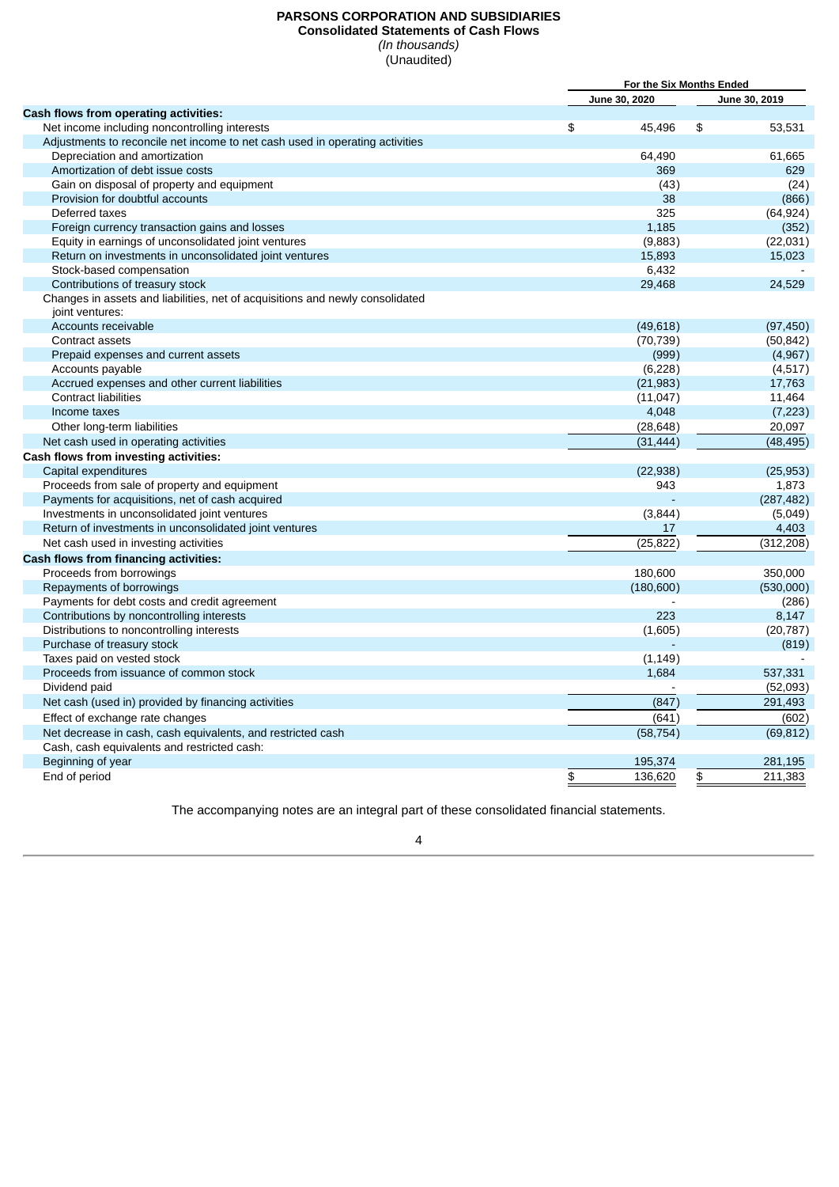**PARSONS CORPORATION AND SUBSIDIARIES**
**Consolidated Statements of Cash Flows**
*(In thousands)*
(Unaudited)

| | For the Six Months Ended | |
|---|---|---|
| | June 30, 2020 | June 30, 2019 |
| **Cash flows from operating activities:** | | |
| Net income including noncontrolling interests | $ 45,496 | $ 53,531 |
| Adjustments to reconcile net income to net cash used in operating activities | | |
| Depreciation and amortization | 64,490 | 61,665 |
| Amortization of debt issue costs | 369 | 629 |
| Gain on disposal of property and equipment | (43) | (24) |
| Provision for doubtful accounts | 38 | (866) |
| Deferred taxes | 325 | (64,924) |
| Foreign currency transaction gains and losses | 1,185 | (352) |
| Equity in earnings of unconsolidated joint ventures | (9,883) | (22,031) |
| Return on investments in unconsolidated joint ventures | 15,893 | 15,023 |
| Stock-based compensation | 6,432 | - |
| Contributions of treasury stock | 29,468 | 24,529 |
| Changes in assets and liabilities, net of acquisitions and newly consolidated joint ventures: | | |
| Accounts receivable | (49,618) | (97,450) |
| Contract assets | (70,739) | (50,842) |
| Prepaid expenses and current assets | (999) | (4,967) |
| Accounts payable | (6,228) | (4,517) |
| Accrued expenses and other current liabilities | (21,983) | 17,763 |
| Contract liabilities | (11,047) | 11,464 |
| Income taxes | 4,048 | (7,223) |
| Other long-term liabilities | (28,648) | 20,097 |
| Net cash used in operating activities | (31,444) | (48,495) |
| **Cash flows from investing activities:** | | |
| Capital expenditures | (22,938) | (25,953) |
| Proceeds from sale of property and equipment | 943 | 1,873 |
| Payments for acquisitions, net of cash acquired | - | (287,482) |
| Investments in unconsolidated joint ventures | (3,844) | (5,049) |
| Return of investments in unconsolidated joint ventures | 17 | 4,403 |
| Net cash used in investing activities | (25,822) | (312,208) |
| **Cash flows from financing activities:** | | |
| Proceeds from borrowings | 180,600 | 350,000 |
| Repayments of borrowings | (180,600) | (530,000) |
| Payments for debt costs and credit agreement | - | (286) |
| Contributions by noncontrolling interests | 223 | 8,147 |
| Distributions to noncontrolling interests | (1,605) | (20,787) |
| Purchase of treasury stock | - | (819) |
| Taxes paid on vested stock | (1,149) | - |
| Proceeds from issuance of common stock | 1,684 | 537,331 |
| Dividend paid | - | (52,093) |
| Net cash (used in) provided by financing activities | (847) | 291,493 |
| Effect of exchange rate changes | (641) | (602) |
| Net decrease in cash, cash equivalents, and restricted cash | (58,754) | (69,812) |
| Cash, cash equivalents and restricted cash: | | |
| Beginning of year | 195,374 | 281,195 |
| End of period | $ 136,620 | $ 211,383 |

The accompanying notes are an integral part of these consolidated financial statements.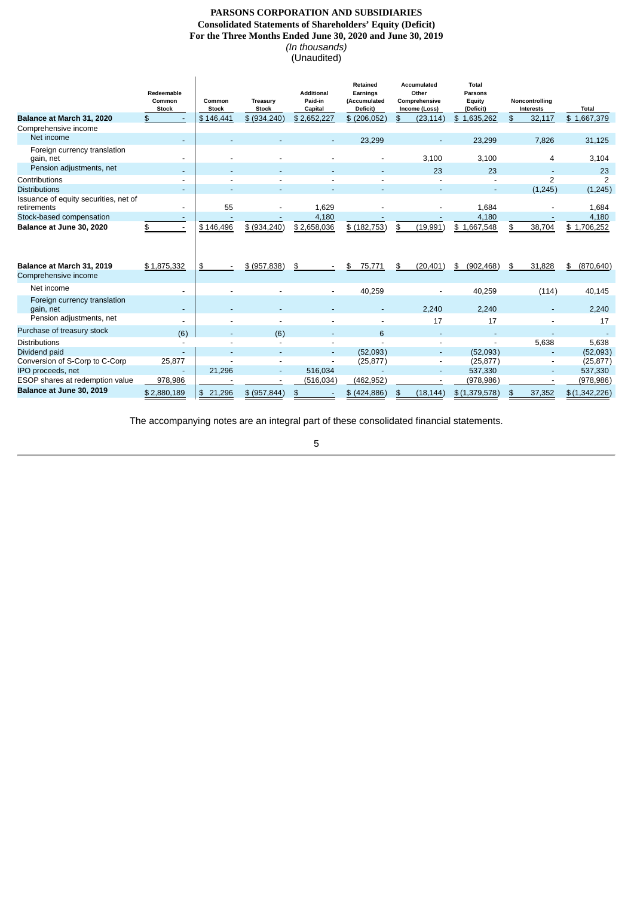**PARSONS CORPORATION AND SUBSIDIARIES**
**Consolidated Statements of Shareholders' Equity (Deficit)**
**For the Three Months Ended June 30, 2020 and June 30, 2019**
*(In thousands)*
(Unaudited)

| | Redeemable Common Stock | Common Stock | Treasury Stock | Additional Paid-in Capital | Retained Earnings (Accumulated Deficit) | Accumulated Other Comprehensive Income (Loss) | Total Parsons Equity (Deficit) | Noncontrolling Interests | Total |
|---|---|---|---|---|---|---|---|---|---|
| **Balance at March 31, 2020** | $ - | $ 146,441 | $ (934,240) | $ 2,652,227 | $ (206,052) | $ (23,114) | $ 1,635,262 | $ 32,117 | $ 1,667,379 |
| Comprehensive income | | | | | | | | | |
| Net income | - | - | - | - | 23,299 | - | 23,299 | 7,826 | 31,125 |
| Foreign currency translation gain, net | - | - | - | - | - | 3,100 | 3,100 | 4 | 3,104 |
| Pension adjustments, net | - | - | - | - | - | 23 | 23 | - | 23 |
| Contributions | - | - | - | - | - | - | - | 2 | 2 |
| Distributions | - | - | - | - | - | - | - | (1,245) | (1,245) |
| Issuance of equity securities, net of retirements | - | 55 | - | 1,629 | - | - | 1,684 | - | 1,684 |
| Stock-based compensation | - | - | - | 4,180 | - | - | 4,180 | - | 4,180 |
| **Balance at June 30, 2020** | $ - | $ 146,496 | $ (934,240) | $ 2,658,036 | $ (182,753) | $ (19,991) | $ 1,667,548 | $ 38,704 | $ 1,706,252 |
| | | | | | | | | | |
| **Balance at March 31, 2019** | $ 1,875,332 | $ - | $ (957,838) | $ - | $ 75,771 | $ (20,401) | $ (902,468) | $ 31,828 | $ (870,640) |
| Comprehensive income | | | | | | | | | |
| Net income | - | - | - | - | 40,259 | - | 40,259 | (114) | 40,145 |
| Foreign currency translation gain, net | - | - | - | - | - | 2,240 | 2,240 | - | 2,240 |
| Pension adjustments, net | - | - | - | - | - | 17 | 17 | - | 17 |
| Purchase of treasury stock | (6) | - | (6) | - | 6 | - | - | - | - |
| Distributions | - | - | - | - | - | - | - | 5,638 | 5,638 |
| Dividend paid | - | - | - | - | (52,093) | - | (52,093) | - | (52,093) |
| Conversion of S-Corp to C-Corp | 25,877 | - | - | - | (25,877) | - | (25,877) | - | (25,877) |
| IPO proceeds, net | - | 21,296 | - | 516,034 | - | - | 537,330 | - | 537,330 |
| ESOP shares at redemption value | 978,986 | - | - | (516,034) | (462,952) | - | (978,986) | - | (978,986) |
| **Balance at June 30, 2019** | $ 2,880,189 | $ 21,296 | $ (957,844) | $ - | $ (424,886) | $ (18,144) | $ (1,379,578) | $ 37,352 | $ (1,342,226) |

The accompanying notes are an integral part of these consolidated financial statements.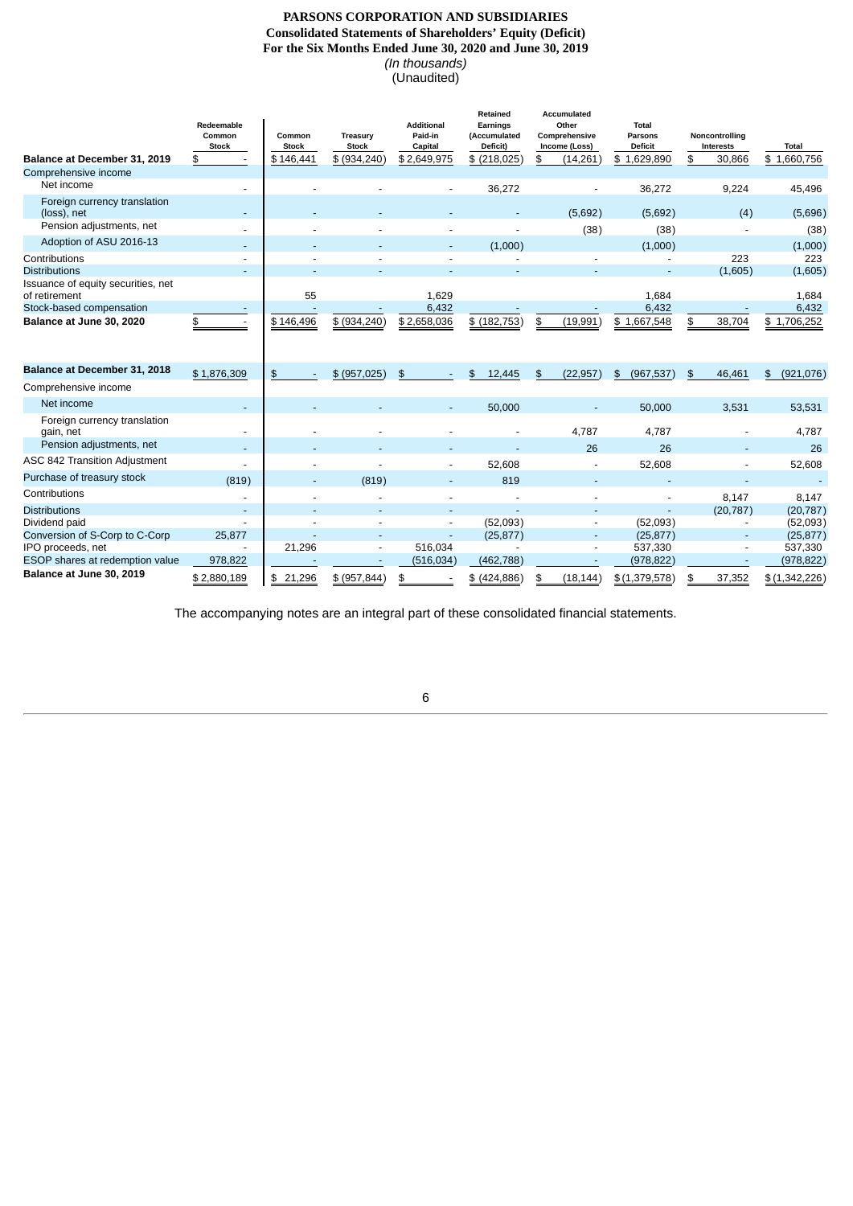**PARSONS CORPORATION AND SUBSIDIARIES**
**Consolidated Statements of Shareholders' Equity (Deficit)**
**For the Six Months Ended June 30, 2020 and June 30, 2019**
*(In thousands)*
(Unaudited)

| | Redeemable Common Stock | Common Stock | Treasury Stock | Additional Paid-in Capital | Retained Earnings (Accumulated Deficit) | Accumulated Other Comprehensive Income (Loss) | Total Parsons Deficit | Noncontrolling Interests | Total |
|---|---|---|---|---|---|---|---|---|---|
| **Balance at December 31, 2019** | $ - | $ 146,441 | $ (934,240) | $ 2,649,975 | $ (218,025) | $ (14,261) | $ 1,629,890 | $ 30,866 | $ 1,660,756 |
| Comprehensive income | | | | | | | | | |
| Net income | - | - | - | - | 36,272 | - | 36,272 | 9,224 | 45,496 |
| Foreign currency translation (loss), net | - | - | - | - | - | (5,692) | (5,692) | (4) | (5,696) |
| Pension adjustments, net | - | - | - | - | - | (38) | (38) | - | (38) |
| Adoption of ASU 2016-13 | - | - | - | - | (1,000) | | (1,000) | | (1,000) |
| Contributions | - | - | - | - | - | - | - | 223 | 223 |
| Distributions | - | - | - | - | - | - | - | (1,605) | (1,605) |
| Issuance of equity securities, net of retirement | | 55 | | 1,629 | | | 1,684 | | 1,684 |
| Stock-based compensation | - | - | - | 6,432 | - | - | 6,432 | - | 6,432 |
| **Balance at June 30, 2020** | $ - | $ 146,496 | $ (934,240) | $ 2,658,036 | $ (182,753) | $ (19,991) | $ 1,667,548 | $ 38,704 | $ 1,706,252 |
| | | | | | | | | | |
| **Balance at December 31, 2018** | $ 1,876,309 | $ - | $ (957,025) | $ - | $ 12,445 | $ (22,957) | $ (967,537) | $ 46,461 | $ (921,076) |
| Comprehensive income | | | | | | | | | |
| Net income | - | - | - | - | 50,000 | - | 50,000 | 3,531 | 53,531 |
| Foreign currency translation gain, net | - | - | - | - | - | 4,787 | 4,787 | - | 4,787 |
| Pension adjustments, net | - | - | - | - | - | 26 | 26 | - | 26 |
| ASC 842 Transition Adjustment | - | - | - | - | 52,608 | - | 52,608 | - | 52,608 |
| Purchase of treasury stock | (819) | - | (819) | - | 819 | - | - | - | - |
| Contributions | - | - | - | - | - | - | - | 8,147 | 8,147 |
| Distributions | - | - | - | - | - | - | - | (20,787) | (20,787) |
| Dividend paid | - | - | - | - | (52,093) | - | (52,093) | - | (52,093) |
| Conversion of S-Corp to C-Corp | 25,877 | - | - | - | (25,877) | - | (25,877) | - | (25,877) |
| IPO proceeds, net | - | 21,296 | - | 516,034 | - | - | 537,330 | - | 537,330 |
| ESOP shares at redemption value | 978,822 | - | - | (516,034) | (462,788) | - | (978,822) | - | (978,822) |
| **Balance at June 30, 2019** | $ 2,880,189 | $ 21,296 | $ (957,844) | $ - | $ (424,886) | $ (18,144) | $ (1,379,578) | $ 37,352 | $ (1,342,226) |

The accompanying notes are an integral part of these consolidated financial statements.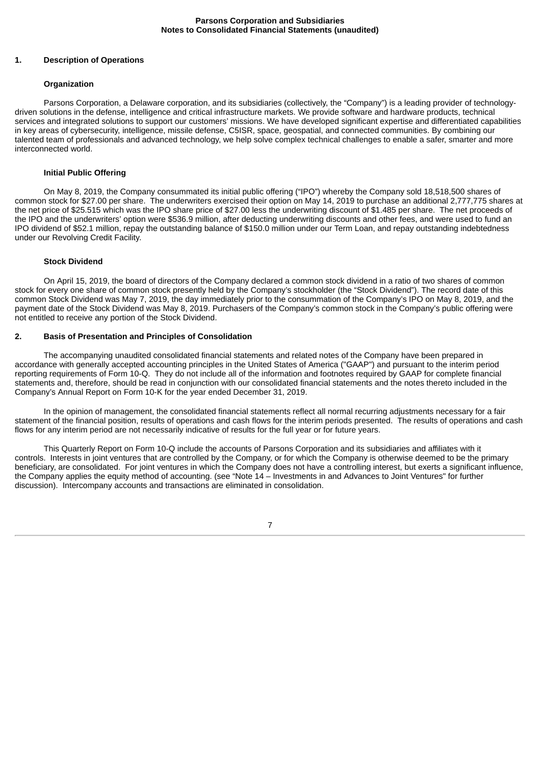## 1. Description of Operations

### Organization

Parsons Corporation, a Delaware corporation, and its subsidiaries (collectively, the “Company”) is a leading provider of technology-driven solutions in the defense, intelligence and critical infrastructure markets. We provide software and hardware products, technical services and integrated solutions to support our customers’ missions. We have developed significant expertise and differentiated capabilities in key areas of cybersecurity, intelligence, missile defense, C5ISR, space, geospatial, and connected communities. By combining our talented team of professionals and advanced technology, we help solve complex technical challenges to enable a safer, smarter and more interconnected world.

### Initial Public Offering

On May 8, 2019, the Company consummated its initial public offering (“IPO”) whereby the Company sold 18,518,500 shares of common stock for $27.00 per share. The underwriters exercised their option on May 14, 2019 to purchase an additional 2,777,775 shares at the net price of $25.515 which was the IPO share price of $27.00 less the underwriting discount of $1.485 per share. The net proceeds of the IPO and the underwriters’ option were $536.9 million, after deducting underwriting discounts and other fees, and were used to fund an IPO dividend of $52.1 million, repay the outstanding balance of $150.0 million under our Term Loan, and repay outstanding indebtedness under our Revolving Credit Facility.

### Stock Dividend

On April 15, 2019, the board of directors of the Company declared a common stock dividend in a ratio of two shares of common stock for every one share of common stock presently held by the Company’s stockholder (the “Stock Dividend”). The record date of this common Stock Dividend was May 7, 2019, the day immediately prior to the consummation of the Company’s IPO on May 8, 2019, and the payment date of the Stock Dividend was May 8, 2019. Purchasers of the Company’s common stock in the Company’s public offering were not entitled to receive any portion of the Stock Dividend.

## 2. Basis of Presentation and Principles of Consolidation

The accompanying unaudited consolidated financial statements and related notes of the Company have been prepared in accordance with generally accepted accounting principles in the United States of America ("GAAP") and pursuant to the interim period reporting requirements of Form 10-Q. They do not include all of the information and footnotes required by GAAP for complete financial statements and, therefore, should be read in conjunction with our consolidated financial statements and the notes thereto included in the Company’s Annual Report on Form 10-K for the year ended December 31, 2019.

In the opinion of management, the consolidated financial statements reflect all normal recurring adjustments necessary for a fair statement of the financial position, results of operations and cash flows for the interim periods presented. The results of operations and cash flows for any interim period are not necessarily indicative of results for the full year or for future years.

This Quarterly Report on Form 10-Q include the accounts of Parsons Corporation and its subsidiaries and affiliates with it controls. Interests in joint ventures that are controlled by the Company, or for which the Company is otherwise deemed to be the primary beneficiary, are consolidated. For joint ventures in which the Company does not have a controlling interest, but exerts a significant influence, the Company applies the equity method of accounting. (see “Note 14 – Investments in and Advances to Joint Ventures" for further discussion). Intercompany accounts and transactions are eliminated in consolidation.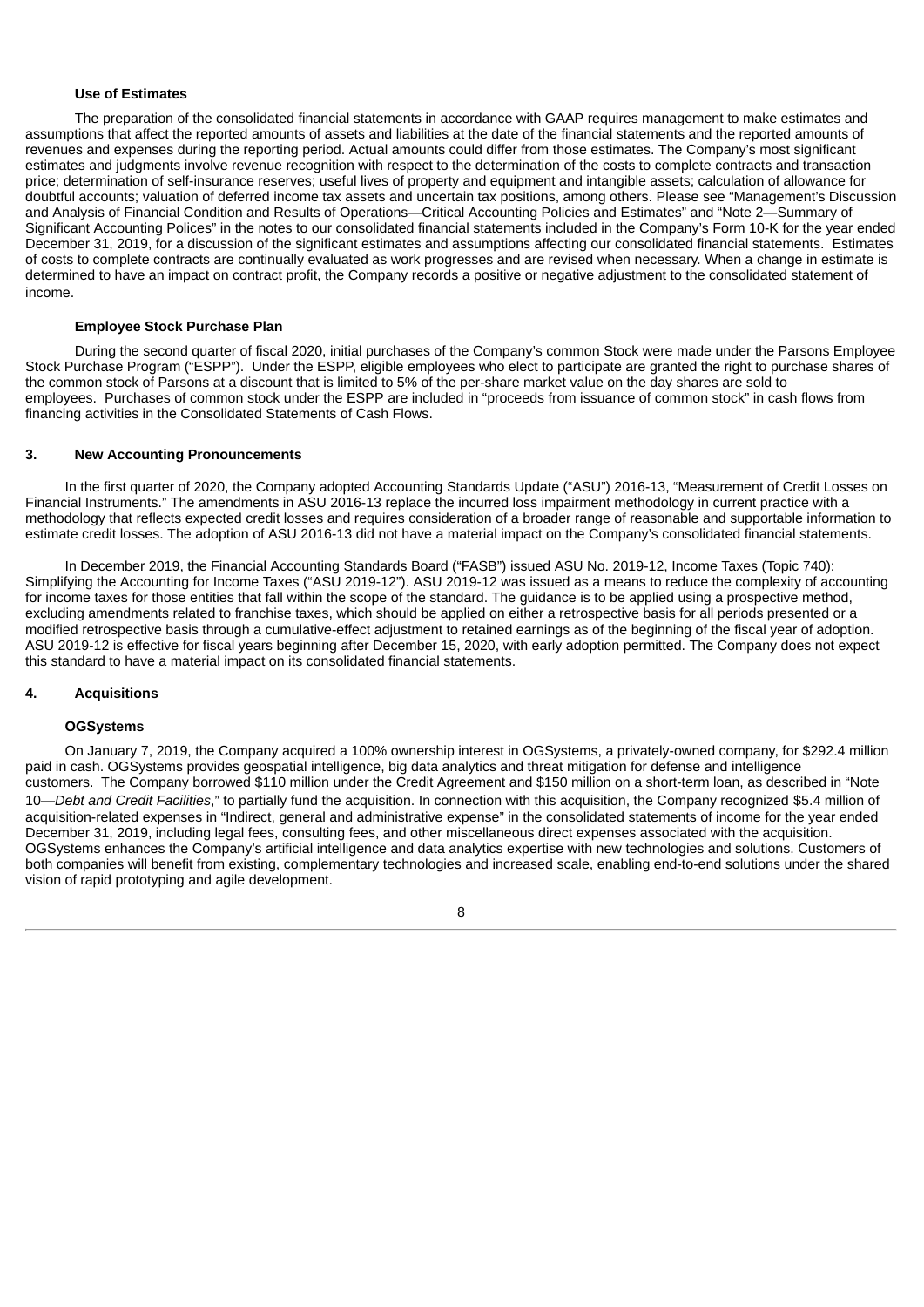#### Use of Estimates

The preparation of the consolidated financial statements in accordance with GAAP requires management to make estimates and assumptions that affect the reported amounts of assets and liabilities at the date of the financial statements and the reported amounts of revenues and expenses during the reporting period. Actual amounts could differ from those estimates. The Company's most significant estimates and judgments involve revenue recognition with respect to the determination of the costs to complete contracts and transaction price; determination of self-insurance reserves; useful lives of property and equipment and intangible assets; calculation of allowance for doubtful accounts; valuation of deferred income tax assets and uncertain tax positions, among others. Please see "Management's Discussion and Analysis of Financial Condition and Results of Operations—Critical Accounting Policies and Estimates" and "Note 2—Summary of Significant Accounting Polices" in the notes to our consolidated financial statements included in the Company's Form 10-K for the year ended December 31, 2019, for a discussion of the significant estimates and assumptions affecting our consolidated financial statements. Estimates of costs to complete contracts are continually evaluated as work progresses and are revised when necessary. When a change in estimate is determined to have an impact on contract profit, the Company records a positive or negative adjustment to the consolidated statement of income.

#### Employee Stock Purchase Plan

During the second quarter of fiscal 2020, initial purchases of the Company's common Stock were made under the Parsons Employee Stock Purchase Program ("ESPP"). Under the ESPP, eligible employees who elect to participate are granted the right to purchase shares of the common stock of Parsons at a discount that is limited to 5% of the per-share market value on the day shares are sold to employees. Purchases of common stock under the ESPP are included in "proceeds from issuance of common stock" in cash flows from financing activities in the Consolidated Statements of Cash Flows.

### 3. New Accounting Pronouncements

In the first quarter of 2020, the Company adopted Accounting Standards Update ("ASU") 2016-13, "Measurement of Credit Losses on Financial Instruments." The amendments in ASU 2016-13 replace the incurred loss impairment methodology in current practice with a methodology that reflects expected credit losses and requires consideration of a broader range of reasonable and supportable information to estimate credit losses. The adoption of ASU 2016-13 did not have a material impact on the Company's consolidated financial statements.

In December 2019, the Financial Accounting Standards Board ("FASB") issued ASU No. 2019-12, Income Taxes (Topic 740): Simplifying the Accounting for Income Taxes ("ASU 2019-12"). ASU 2019-12 was issued as a means to reduce the complexity of accounting for income taxes for those entities that fall within the scope of the standard. The guidance is to be applied using a prospective method, excluding amendments related to franchise taxes, which should be applied on either a retrospective basis for all periods presented or a modified retrospective basis through a cumulative-effect adjustment to retained earnings as of the beginning of the fiscal year of adoption. ASU 2019-12 is effective for fiscal years beginning after December 15, 2020, with early adoption permitted. The Company does not expect this standard to have a material impact on its consolidated financial statements.

### 4. Acquisitions

#### OGSystems

On January 7, 2019, the Company acquired a 100% ownership interest in OGSystems, a privately-owned company, for $292.4 million paid in cash. OGSystems provides geospatial intelligence, big data analytics and threat mitigation for defense and intelligence customers. The Company borrowed $110 million under the Credit Agreement and $150 million on a short-term loan, as described in "Note 10—*Debt and Credit Facilities*," to partially fund the acquisition. In connection with this acquisition, the Company recognized $5.4 million of acquisition-related expenses in "Indirect, general and administrative expense" in the consolidated statements of income for the year ended December 31, 2019, including legal fees, consulting fees, and other miscellaneous direct expenses associated with the acquisition. OGSystems enhances the Company's artificial intelligence and data analytics expertise with new technologies and solutions. Customers of both companies will benefit from existing, complementary technologies and increased scale, enabling end-to-end solutions under the shared vision of rapid prototyping and agile development.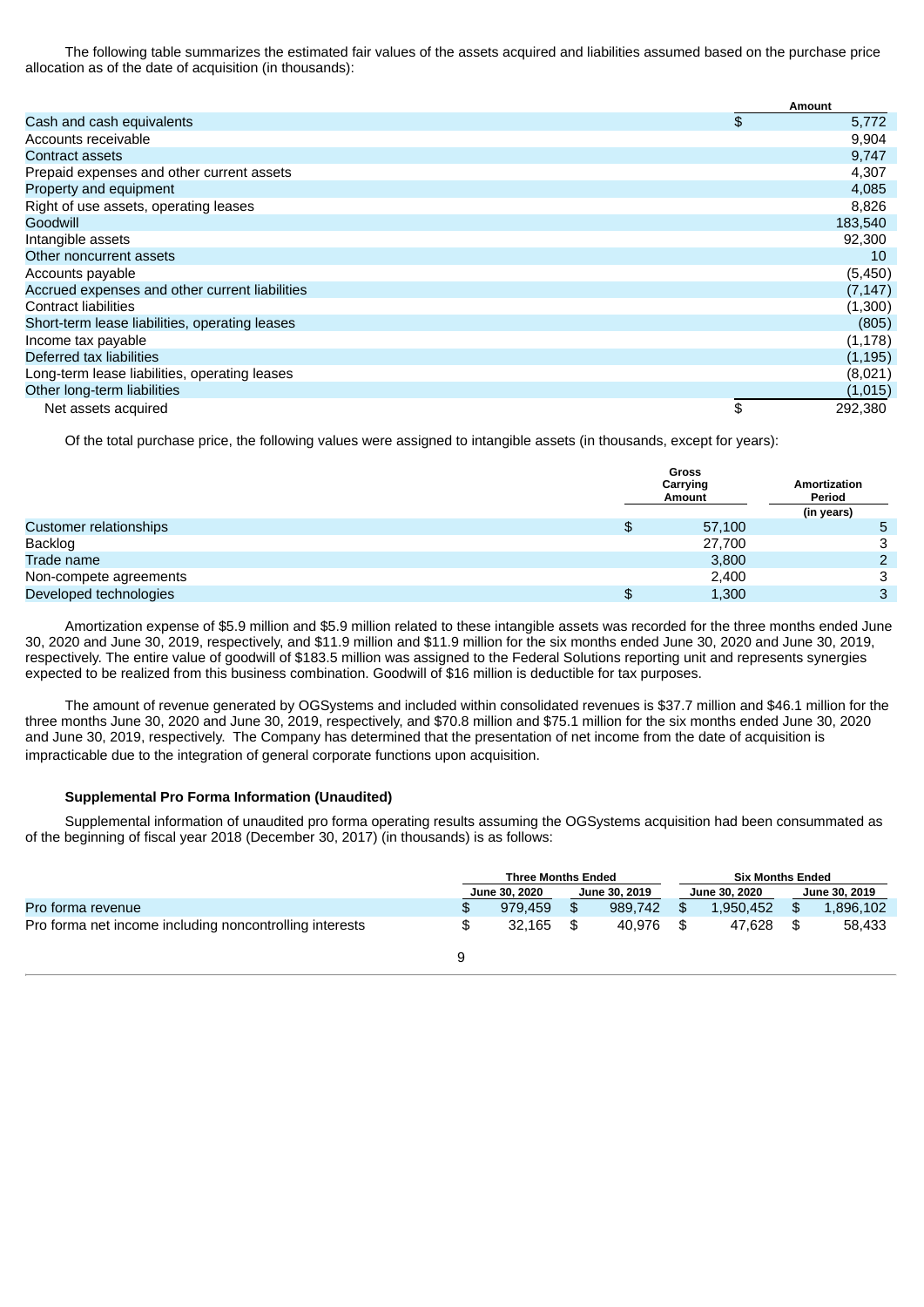The following table summarizes the estimated fair values of the assets acquired and liabilities assumed based on the purchase price allocation as of the date of acquisition (in thousands):

| | Amount |
|---|---|
| Cash and cash equivalents | $ 5,772 |
| Accounts receivable | 9,904 |
| Contract assets | 9,747 |
| Prepaid expenses and other current assets | 4,307 |
| Property and equipment | 4,085 |
| Right of use assets, operating leases | 8,826 |
| Goodwill | 183,540 |
| Intangible assets | 92,300 |
| Other noncurrent assets | 10 |
| Accounts payable | (5,450) |
| Accrued expenses and other current liabilities | (7,147) |
| Contract liabilities | (1,300) |
| Short-term lease liabilities, operating leases | (805) |
| Income tax payable | (1,178) |
| Deferred tax liabilities | (1,195) |
| Long-term lease liabilities, operating leases | (8,021) |
| Other long-term liabilities | (1,015) |
| Net assets acquired | $ 292,380 |

Of the total purchase price, the following values were assigned to intangible assets (in thousands, except for years):

| | Gross Carrying Amount | Amortization Period (in years) |
|---|---|---|
| Customer relationships | $ 57,100 | 5 |
| Backlog | 27,700 | 3 |
| Trade name | 3,800 | 2 |
| Non-compete agreements | 2,400 | 3 |
| Developed technologies | $ 1,300 | 3 |

Amortization expense of $5.9 million and $5.9 million related to these intangible assets was recorded for the three months ended June 30, 2020 and June 30, 2019, respectively, and $11.9 million and $11.9 million for the six months ended June 30, 2020 and June 30, 2019, respectively. The entire value of goodwill of $183.5 million was assigned to the Federal Solutions reporting unit and represents synergies expected to be realized from this business combination. Goodwill of $16 million is deductible for tax purposes.

The amount of revenue generated by OGSystems and included within consolidated revenues is $37.7 million and $46.1 million for the three months June 30, 2020 and June 30, 2019, respectively, and $70.8 million and $75.1 million for the six months ended June 30, 2020 and June 30, 2019, respectively. The Company has determined that the presentation of net income from the date of acquisition is impracticable due to the integration of general corporate functions upon acquisition.

**Supplemental Pro Forma Information (Unaudited)**

Supplemental information of unaudited pro forma operating results assuming the OGSystems acquisition had been consummated as of the beginning of fiscal year 2018 (December 30, 2017) (in thousands) is as follows:

| | Three Months Ended | | Six Months Ended | |
|---|---|---|---|---|
| | June 30, 2020 | June 30, 2019 | June 30, 2020 | June 30, 2019 |
| Pro forma revenue | $ 979,459 | $ 989,742 | $ 1,950,452 | $ 1,896,102 |
| Pro forma net income including noncontrolling interests | $ 32,165 | $ 40,976 | $ 47,628 | $ 58,433 |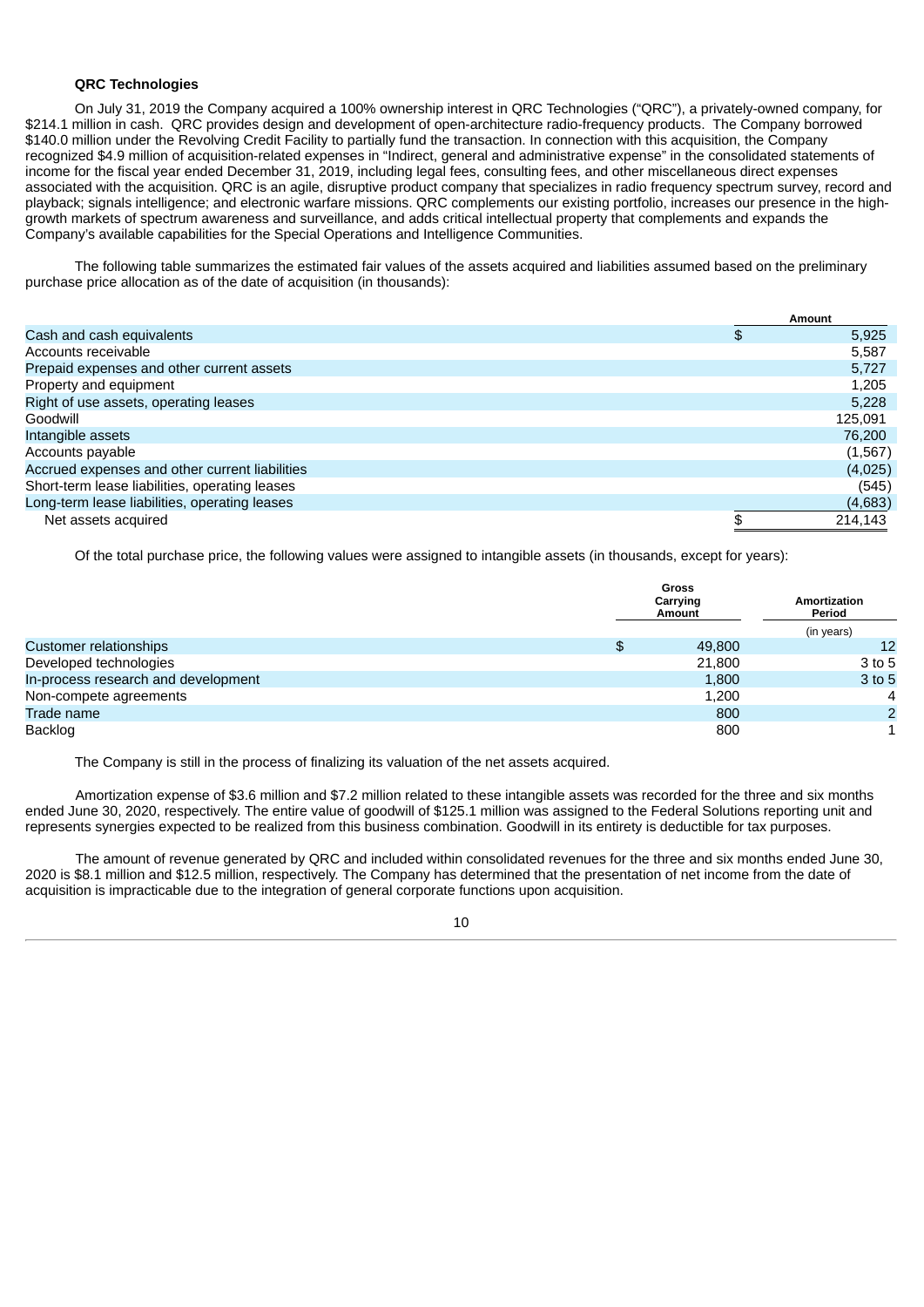**QRC Technologies**

On July 31, 2019 the Company acquired a 100% ownership interest in QRC Technologies ("QRC"), a privately-owned company, for $214.1 million in cash. QRC provides design and development of open-architecture radio-frequency products. The Company borrowed $140.0 million under the Revolving Credit Facility to partially fund the transaction. In connection with this acquisition, the Company recognized $4.9 million of acquisition-related expenses in "Indirect, general and administrative expense" in the consolidated statements of income for the fiscal year ended December 31, 2019, including legal fees, consulting fees, and other miscellaneous direct expenses associated with the acquisition. QRC is an agile, disruptive product company that specializes in radio frequency spectrum survey, record and playback; signals intelligence; and electronic warfare missions. QRC complements our existing portfolio, increases our presence in the high-growth markets of spectrum awareness and surveillance, and adds critical intellectual property that complements and expands the Company's available capabilities for the Special Operations and Intelligence Communities.

The following table summarizes the estimated fair values of the assets acquired and liabilities assumed based on the preliminary purchase price allocation as of the date of acquisition (in thousands):

| | Amount |
|---|---|
| Cash and cash equivalents | $ 5,925 |
| Accounts receivable | 5,587 |
| Prepaid expenses and other current assets | 5,727 |
| Property and equipment | 1,205 |
| Right of use assets, operating leases | 5,228 |
| Goodwill | 125,091 |
| Intangible assets | 76,200 |
| Accounts payable | (1,567) |
| Accrued expenses and other current liabilities | (4,025) |
| Short-term lease liabilities, operating leases | (545) |
| Long-term lease liabilities, operating leases | (4,683) |
| Net assets acquired | $ 214,143 |

Of the total purchase price, the following values were assigned to intangible assets (in thousands, except for years):

| | Gross Carrying Amount | Amortization Period |
|---|---|---|
| | | (in years) |
| Customer relationships | $ 49,800 | 12 |
| Developed technologies | 21,800 | 3 to 5 |
| In-process research and development | 1,800 | 3 to 5 |
| Non-compete agreements | 1,200 | 4 |
| Trade name | 800 | 2 |
| Backlog | 800 | 1 |

The Company is still in the process of finalizing its valuation of the net assets acquired.

Amortization expense of $3.6 million and $7.2 million related to these intangible assets was recorded for the three and six months ended June 30, 2020, respectively. The entire value of goodwill of $125.1 million was assigned to the Federal Solutions reporting unit and represents synergies expected to be realized from this business combination. Goodwill in its entirety is deductible for tax purposes.

The amount of revenue generated by QRC and included within consolidated revenues for the three and six months ended June 30, 2020 is $8.1 million and $12.5 million, respectively. The Company has determined that the presentation of net income from the date of acquisition is impracticable due to the integration of general corporate functions upon acquisition.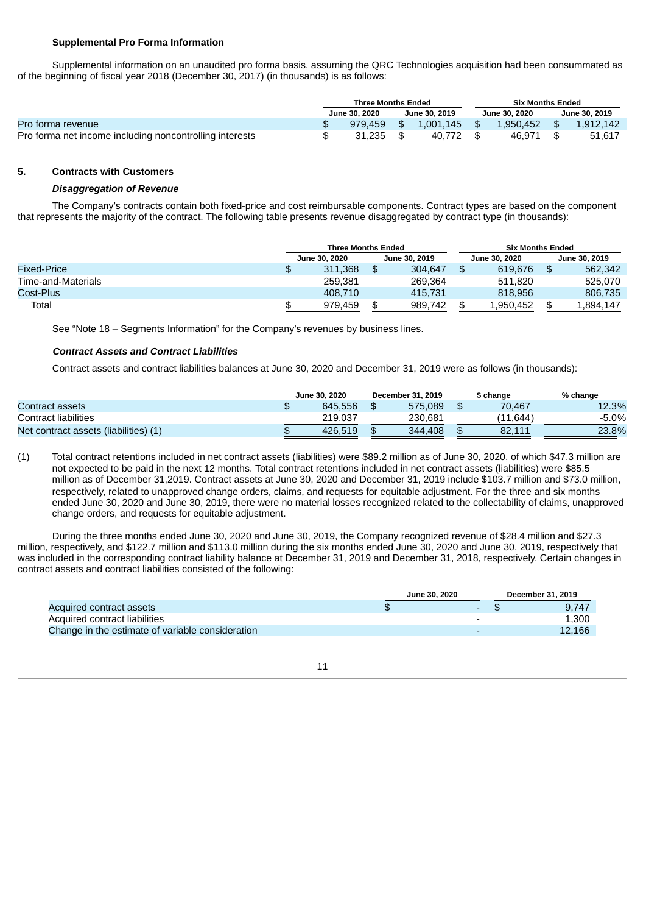**Supplemental Pro Forma Information**

Supplemental information on an unaudited pro forma basis, assuming the QRC Technologies acquisition had been consummated as of the beginning of fiscal year 2018 (December 30, 2017) (in thousands) is as follows:

| | Three Months Ended | | Six Months Ended | |
|---|---|---|---|---|
| | June 30, 2020 | June 30, 2019 | June 30, 2020 | June 30, 2019 |
| Pro forma revenue | $ 979,459 | $ 1,001,145 | $ 1,950,452 | $ 1,912,142 |
| Pro forma net income including noncontrolling interests | $ 31,235 | $ 40,772 | $ 46,971 | $ 51,617 |

## 5. Contracts with Customers

***Disaggregation of Revenue***

The Company's contracts contain both fixed-price and cost reimbursable components. Contract types are based on the component that represents the majority of the contract. The following table presents revenue disaggregated by contract type (in thousands):

| | Three Months Ended | | Six Months Ended | |
|---|---|---|---|---|
| | June 30, 2020 | June 30, 2019 | June 30, 2020 | June 30, 2019 |
| Fixed-Price | $ 311,368 | $ 304,647 | $ 619,676 | $ 562,342 |
| Time-and-Materials | 259,381 | 269,364 | 511,820 | 525,070 |
| Cost-Plus | 408,710 | 415,731 | 818,956 | 806,735 |
| Total | $ 979,459 | $ 989,742 | $ 1,950,452 | $ 1,894,147 |

See "Note 18 – Segments Information" for the Company's revenues by business lines.

***Contract Assets and Contract Liabilities***

Contract assets and contract liabilities balances at June 30, 2020 and December 31, 2019 were as follows (in thousands):

| | June 30, 2020 | December 31, 2019 | $ change | % change |
|---|---|---|---|---|
| Contract assets | $ 645,556 | $ 575,089 | $ 70,467 | 12.3% |
| Contract liabilities | 219,037 | 230,681 | (11,644) | -5.0% |
| Net contract assets (liabilities) (1) | $ 426,519 | $ 344,408 | $ 82,111 | 23.8% |

(1) Total contract retentions included in net contract assets (liabilities) were $89.2 million as of June 30, 2020, of which $47.3 million are not expected to be paid in the next 12 months. Total contract retentions included in net contract assets (liabilities) were $85.5 million as of December 31,2019. Contract assets at June 30, 2020 and December 31, 2019 include $103.7 million and $73.0 million, respectively, related to unapproved change orders, claims, and requests for equitable adjustment. For the three and six months ended June 30, 2020 and June 30, 2019, there were no material losses recognized related to the collectability of claims, unapproved change orders, and requests for equitable adjustment.

During the three months ended June 30, 2020 and June 30, 2019, the Company recognized revenue of $28.4 million and $27.3 million, respectively, and $122.7 million and $113.0 million during the six months ended June 30, 2020 and June 30, 2019, respectively that was included in the corresponding contract liability balance at December 31, 2019 and December 31, 2018, respectively. Certain changes in contract assets and contract liabilities consisted of the following:

| | June 30, 2020 | December 31, 2019 |
|---|---|---|
| Acquired contract assets | $ - | $ 9,747 |
| Acquired contract liabilities | - | 1,300 |
| Change in the estimate of variable consideration | - | 12,166 |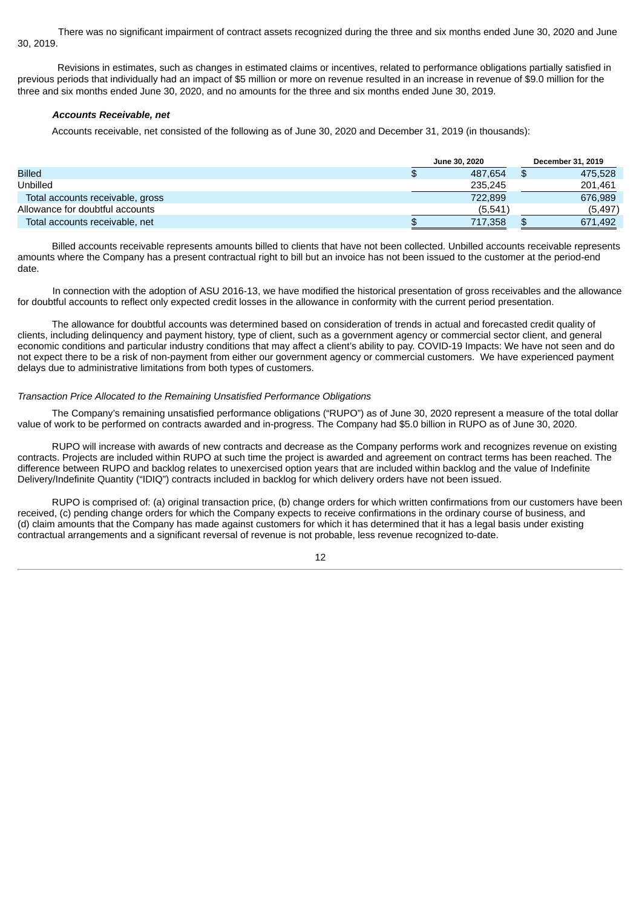There was no significant impairment of contract assets recognized during the three and six months ended June 30, 2020 and June 30, 2019.

Revisions in estimates, such as changes in estimated claims or incentives, related to performance obligations partially satisfied in previous periods that individually had an impact of $5 million or more on revenue resulted in an increase in revenue of $9.0 million for the three and six months ended June 30, 2020, and no amounts for the three and six months ended June 30, 2019.

***Accounts Receivable, net***

Accounts receivable, net consisted of the following as of June 30, 2020 and December 31, 2019 (in thousands):

| | June 30, 2020 | December 31, 2019 |
|---|---|---|
| Billed | $ 487,654 | $ 475,528 |
| Unbilled | 235,245 | 201,461 |
| Total accounts receivable, gross | 722,899 | 676,989 |
| Allowance for doubtful accounts | (5,541) | (5,497) |
| Total accounts receivable, net | $ 717,358 | $ 671,492 |

Billed accounts receivable represents amounts billed to clients that have not been collected. Unbilled accounts receivable represents amounts where the Company has a present contractual right to bill but an invoice has not been issued to the customer at the period-end date.

In connection with the adoption of ASU 2016-13, we have modified the historical presentation of gross receivables and the allowance for doubtful accounts to reflect only expected credit losses in the allowance in conformity with the current period presentation.

The allowance for doubtful accounts was determined based on consideration of trends in actual and forecasted credit quality of clients, including delinquency and payment history, type of client, such as a government agency or commercial sector client, and general economic conditions and particular industry conditions that may affect a client's ability to pay. COVID-19 Impacts: We have not seen and do not expect there to be a risk of non-payment from either our government agency or commercial customers. We have experienced payment delays due to administrative limitations from both types of customers.

*Transaction Price Allocated to the Remaining Unsatisfied Performance Obligations*

The Company's remaining unsatisfied performance obligations ("RUPO") as of June 30, 2020 represent a measure of the total dollar value of work to be performed on contracts awarded and in-progress. The Company had $5.0 billion in RUPO as of June 30, 2020.

RUPO will increase with awards of new contracts and decrease as the Company performs work and recognizes revenue on existing contracts. Projects are included within RUPO at such time the project is awarded and agreement on contract terms has been reached. The difference between RUPO and backlog relates to unexercised option years that are included within backlog and the value of Indefinite Delivery/Indefinite Quantity ("IDIQ") contracts included in backlog for which delivery orders have not been issued.

RUPO is comprised of: (a) original transaction price, (b) change orders for which written confirmations from our customers have been received, (c) pending change orders for which the Company expects to receive confirmations in the ordinary course of business, and (d) claim amounts that the Company has made against customers for which it has determined that it has a legal basis under existing contractual arrangements and a significant reversal of revenue is not probable, less revenue recognized to-date.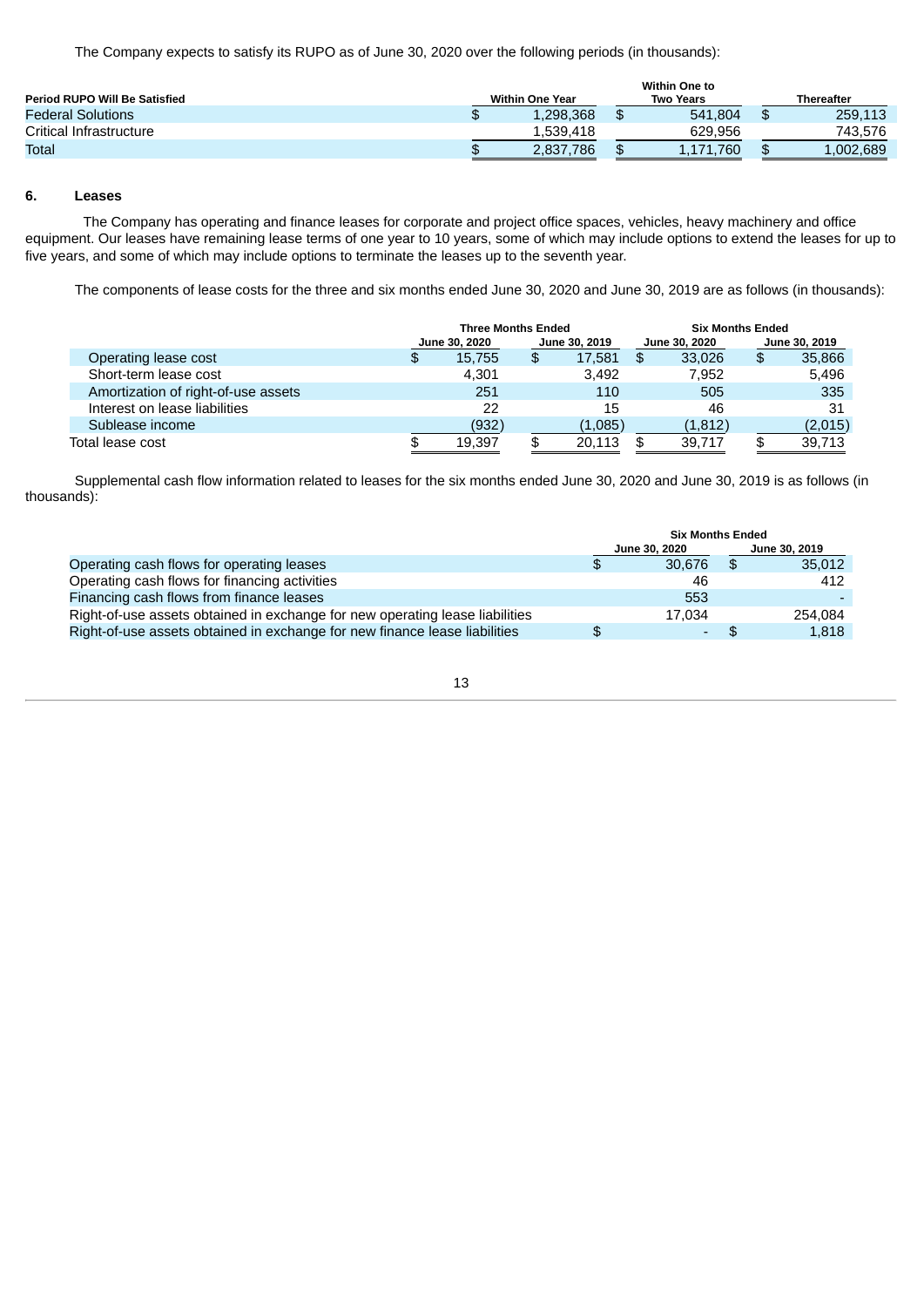The Company expects to satisfy its RUPO as of June 30, 2020 over the following periods (in thousands):

| Period RUPO Will Be Satisfied | Within One Year | Within One to Two Years | Thereafter |
|---|---|---|---|
| Federal Solutions | $ 1,298,368 | $ 541,804 | $ 259,113 |
| Critical Infrastructure | 1,539,418 | 629,956 | 743,576 |
| Total | $ 2,837,786 | $ 1,171,760 | $ 1,002,689 |

## 6. Leases

The Company has operating and finance leases for corporate and project office spaces, vehicles, heavy machinery and office equipment. Our leases have remaining lease terms of one year to 10 years, some of which may include options to extend the leases for up to five years, and some of which may include options to terminate the leases up to the seventh year.

The components of lease costs for the three and six months ended June 30, 2020 and June 30, 2019 are as follows (in thousands):

| | Three Months Ended | | Six Months Ended | |
|---|---|---|---|---|
| | June 30, 2020 | June 30, 2019 | June 30, 2020 | June 30, 2019 |
| Operating lease cost | $ 15,755 | $ 17,581 | $ 33,026 | $ 35,866 |
| Short-term lease cost | 4,301 | 3,492 | 7,952 | 5,496 |
| Amortization of right-of-use assets | 251 | 110 | 505 | 335 |
| Interest on lease liabilities | 22 | 15 | 46 | 31 |
| Sublease income | (932) | (1,085) | (1,812) | (2,015) |
| Total lease cost | $ 19,397 | $ 20,113 | $ 39,717 | $ 39,713 |

Supplemental cash flow information related to leases for the six months ended June 30, 2020 and June 30, 2019 is as follows (in thousands):

| | Six Months Ended | |
|---|---|---|
| | June 30, 2020 | June 30, 2019 |
| Operating cash flows for operating leases | $ 30,676 | $ 35,012 |
| Operating cash flows for financing activities | 46 | 412 |
| Financing cash flows from finance leases | 553 | - |
| Right-of-use assets obtained in exchange for new operating lease liabilities | 17,034 | 254,084 |
| Right-of-use assets obtained in exchange for new finance lease liabilities | $ - | $ 1,818 |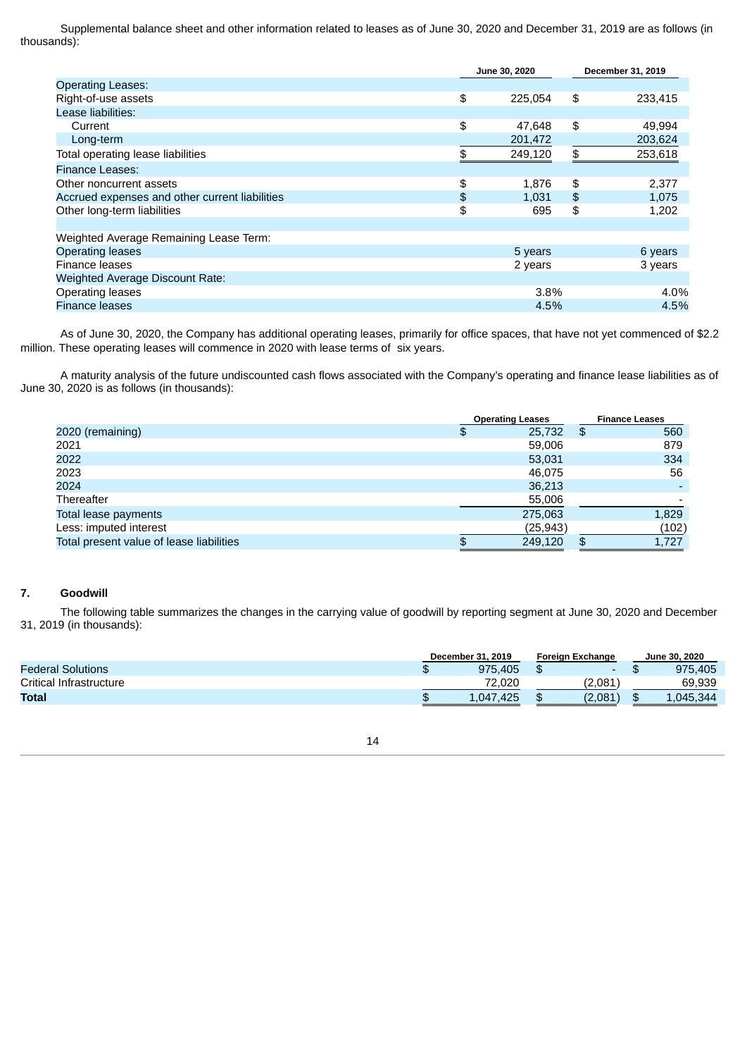Supplemental balance sheet and other information related to leases as of June 30, 2020 and December 31, 2019 are as follows (in thousands):

| | June 30, 2020 | December 31, 2019 |
|---|---|---|
| Operating Leases: | | |
| Right-of-use assets | $ 225,054 | $ 233,415 |
| Lease liabilities: | | |
| Current | $ 47,648 | $ 49,994 |
| Long-term | 201,472 | 203,624 |
| Total operating lease liabilities | $ 249,120 | $ 253,618 |
| Finance Leases: | | |
| Other noncurrent assets | $ 1,876 | $ 2,377 |
| Accrued expenses and other current liabilities | $ 1,031 | $ 1,075 |
| Other long-term liabilities | $ 695 | $ 1,202 |
| | | |
| Weighted Average Remaining Lease Term: | | |
| Operating leases | 5 years | 6 years |
| Finance leases | 2 years | 3 years |
| Weighted Average Discount Rate: | | |
| Operating leases | 3.8% | 4.0% |
| Finance leases | 4.5% | 4.5% |

As of June 30, 2020, the Company has additional operating leases, primarily for office spaces, that have not yet commenced of $2.2 million. These operating leases will commence in 2020 with lease terms of six years.

A maturity analysis of the future undiscounted cash flows associated with the Company's operating and finance lease liabilities as of June 30, 2020 is as follows (in thousands):

| | Operating Leases | Finance Leases |
|---|---|---|
| 2020 (remaining) | $ 25,732 | $ 560 |
| 2021 | 59,006 | 879 |
| 2022 | 53,031 | 334 |
| 2023 | 46,075 | 56 |
| 2024 | 36,213 | - |
| Thereafter | 55,006 | - |
| Total lease payments | 275,063 | 1,829 |
| Less: imputed interest | (25,943) | (102) |
| Total present value of lease liabilities | $ 249,120 | $ 1,727 |

## 7. Goodwill

The following table summarizes the changes in the carrying value of goodwill by reporting segment at June 30, 2020 and December 31, 2019 (in thousands):

| | December 31, 2019 | Foreign Exchange | June 30, 2020 |
|---|---|---|---|
| Federal Solutions | $ 975,405 | $ - | $ 975,405 |
| Critical Infrastructure | 72,020 | (2,081) | 69,939 |
| **Total** | $ 1,047,425 | $ (2,081) | $ 1,045,344 |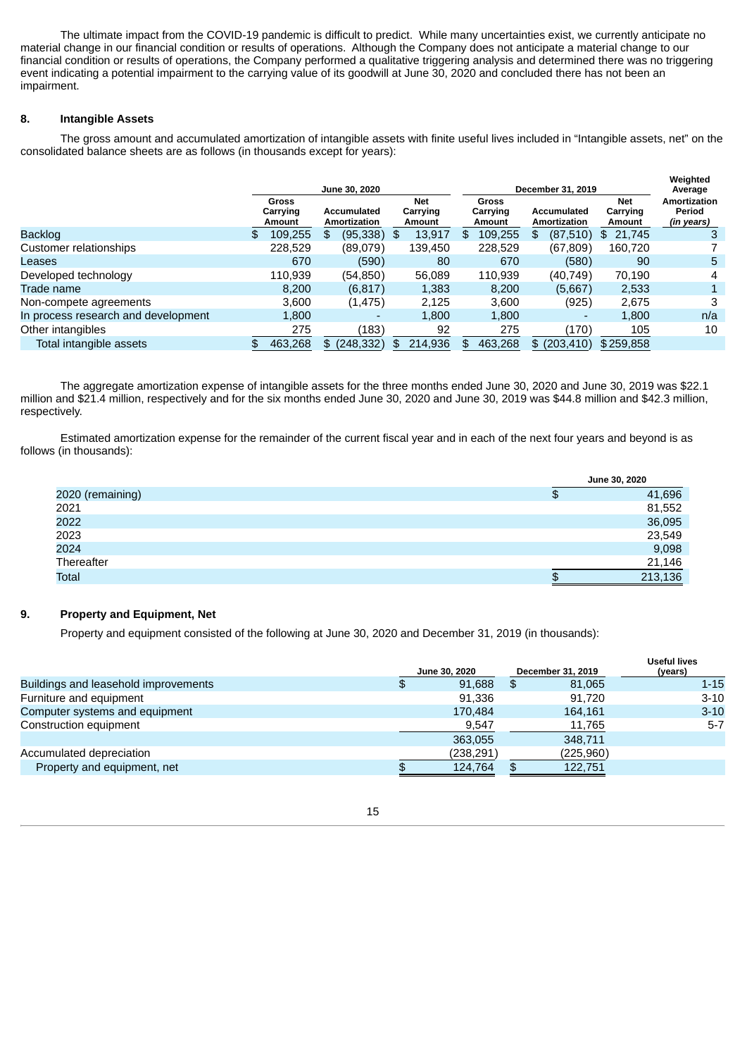The ultimate impact from the COVID-19 pandemic is difficult to predict. While many uncertainties exist, we currently anticipate no material change in our financial condition or results of operations. Although the Company does not anticipate a material change to our financial condition or results of operations, the Company performed a qualitative triggering analysis and determined there was no triggering event indicating a potential impairment to the carrying value of its goodwill at June 30, 2020 and concluded there has not been an impairment.

## 8. Intangible Assets

The gross amount and accumulated amortization of intangible assets with finite useful lives included in "Intangible assets, net" on the consolidated balance sheets are as follows (in thousands except for years):

| | June 30, 2020 | | | December 31, 2019 | | | Weighted Average |
|---|---|---|---|---|---|---|---|
| | Gross Carrying Amount | Accumulated Amortization | Net Carrying Amount | Gross Carrying Amount | Accumulated Amortization | Net Carrying Amount | Amortization Period *(in years)* |
| Backlog | $ 109,255 | $ (95,338) | $ 13,917 | $ 109,255 | $ (87,510) | $ 21,745 | 3 |
| Customer relationships | 228,529 | (89,079) | 139,450 | 228,529 | (67,809) | 160,720 | 7 |
| Leases | 670 | (590) | 80 | 670 | (580) | 90 | 5 |
| Developed technology | 110,939 | (54,850) | 56,089 | 110,939 | (40,749) | 70,190 | 4 |
| Trade name | 8,200 | (6,817) | 1,383 | 8,200 | (5,667) | 2,533 | 1 |
| Non-compete agreements | 3,600 | (1,475) | 2,125 | 3,600 | (925) | 2,675 | 3 |
| In process research and development | 1,800 | - | 1,800 | 1,800 | - | 1,800 | n/a |
| Other intangibles | 275 | (183) | 92 | 275 | (170) | 105 | 10 |
| Total intangible assets | $ 463,268 | $ (248,332) | $ 214,936 | $ 463,268 | $ (203,410) | $ 259,858 | |

The aggregate amortization expense of intangible assets for the three months ended June 30, 2020 and June 30, 2019 was $22.1 million and $21.4 million, respectively and for the six months ended June 30, 2020 and June 30, 2019 was $44.8 million and $42.3 million, respectively.

Estimated amortization expense for the remainder of the current fiscal year and in each of the next four years and beyond is as follows (in thousands):

| | June 30, 2020 |
|---|---|
| 2020 (remaining) | $ 41,696 |
| 2021 | 81,552 |
| 2022 | 36,095 |
| 2023 | 23,549 |
| 2024 | 9,098 |
| Thereafter | 21,146 |
| Total | $ 213,136 |

## 9. Property and Equipment, Net

Property and equipment consisted of the following at June 30, 2020 and December 31, 2019 (in thousands):

| | June 30, 2020 | December 31, 2019 | Useful lives (years) |
|---|---|---|---|
| Buildings and leasehold improvements | $ 91,688 | $ 81,065 | 1-15 |
| Furniture and equipment | 91,336 | 91,720 | 3-10 |
| Computer systems and equipment | 170,484 | 164,161 | 3-10 |
| Construction equipment | 9,547 | 11,765 | 5-7 |
| | 363,055 | 348,711 | |
| Accumulated depreciation | (238,291) | (225,960) | |
| Property and equipment, net | $ 124,764 | $ 122,751 | |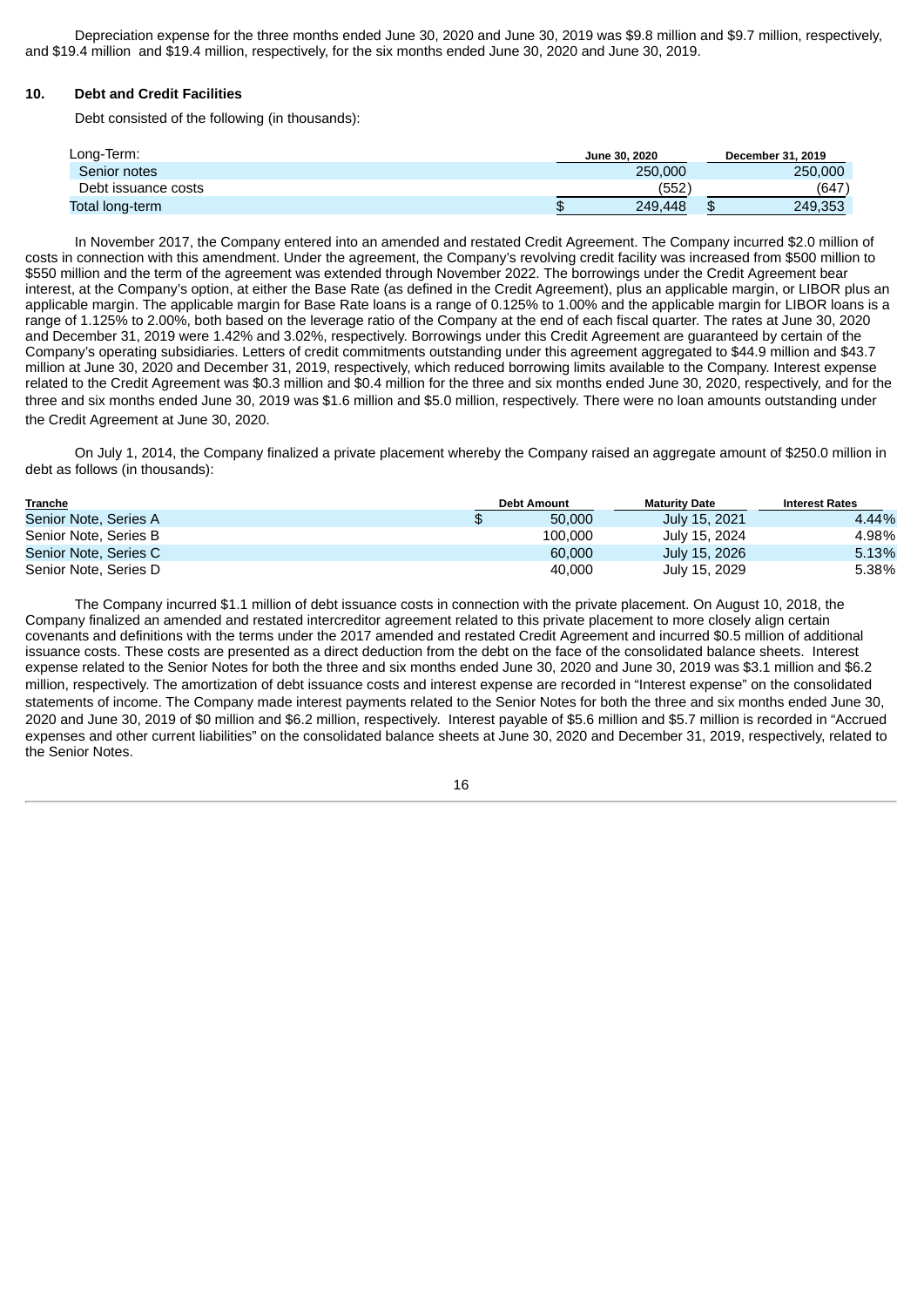Depreciation expense for the three months ended June 30, 2020 and June 30, 2019 was $9.8 million and $9.7 million, respectively, and $19.4 million and $19.4 million, respectively, for the six months ended June 30, 2020 and June 30, 2019.

## 10. Debt and Credit Facilities

Debt consisted of the following (in thousands):

| Long-Term: | June 30, 2020 | December 31, 2019 |
|---|---|---|
| Senior notes | 250,000 | 250,000 |
| Debt issuance costs | (552) | (647) |
| Total long-term | $ 249,448 | $ 249,353 |

In November 2017, the Company entered into an amended and restated Credit Agreement. The Company incurred $2.0 million of costs in connection with this amendment. Under the agreement, the Company's revolving credit facility was increased from $500 million to $550 million and the term of the agreement was extended through November 2022. The borrowings under the Credit Agreement bear interest, at the Company's option, at either the Base Rate (as defined in the Credit Agreement), plus an applicable margin, or LIBOR plus an applicable margin. The applicable margin for Base Rate loans is a range of 0.125% to 1.00% and the applicable margin for LIBOR loans is a range of 1.125% to 2.00%, both based on the leverage ratio of the Company at the end of each fiscal quarter. The rates at June 30, 2020 and December 31, 2019 were 1.42% and 3.02%, respectively. Borrowings under this Credit Agreement are guaranteed by certain of the Company's operating subsidiaries. Letters of credit commitments outstanding under this agreement aggregated to $44.9 million and $43.7 million at June 30, 2020 and December 31, 2019, respectively, which reduced borrowing limits available to the Company. Interest expense related to the Credit Agreement was $0.3 million and $0.4 million for the three and six months ended June 30, 2020, respectively, and for the three and six months ended June 30, 2019 was $1.6 million and $5.0 million, respectively. There were no loan amounts outstanding under the Credit Agreement at June 30, 2020.

On July 1, 2014, the Company finalized a private placement whereby the Company raised an aggregate amount of $250.0 million in debt as follows (in thousands):

| Tranche | Debt Amount | Maturity Date | Interest Rates |
|---|---|---|---|
| Senior Note, Series A | $ 50,000 | July 15, 2021 | 4.44% |
| Senior Note, Series B | 100,000 | July 15, 2024 | 4.98% |
| Senior Note, Series C | 60,000 | July 15, 2026 | 5.13% |
| Senior Note, Series D | 40,000 | July 15, 2029 | 5.38% |

The Company incurred $1.1 million of debt issuance costs in connection with the private placement. On August 10, 2018, the Company finalized an amended and restated intercreditor agreement related to this private placement to more closely align certain covenants and definitions with the terms under the 2017 amended and restated Credit Agreement and incurred $0.5 million of additional issuance costs. These costs are presented as a direct deduction from the debt on the face of the consolidated balance sheets. Interest expense related to the Senior Notes for both the three and six months ended June 30, 2020 and June 30, 2019 was $3.1 million and $6.2 million, respectively. The amortization of debt issuance costs and interest expense are recorded in "Interest expense" on the consolidated statements of income. The Company made interest payments related to the Senior Notes for both the three and six months ended June 30, 2020 and June 30, 2019 of $0 million and $6.2 million, respectively. Interest payable of $5.6 million and $5.7 million is recorded in "Accrued expenses and other current liabilities" on the consolidated balance sheets at June 30, 2020 and December 31, 2019, respectively, related to the Senior Notes.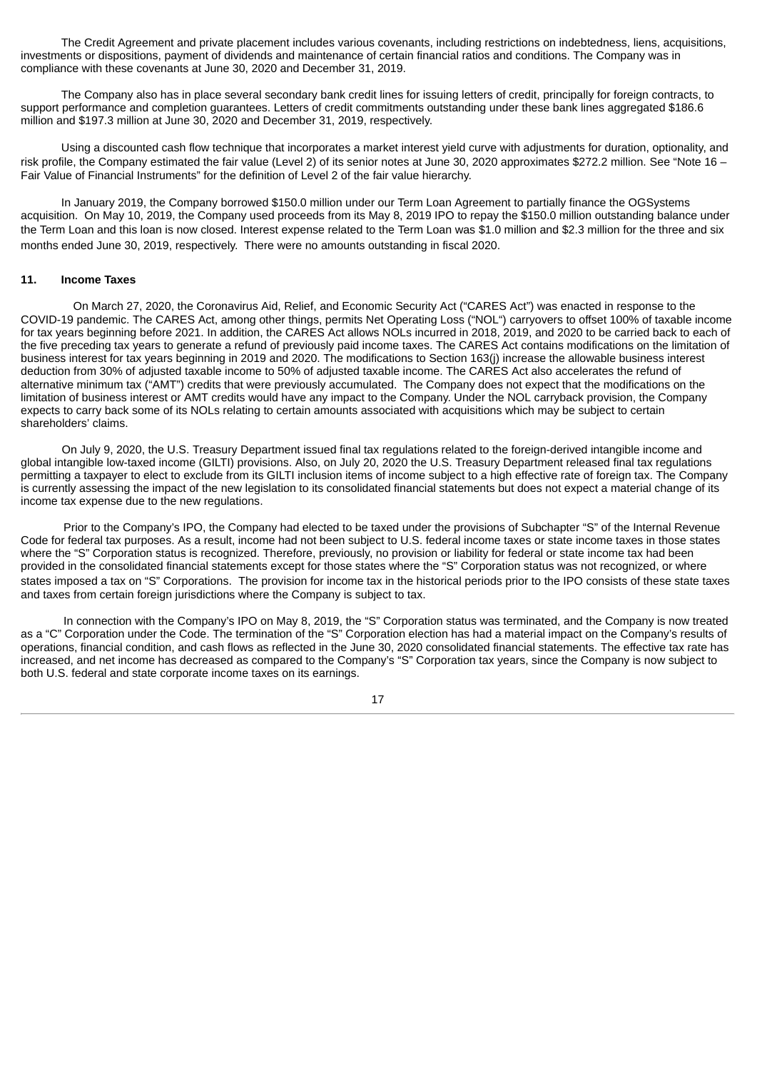The Credit Agreement and private placement includes various covenants, including restrictions on indebtedness, liens, acquisitions, investments or dispositions, payment of dividends and maintenance of certain financial ratios and conditions. The Company was in compliance with these covenants at June 30, 2020 and December 31, 2019.

The Company also has in place several secondary bank credit lines for issuing letters of credit, principally for foreign contracts, to support performance and completion guarantees. Letters of credit commitments outstanding under these bank lines aggregated $186.6 million and $197.3 million at June 30, 2020 and December 31, 2019, respectively.

Using a discounted cash flow technique that incorporates a market interest yield curve with adjustments for duration, optionality, and risk profile, the Company estimated the fair value (Level 2) of its senior notes at June 30, 2020 approximates $272.2 million. See "Note 16 – Fair Value of Financial Instruments" for the definition of Level 2 of the fair value hierarchy.

In January 2019, the Company borrowed $150.0 million under our Term Loan Agreement to partially finance the OGSystems acquisition. On May 10, 2019, the Company used proceeds from its May 8, 2019 IPO to repay the $150.0 million outstanding balance under the Term Loan and this loan is now closed. Interest expense related to the Term Loan was $1.0 million and $2.3 million for the three and six months ended June 30, 2019, respectively. There were no amounts outstanding in fiscal 2020.

## 11. Income Taxes

On March 27, 2020, the Coronavirus Aid, Relief, and Economic Security Act ("CARES Act") was enacted in response to the COVID-19 pandemic. The CARES Act, among other things, permits Net Operating Loss ("NOL") carryovers to offset 100% of taxable income for tax years beginning before 2021. In addition, the CARES Act allows NOLs incurred in 2018, 2019, and 2020 to be carried back to each of the five preceding tax years to generate a refund of previously paid income taxes. The CARES Act contains modifications on the limitation of business interest for tax years beginning in 2019 and 2020. The modifications to Section 163(j) increase the allowable business interest deduction from 30% of adjusted taxable income to 50% of adjusted taxable income. The CARES Act also accelerates the refund of alternative minimum tax ("AMT") credits that were previously accumulated. The Company does not expect that the modifications on the limitation of business interest or AMT credits would have any impact to the Company. Under the NOL carryback provision, the Company expects to carry back some of its NOLs relating to certain amounts associated with acquisitions which may be subject to certain shareholders' claims.

On July 9, 2020, the U.S. Treasury Department issued final tax regulations related to the foreign-derived intangible income and global intangible low-taxed income (GILTI) provisions. Also, on July 20, 2020 the U.S. Treasury Department released final tax regulations permitting a taxpayer to elect to exclude from its GILTI inclusion items of income subject to a high effective rate of foreign tax. The Company is currently assessing the impact of the new legislation to its consolidated financial statements but does not expect a material change of its income tax expense due to the new regulations.

Prior to the Company's IPO, the Company had elected to be taxed under the provisions of Subchapter "S" of the Internal Revenue Code for federal tax purposes. As a result, income had not been subject to U.S. federal income taxes or state income taxes in those states where the "S" Corporation status is recognized. Therefore, previously, no provision or liability for federal or state income tax had been provided in the consolidated financial statements except for those states where the "S" Corporation status was not recognized, or where states imposed a tax on "S" Corporations. The provision for income tax in the historical periods prior to the IPO consists of these state taxes and taxes from certain foreign jurisdictions where the Company is subject to tax.

In connection with the Company's IPO on May 8, 2019, the "S" Corporation status was terminated, and the Company is now treated as a "C" Corporation under the Code. The termination of the "S" Corporation election has had a material impact on the Company's results of operations, financial condition, and cash flows as reflected in the June 30, 2020 consolidated financial statements. The effective tax rate has increased, and net income has decreased as compared to the Company's "S" Corporation tax years, since the Company is now subject to both U.S. federal and state corporate income taxes on its earnings.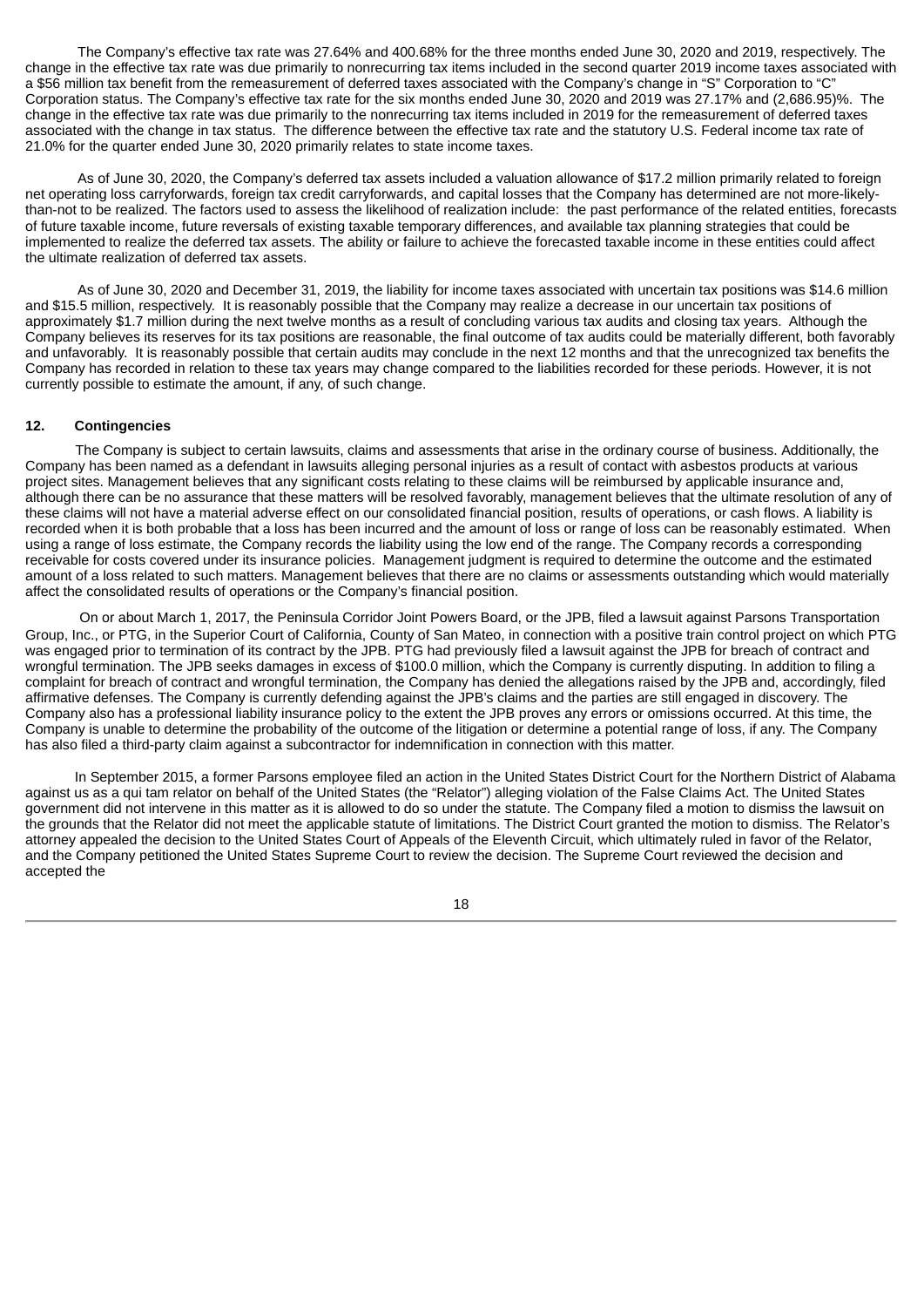The Company's effective tax rate was 27.64% and 400.68% for the three months ended June 30, 2020 and 2019, respectively. The change in the effective tax rate was due primarily to nonrecurring tax items included in the second quarter 2019 income taxes associated with a $56 million tax benefit from the remeasurement of deferred taxes associated with the Company's change in "S" Corporation to "C" Corporation status. The Company's effective tax rate for the six months ended June 30, 2020 and 2019 was 27.17% and (2,686.95)%. The change in the effective tax rate was due primarily to the nonrecurring tax items included in 2019 for the remeasurement of deferred taxes associated with the change in tax status. The difference between the effective tax rate and the statutory U.S. Federal income tax rate of 21.0% for the quarter ended June 30, 2020 primarily relates to state income taxes.

As of June 30, 2020, the Company's deferred tax assets included a valuation allowance of $17.2 million primarily related to foreign net operating loss carryforwards, foreign tax credit carryforwards, and capital losses that the Company has determined are not more-likely-than-not to be realized. The factors used to assess the likelihood of realization include: the past performance of the related entities, forecasts of future taxable income, future reversals of existing taxable temporary differences, and available tax planning strategies that could be implemented to realize the deferred tax assets. The ability or failure to achieve the forecasted taxable income in these entities could affect the ultimate realization of deferred tax assets.

As of June 30, 2020 and December 31, 2019, the liability for income taxes associated with uncertain tax positions was $14.6 million and $15.5 million, respectively. It is reasonably possible that the Company may realize a decrease in our uncertain tax positions of approximately $1.7 million during the next twelve months as a result of concluding various tax audits and closing tax years. Although the Company believes its reserves for its tax positions are reasonable, the final outcome of tax audits could be materially different, both favorably and unfavorably. It is reasonably possible that certain audits may conclude in the next 12 months and that the unrecognized tax benefits the Company has recorded in relation to these tax years may change compared to the liabilities recorded for these periods. However, it is not currently possible to estimate the amount, if any, of such change.

## 12. Contingencies

The Company is subject to certain lawsuits, claims and assessments that arise in the ordinary course of business. Additionally, the Company has been named as a defendant in lawsuits alleging personal injuries as a result of contact with asbestos products at various project sites. Management believes that any significant costs relating to these claims will be reimbursed by applicable insurance and, although there can be no assurance that these matters will be resolved favorably, management believes that the ultimate resolution of any of these claims will not have a material adverse effect on our consolidated financial position, results of operations, or cash flows. A liability is recorded when it is both probable that a loss has been incurred and the amount of loss or range of loss can be reasonably estimated. When using a range of loss estimate, the Company records the liability using the low end of the range. The Company records a corresponding receivable for costs covered under its insurance policies. Management judgment is required to determine the outcome and the estimated amount of a loss related to such matters. Management believes that there are no claims or assessments outstanding which would materially affect the consolidated results of operations or the Company's financial position.

On or about March 1, 2017, the Peninsula Corridor Joint Powers Board, or the JPB, filed a lawsuit against Parsons Transportation Group, Inc., or PTG, in the Superior Court of California, County of San Mateo, in connection with a positive train control project on which PTG was engaged prior to termination of its contract by the JPB. PTG had previously filed a lawsuit against the JPB for breach of contract and wrongful termination. The JPB seeks damages in excess of $100.0 million, which the Company is currently disputing. In addition to filing a complaint for breach of contract and wrongful termination, the Company has denied the allegations raised by the JPB and, accordingly, filed affirmative defenses. The Company is currently defending against the JPB's claims and the parties are still engaged in discovery. The Company also has a professional liability insurance policy to the extent the JPB proves any errors or omissions occurred. At this time, the Company is unable to determine the probability of the outcome of the litigation or determine a potential range of loss, if any. The Company has also filed a third-party claim against a subcontractor for indemnification in connection with this matter.

In September 2015, a former Parsons employee filed an action in the United States District Court for the Northern District of Alabama against us as a qui tam relator on behalf of the United States (the "Relator") alleging violation of the False Claims Act. The United States government did not intervene in this matter as it is allowed to do so under the statute. The Company filed a motion to dismiss the lawsuit on the grounds that the Relator did not meet the applicable statute of limitations. The District Court granted the motion to dismiss. The Relator's attorney appealed the decision to the United States Court of Appeals of the Eleventh Circuit, which ultimately ruled in favor of the Relator, and the Company petitioned the United States Supreme Court to review the decision. The Supreme Court reviewed the decision and accepted the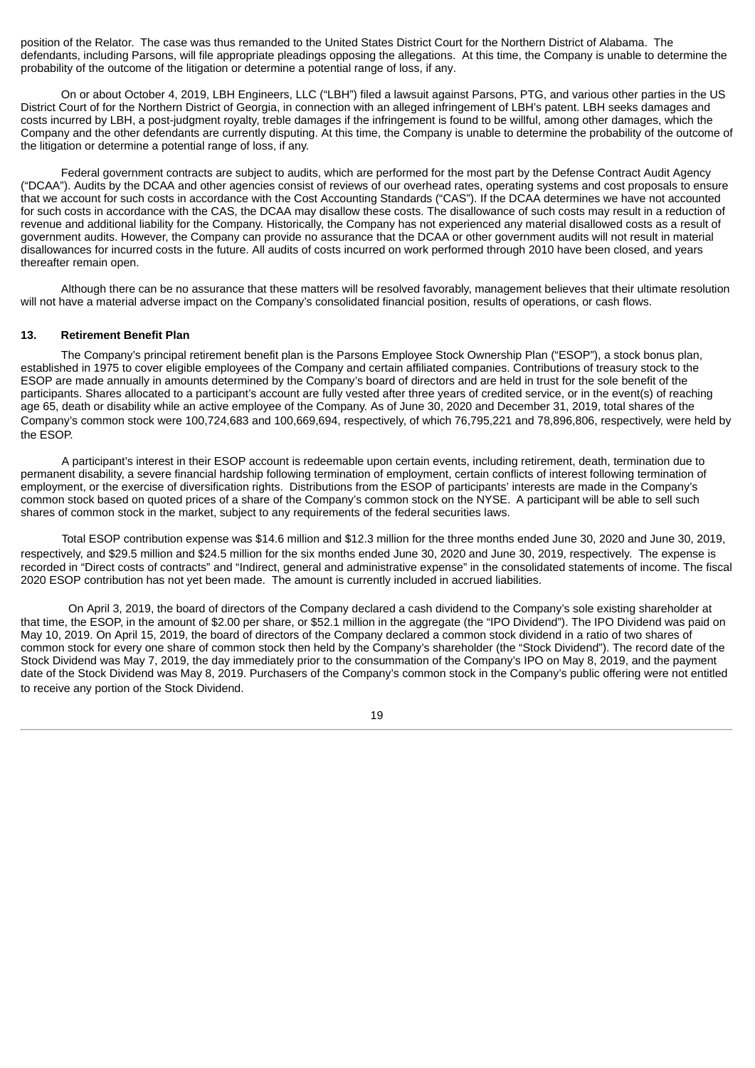position of the Relator. The case was thus remanded to the United States District Court for the Northern District of Alabama. The defendants, including Parsons, will file appropriate pleadings opposing the allegations. At this time, the Company is unable to determine the probability of the outcome of the litigation or determine a potential range of loss, if any.

On or about October 4, 2019, LBH Engineers, LLC ("LBH") filed a lawsuit against Parsons, PTG, and various other parties in the US District Court of for the Northern District of Georgia, in connection with an alleged infringement of LBH's patent. LBH seeks damages and costs incurred by LBH, a post-judgment royalty, treble damages if the infringement is found to be willful, among other damages, which the Company and the other defendants are currently disputing. At this time, the Company is unable to determine the probability of the outcome of the litigation or determine a potential range of loss, if any.

Federal government contracts are subject to audits, which are performed for the most part by the Defense Contract Audit Agency ("DCAA"). Audits by the DCAA and other agencies consist of reviews of our overhead rates, operating systems and cost proposals to ensure that we account for such costs in accordance with the Cost Accounting Standards ("CAS"). If the DCAA determines we have not accounted for such costs in accordance with the CAS, the DCAA may disallow these costs. The disallowance of such costs may result in a reduction of revenue and additional liability for the Company. Historically, the Company has not experienced any material disallowed costs as a result of government audits. However, the Company can provide no assurance that the DCAA or other government audits will not result in material disallowances for incurred costs in the future. All audits of costs incurred on work performed through 2010 have been closed, and years thereafter remain open.

Although there can be no assurance that these matters will be resolved favorably, management believes that their ultimate resolution will not have a material adverse impact on the Company's consolidated financial position, results of operations, or cash flows.

## 13. Retirement Benefit Plan

The Company's principal retirement benefit plan is the Parsons Employee Stock Ownership Plan ("ESOP"), a stock bonus plan, established in 1975 to cover eligible employees of the Company and certain affiliated companies. Contributions of treasury stock to the ESOP are made annually in amounts determined by the Company's board of directors and are held in trust for the sole benefit of the participants. Shares allocated to a participant's account are fully vested after three years of credited service, or in the event(s) of reaching age 65, death or disability while an active employee of the Company. As of June 30, 2020 and December 31, 2019, total shares of the Company's common stock were 100,724,683 and 100,669,694, respectively, of which 76,795,221 and 78,896,806, respectively, were held by the ESOP.

A participant's interest in their ESOP account is redeemable upon certain events, including retirement, death, termination due to permanent disability, a severe financial hardship following termination of employment, certain conflicts of interest following termination of employment, or the exercise of diversification rights. Distributions from the ESOP of participants' interests are made in the Company's common stock based on quoted prices of a share of the Company's common stock on the NYSE. A participant will be able to sell such shares of common stock in the market, subject to any requirements of the federal securities laws.

Total ESOP contribution expense was $14.6 million and $12.3 million for the three months ended June 30, 2020 and June 30, 2019, respectively, and $29.5 million and $24.5 million for the six months ended June 30, 2020 and June 30, 2019, respectively. The expense is recorded in "Direct costs of contracts" and "Indirect, general and administrative expense" in the consolidated statements of income. The fiscal 2020 ESOP contribution has not yet been made. The amount is currently included in accrued liabilities.

On April 3, 2019, the board of directors of the Company declared a cash dividend to the Company's sole existing shareholder at that time, the ESOP, in the amount of $2.00 per share, or $52.1 million in the aggregate (the "IPO Dividend"). The IPO Dividend was paid on May 10, 2019. On April 15, 2019, the board of directors of the Company declared a common stock dividend in a ratio of two shares of common stock for every one share of common stock then held by the Company's shareholder (the "Stock Dividend"). The record date of the Stock Dividend was May 7, 2019, the day immediately prior to the consummation of the Company's IPO on May 8, 2019, and the payment date of the Stock Dividend was May 8, 2019. Purchasers of the Company's common stock in the Company's public offering were not entitled to receive any portion of the Stock Dividend.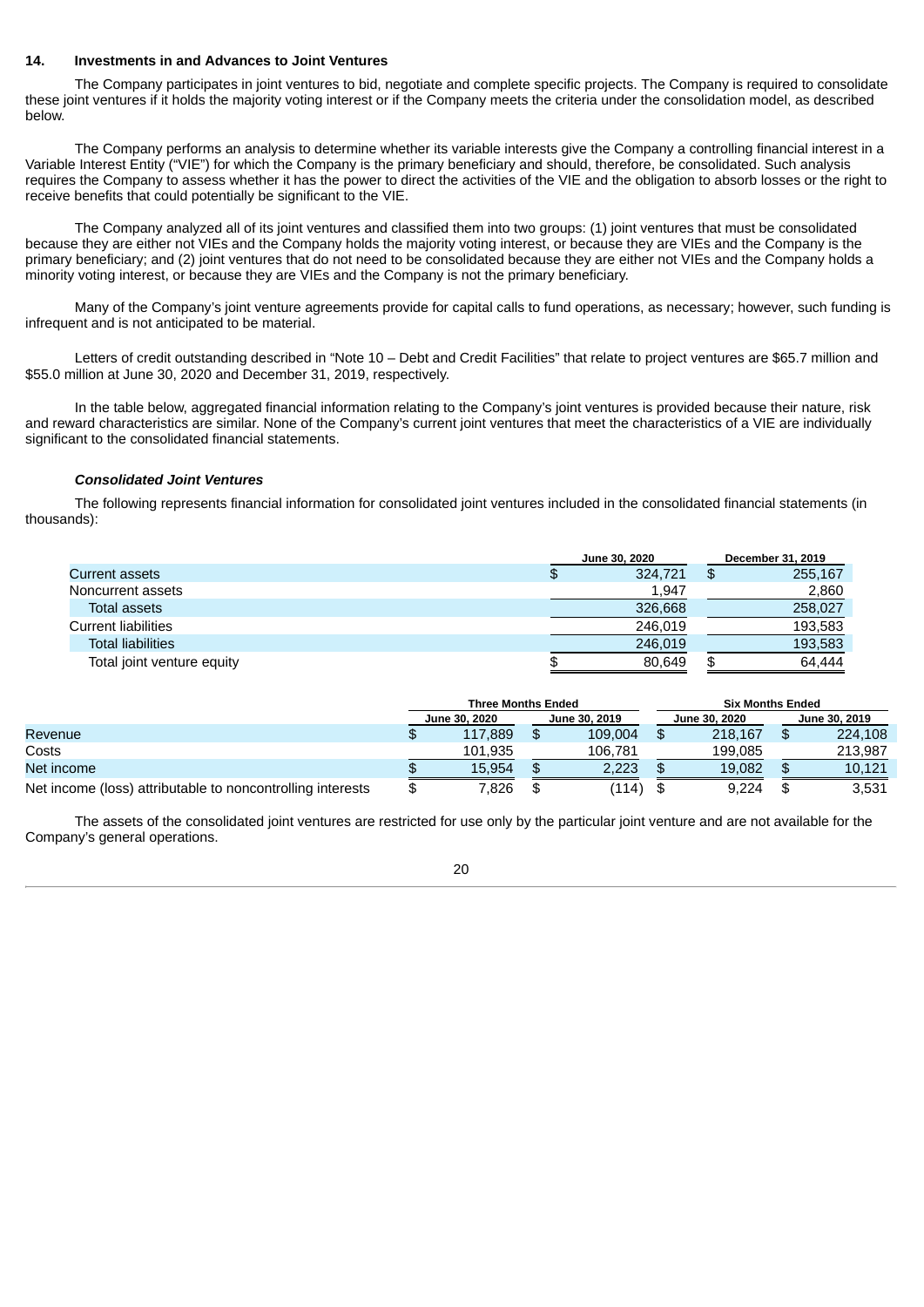## 14. Investments in and Advances to Joint Ventures

The Company participates in joint ventures to bid, negotiate and complete specific projects. The Company is required to consolidate these joint ventures if it holds the majority voting interest or if the Company meets the criteria under the consolidation model, as described below.

The Company performs an analysis to determine whether its variable interests give the Company a controlling financial interest in a Variable Interest Entity ("VIE") for which the Company is the primary beneficiary and should, therefore, be consolidated. Such analysis requires the Company to assess whether it has the power to direct the activities of the VIE and the obligation to absorb losses or the right to receive benefits that could potentially be significant to the VIE.

The Company analyzed all of its joint ventures and classified them into two groups: (1) joint ventures that must be consolidated because they are either not VIEs and the Company holds the majority voting interest, or because they are VIEs and the Company is the primary beneficiary; and (2) joint ventures that do not need to be consolidated because they are either not VIEs and the Company holds a minority voting interest, or because they are VIEs and the Company is not the primary beneficiary.

Many of the Company's joint venture agreements provide for capital calls to fund operations, as necessary; however, such funding is infrequent and is not anticipated to be material.

Letters of credit outstanding described in "Note 10 – Debt and Credit Facilities" that relate to project ventures are $65.7 million and $55.0 million at June 30, 2020 and December 31, 2019, respectively.

In the table below, aggregated financial information relating to the Company's joint ventures is provided because their nature, risk and reward characteristics are similar. None of the Company's current joint ventures that meet the characteristics of a VIE are individually significant to the consolidated financial statements.

***Consolidated Joint Ventures***

The following represents financial information for consolidated joint ventures included in the consolidated financial statements (in thousands):

| | June 30, 2020 | December 31, 2019 |
|---|---|---|
| Current assets | $ 324,721 | $ 255,167 |
| Noncurrent assets | 1,947 | 2,860 |
| Total assets | 326,668 | 258,027 |
| Current liabilities | 246,019 | 193,583 |
| Total liabilities | 246,019 | 193,583 |
| Total joint venture equity | $ 80,649 | $ 64,444 |

| | Three Months Ended | | Six Months Ended | |
|---|---|---|---|---|
| | June 30, 2020 | June 30, 2019 | June 30, 2020 | June 30, 2019 |
| Revenue | $ 117,889 | $ 109,004 | $ 218,167 | $ 224,108 |
| Costs | 101,935 | 106,781 | 199,085 | 213,987 |
| Net income | $ 15,954 | $ 2,223 | $ 19,082 | $ 10,121 |
| Net income (loss) attributable to noncontrolling interests | $ 7,826 | $ (114) | $ 9,224 | $ 3,531 |

The assets of the consolidated joint ventures are restricted for use only by the particular joint venture and are not available for the Company's general operations.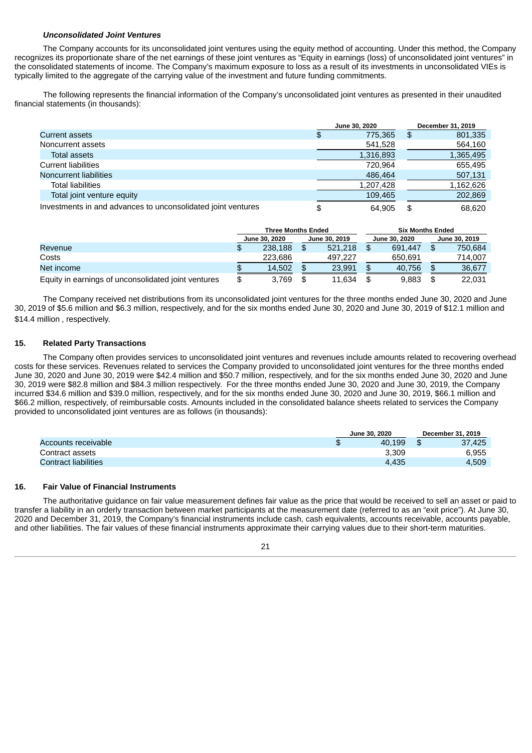***Unconsolidated Joint Ventures***

The Company accounts for its unconsolidated joint ventures using the equity method of accounting. Under this method, the Company recognizes its proportionate share of the net earnings of these joint ventures as "Equity in earnings (loss) of unconsolidated joint ventures" in the consolidated statements of income. The Company's maximum exposure to loss as a result of its investments in unconsolidated VIEs is typically limited to the aggregate of the carrying value of the investment and future funding commitments.

The following represents the financial information of the Company's unconsolidated joint ventures as presented in their unaudited financial statements (in thousands):

| | June 30, 2020 | December 31, 2019 |
|---|---|---|
| Current assets | $ 775,365 | $ 801,335 |
| Noncurrent assets | 541,528 | 564,160 |
| Total assets | 1,316,893 | 1,365,495 |
| Current liabilities | 720,964 | 655,495 |
| Noncurrent liabilities | 486,464 | 507,131 |
| Total liabilities | 1,207,428 | 1,162,626 |
| Total joint venture equity | 109,465 | 202,869 |
| Investments in and advances to unconsolidated joint ventures | $ 64,905 | $ 68,620 |

| | Three Months Ended | | Six Months Ended | |
|---|---|---|---|---|
| | June 30, 2020 | June 30, 2019 | June 30, 2020 | June 30, 2019 |
| Revenue | $ 238,188 | $ 521,218 | $ 691,447 | $ 750,684 |
| Costs | 223,686 | 497,227 | 650,691 | 714,007 |
| Net income | $ 14,502 | $ 23,991 | $ 40,756 | $ 36,677 |
| Equity in earnings of unconsolidated joint ventures | $ 3,769 | $ 11,634 | $ 9,883 | $ 22,031 |

The Company received net distributions from its unconsolidated joint ventures for the three months ended June 30, 2020 and June 30, 2019 of $5.6 million and $6.3 million, respectively, and for the six months ended June 30, 2020 and June 30, 2019 of $12.1 million and $14.4 million , respectively.

## 15. Related Party Transactions

The Company often provides services to unconsolidated joint ventures and revenues include amounts related to recovering overhead costs for these services. Revenues related to services the Company provided to unconsolidated joint ventures for the three months ended June 30, 2020 and June 30, 2019 were $42.4 million and $50.7 million, respectively, and for the six months ended June 30, 2020 and June 30, 2019 were $82.8 million and $84.3 million respectively. For the three months ended June 30, 2020 and June 30, 2019, the Company incurred $34.6 million and $39.0 million, respectively, and for the six months ended June 30, 2020 and June 30, 2019, $66.1 million and $66.2 million, respectively, of reimbursable costs. Amounts included in the consolidated balance sheets related to services the Company provided to unconsolidated joint ventures are as follows (in thousands):

| | June 30, 2020 | December 31, 2019 |
|---|---|---|
| Accounts receivable | $ 40,199 | $ 37,425 |
| Contract assets | 3,309 | 6,955 |
| Contract liabilities | 4,435 | 4,509 |

## 16. Fair Value of Financial Instruments

The authoritative guidance on fair value measurement defines fair value as the price that would be received to sell an asset or paid to transfer a liability in an orderly transaction between market participants at the measurement date (referred to as an "exit price"). At June 30, 2020 and December 31, 2019, the Company's financial instruments include cash, cash equivalents, accounts receivable, accounts payable, and other liabilities. The fair values of these financial instruments approximate their carrying values due to their short-term maturities.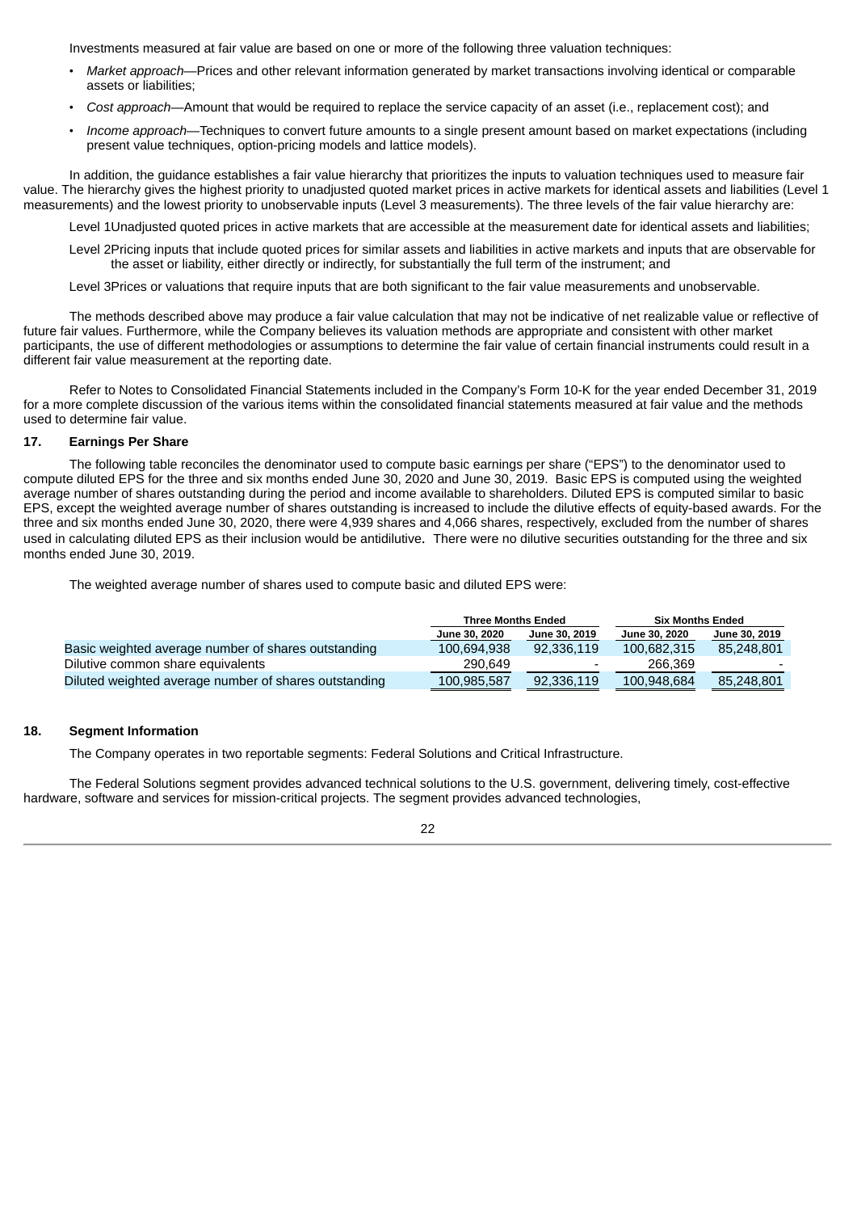Investments measured at fair value are based on one or more of the following three valuation techniques:

- *Market approach*—Prices and other relevant information generated by market transactions involving identical or comparable assets or liabilities;
- *Cost approach*—Amount that would be required to replace the service capacity of an asset (i.e., replacement cost); and
- *Income approach*—Techniques to convert future amounts to a single present amount based on market expectations (including present value techniques, option-pricing models and lattice models).

In addition, the guidance establishes a fair value hierarchy that prioritizes the inputs to valuation techniques used to measure fair value. The hierarchy gives the highest priority to unadjusted quoted market prices in active markets for identical assets and liabilities (Level 1 measurements) and the lowest priority to unobservable inputs (Level 3 measurements). The three levels of the fair value hierarchy are:

Level 1 Unadjusted quoted prices in active markets that are accessible at the measurement date for identical assets and liabilities;

Level 2 Pricing inputs that include quoted prices for similar assets and liabilities in active markets and inputs that are observable for the asset or liability, either directly or indirectly, for substantially the full term of the instrument; and

Level 3 Prices or valuations that require inputs that are both significant to the fair value measurements and unobservable.

The methods described above may produce a fair value calculation that may not be indicative of net realizable value or reflective of future fair values. Furthermore, while the Company believes its valuation methods are appropriate and consistent with other market participants, the use of different methodologies or assumptions to determine the fair value of certain financial instruments could result in a different fair value measurement at the reporting date.

Refer to Notes to Consolidated Financial Statements included in the Company's Form 10-K for the year ended December 31, 2019 for a more complete discussion of the various items within the consolidated financial statements measured at fair value and the methods used to determine fair value.

## 17. Earnings Per Share

The following table reconciles the denominator used to compute basic earnings per share ("EPS") to the denominator used to compute diluted EPS for the three and six months ended June 30, 2020 and June 30, 2019. Basic EPS is computed using the weighted average number of shares outstanding during the period and income available to shareholders. Diluted EPS is computed similar to basic EPS, except the weighted average number of shares outstanding is increased to include the dilutive effects of equity-based awards. For the three and six months ended June 30, 2020, there were 4,939 shares and 4,066 shares, respectively, excluded from the number of shares used in calculating diluted EPS as their inclusion would be antidilutive. There were no dilutive securities outstanding for the three and six months ended June 30, 2019.

The weighted average number of shares used to compute basic and diluted EPS were:

| | Three Months Ended | | Six Months Ended | |
|---|---|---|---|---|
| | June 30, 2020 | June 30, 2019 | June 30, 2020 | June 30, 2019 |
| Basic weighted average number of shares outstanding | 100,694,938 | 92,336,119 | 100,682,315 | 85,248,801 |
| Dilutive common share equivalents | 290,649 | - | 266,369 | - |
| Diluted weighted average number of shares outstanding | 100,985,587 | 92,336,119 | 100,948,684 | 85,248,801 |

## 18. Segment Information

The Company operates in two reportable segments: Federal Solutions and Critical Infrastructure.

The Federal Solutions segment provides advanced technical solutions to the U.S. government, delivering timely, cost-effective hardware, software and services for mission-critical projects. The segment provides advanced technologies,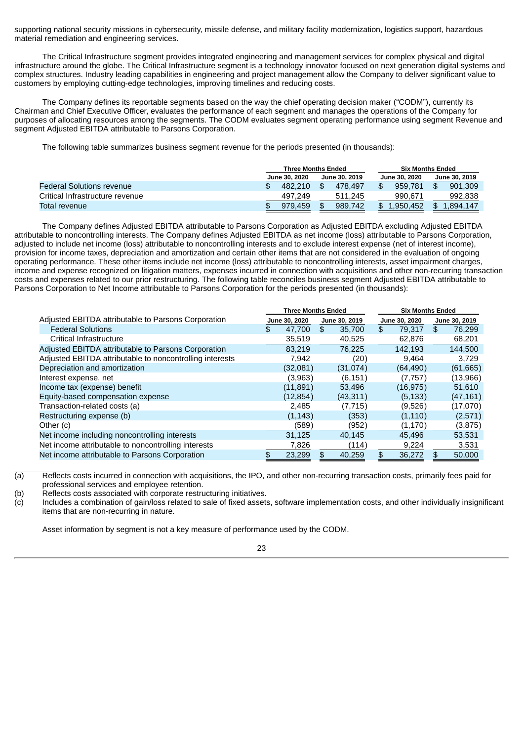supporting national security missions in cybersecurity, missile defense, and military facility modernization, logistics support, hazardous material remediation and engineering services.

The Critical Infrastructure segment provides integrated engineering and management services for complex physical and digital infrastructure around the globe. The Critical Infrastructure segment is a technology innovator focused on next generation digital systems and complex structures. Industry leading capabilities in engineering and project management allow the Company to deliver significant value to customers by employing cutting-edge technologies, improving timelines and reducing costs.

The Company defines its reportable segments based on the way the chief operating decision maker ("CODM"), currently its Chairman and Chief Executive Officer, evaluates the performance of each segment and manages the operations of the Company for purposes of allocating resources among the segments. The CODM evaluates segment operating performance using segment Revenue and segment Adjusted EBITDA attributable to Parsons Corporation.

The following table summarizes business segment revenue for the periods presented (in thousands):

| | Three Months Ended | | Six Months Ended | |
|---|---|---|---|---|
| | June 30, 2020 | June 30, 2019 | June 30, 2020 | June 30, 2019 |
| Federal Solutions revenue | $ 482,210 | $ 478,497 | $ 959,781 | $ 901,309 |
| Critical Infrastructure revenue | 497,249 | 511,245 | 990,671 | 992,838 |
| Total revenue | $ 979,459 | $ 989,742 | $ 1,950,452 | $ 1,894,147 |

The Company defines Adjusted EBITDA attributable to Parsons Corporation as Adjusted EBITDA excluding Adjusted EBITDA attributable to noncontrolling interests. The Company defines Adjusted EBITDA as net income (loss) attributable to Parsons Corporation, adjusted to include net income (loss) attributable to noncontrolling interests and to exclude interest expense (net of interest income), provision for income taxes, depreciation and amortization and certain other items that are not considered in the evaluation of ongoing operating performance. These other items include net income (loss) attributable to noncontrolling interests, asset impairment charges, income and expense recognized on litigation matters, expenses incurred in connection with acquisitions and other non-recurring transaction costs and expenses related to our prior restructuring. The following table reconciles business segment Adjusted EBITDA attributable to Parsons Corporation to Net Income attributable to Parsons Corporation for the periods presented (in thousands):

| | Three Months Ended | | Six Months Ended | |
|---|---|---|---|---|
| Adjusted EBITDA attributable to Parsons Corporation | June 30, 2020 | June 30, 2019 | June 30, 2020 | June 30, 2019 |
| Federal Solutions | $ 47,700 | $ 35,700 | $ 79,317 | $ 76,299 |
| Critical Infrastructure | 35,519 | 40,525 | 62,876 | 68,201 |
| Adjusted EBITDA attributable to Parsons Corporation | 83,219 | 76,225 | 142,193 | 144,500 |
| Adjusted EBITDA attributable to noncontrolling interests | 7,942 | (20) | 9,464 | 3,729 |
| Depreciation and amortization | (32,081) | (31,074) | (64,490) | (61,665) |
| Interest expense, net | (3,963) | (6,151) | (7,757) | (13,966) |
| Income tax (expense) benefit | (11,891) | 53,496 | (16,975) | 51,610 |
| Equity-based compensation expense | (12,854) | (43,311) | (5,133) | (47,161) |
| Transaction-related costs (a) | 2,485 | (7,715) | (9,526) | (17,070) |
| Restructuring expense (b) | (1,143) | (353) | (1,110) | (2,571) |
| Other (c) | (589) | (952) | (1,170) | (3,875) |
| Net income including noncontrolling interests | 31,125 | 40,145 | 45,496 | 53,531 |
| Net income attributable to noncontrolling interests | 7,826 | (114) | 9,224 | 3,531 |
| Net income attributable to Parsons Corporation | $ 23,299 | $ 40,259 | $ 36,272 | $ 50,000 |

(a) Reflects costs incurred in connection with acquisitions, the IPO, and other non-recurring transaction costs, primarily fees paid for professional services and employee retention.

(b) Reflects costs associated with corporate restructuring initiatives.

(c) Includes a combination of gain/loss related to sale of fixed assets, software implementation costs, and other individually insignificant items that are non-recurring in nature.

Asset information by segment is not a key measure of performance used by the CODM.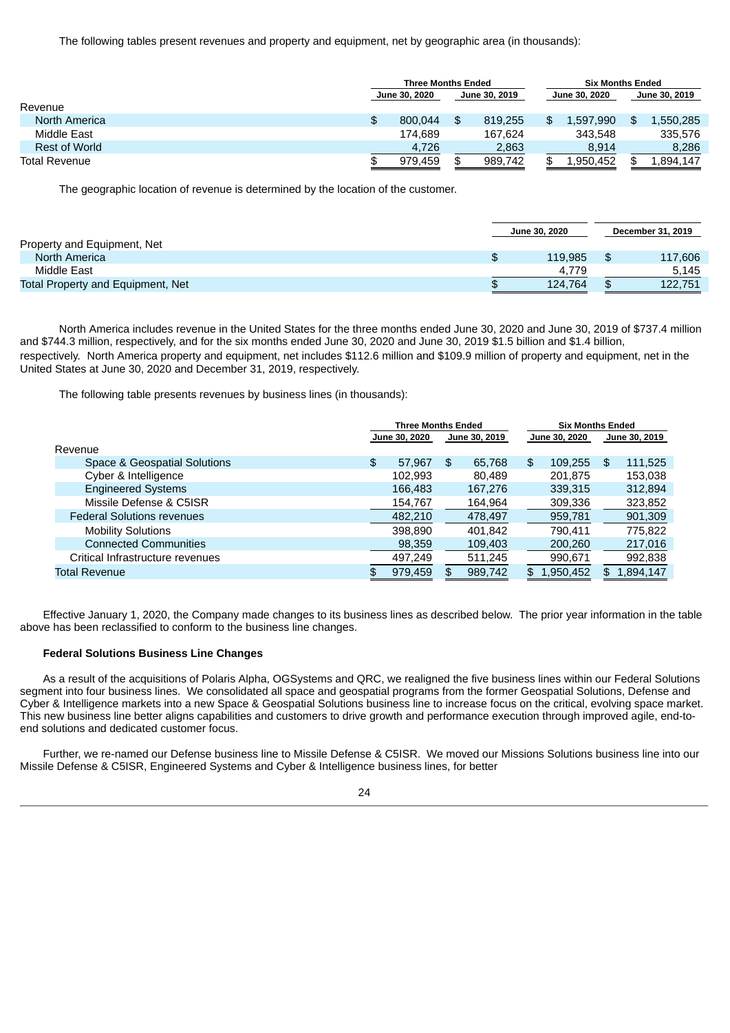The following tables present revenues and property and equipment, net by geographic area (in thousands):

| | Three Months Ended | | Six Months Ended | |
|---|---|---|---|---|
| | June 30, 2020 | June 30, 2019 | June 30, 2020 | June 30, 2019 |
| Revenue | | | | |
| North America | $ 800,044 | $ 819,255 | $ 1,597,990 | $ 1,550,285 |
| Middle East | 174,689 | 167,624 | 343,548 | 335,576 |
| Rest of World | 4,726 | 2,863 | 8,914 | 8,286 |
| Total Revenue | $ 979,459 | $ 989,742 | $ 1,950,452 | $ 1,894,147 |

The geographic location of revenue is determined by the location of the customer.

| | June 30, 2020 | December 31, 2019 |
|---|---|---|
| Property and Equipment, Net | | |
| North America | $ 119,985 | $ 117,606 |
| Middle East | 4,779 | 5,145 |
| Total Property and Equipment, Net | $ 124,764 | $ 122,751 |

North America includes revenue in the United States for the three months ended June 30, 2020 and June 30, 2019 of $737.4 million and $744.3 million, respectively, and for the six months ended June 30, 2020 and June 30, 2019 $1.5 billion and $1.4 billion, respectively. North America property and equipment, net includes $112.6 million and $109.9 million of property and equipment, net in the United States at June 30, 2020 and December 31, 2019, respectively.

The following table presents revenues by business lines (in thousands):

| | Three Months Ended | | Six Months Ended | |
|---|---|---|---|---|
| | June 30, 2020 | June 30, 2019 | June 30, 2020 | June 30, 2019 |
| Revenue | | | | |
| Space & Geospatial Solutions | $ 57,967 | $ 65,768 | $ 109,255 | $ 111,525 |
| Cyber & Intelligence | 102,993 | 80,489 | 201,875 | 153,038 |
| Engineered Systems | 166,483 | 167,276 | 339,315 | 312,894 |
| Missile Defense & C5ISR | 154,767 | 164,964 | 309,336 | 323,852 |
| Federal Solutions revenues | 482,210 | 478,497 | 959,781 | 901,309 |
| Mobility Solutions | 398,890 | 401,842 | 790,411 | 775,822 |
| Connected Communities | 98,359 | 109,403 | 200,260 | 217,016 |
| Critical Infrastructure revenues | 497,249 | 511,245 | 990,671 | 992,838 |
| Total Revenue | $ 979,459 | $ 989,742 | $ 1,950,452 | $ 1,894,147 |

Effective January 1, 2020, the Company made changes to its business lines as described below. The prior year information in the table above has been reclassified to conform to the business line changes.

**Federal Solutions Business Line Changes**

As a result of the acquisitions of Polaris Alpha, OGSystems and QRC, we realigned the five business lines within our Federal Solutions segment into four business lines. We consolidated all space and geospatial programs from the former Geospatial Solutions, Defense and Cyber & Intelligence markets into a new Space & Geospatial Solutions business line to increase focus on the critical, evolving space market. This new business line better aligns capabilities and customers to drive growth and performance execution through improved agile, end-to-end solutions and dedicated customer focus.

Further, we re-named our Defense business line to Missile Defense & C5ISR. We moved our Missions Solutions business line into our Missile Defense & C5ISR, Engineered Systems and Cyber & Intelligence business lines, for better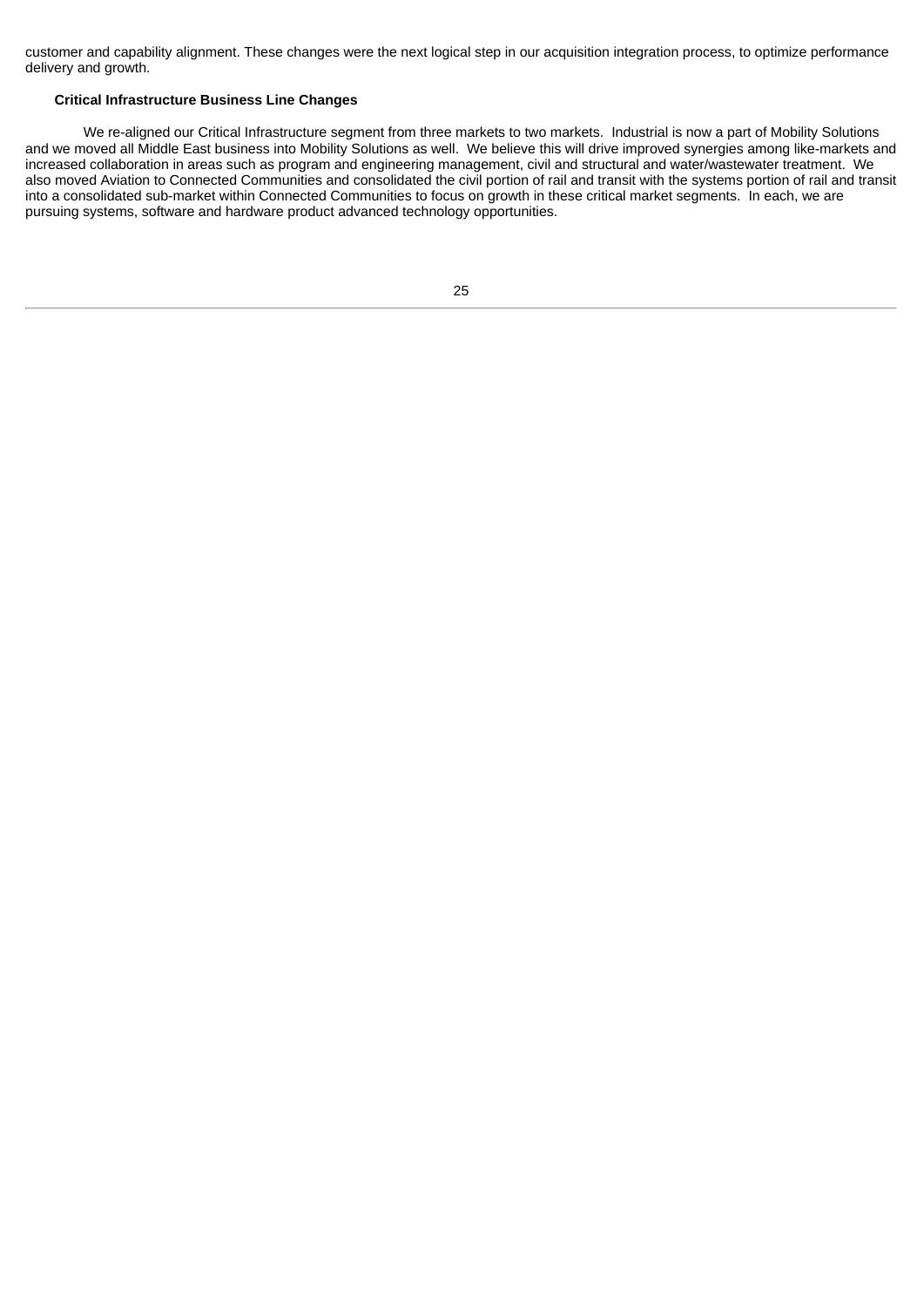customer and capability alignment. These changes were the next logical step in our acquisition integration process, to optimize performance delivery and growth.

**Critical Infrastructure Business Line Changes**

We re-aligned our Critical Infrastructure segment from three markets to two markets. Industrial is now a part of Mobility Solutions and we moved all Middle East business into Mobility Solutions as well. We believe this will drive improved synergies among like-markets and increased collaboration in areas such as program and engineering management, civil and structural and water/wastewater treatment. We also moved Aviation to Connected Communities and consolidated the civil portion of rail and transit with the systems portion of rail and transit into a consolidated sub-market within Connected Communities to focus on growth in these critical market segments. In each, we are pursuing systems, software and hardware product advanced technology opportunities.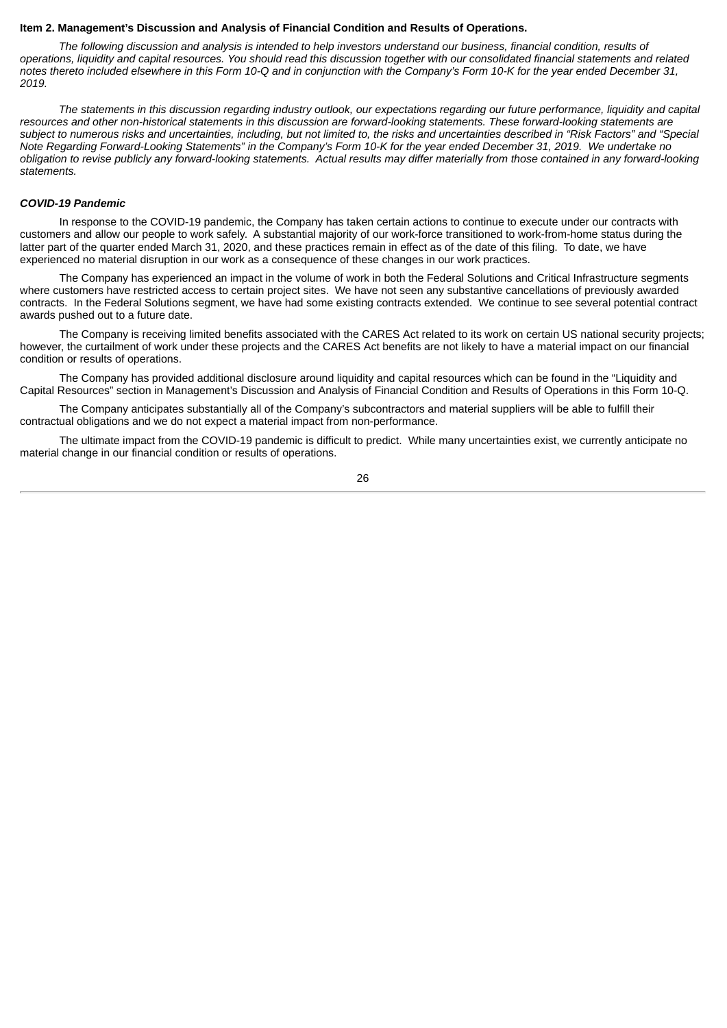**Item 2. Management's Discussion and Analysis of Financial Condition and Results of Operations.**

*The following discussion and analysis is intended to help investors understand our business, financial condition, results of operations, liquidity and capital resources. You should read this discussion together with our consolidated financial statements and related notes thereto included elsewhere in this Form 10-Q and in conjunction with the Company's Form 10-K for the year ended December 31, 2019.*

*The statements in this discussion regarding industry outlook, our expectations regarding our future performance, liquidity and capital resources and other non-historical statements in this discussion are forward-looking statements. These forward-looking statements are subject to numerous risks and uncertainties, including, but not limited to, the risks and uncertainties described in "Risk Factors" and "Special Note Regarding Forward-Looking Statements" in the Company's Form 10-K for the year ended December 31, 2019. We undertake no obligation to revise publicly any forward-looking statements. Actual results may differ materially from those contained in any forward-looking statements.*

***COVID-19 Pandemic***

In response to the COVID-19 pandemic, the Company has taken certain actions to continue to execute under our contracts with customers and allow our people to work safely. A substantial majority of our work-force transitioned to work-from-home status during the latter part of the quarter ended March 31, 2020, and these practices remain in effect as of the date of this filing. To date, we have experienced no material disruption in our work as a consequence of these changes in our work practices.

The Company has experienced an impact in the volume of work in both the Federal Solutions and Critical Infrastructure segments where customers have restricted access to certain project sites. We have not seen any substantive cancellations of previously awarded contracts. In the Federal Solutions segment, we have had some existing contracts extended. We continue to see several potential contract awards pushed out to a future date.

The Company is receiving limited benefits associated with the CARES Act related to its work on certain US national security projects; however, the curtailment of work under these projects and the CARES Act benefits are not likely to have a material impact on our financial condition or results of operations.

The Company has provided additional disclosure around liquidity and capital resources which can be found in the "Liquidity and Capital Resources" section in Management's Discussion and Analysis of Financial Condition and Results of Operations in this Form 10-Q.

The Company anticipates substantially all of the Company's subcontractors and material suppliers will be able to fulfill their contractual obligations and we do not expect a material impact from non-performance.

The ultimate impact from the COVID-19 pandemic is difficult to predict. While many uncertainties exist, we currently anticipate no material change in our financial condition or results of operations.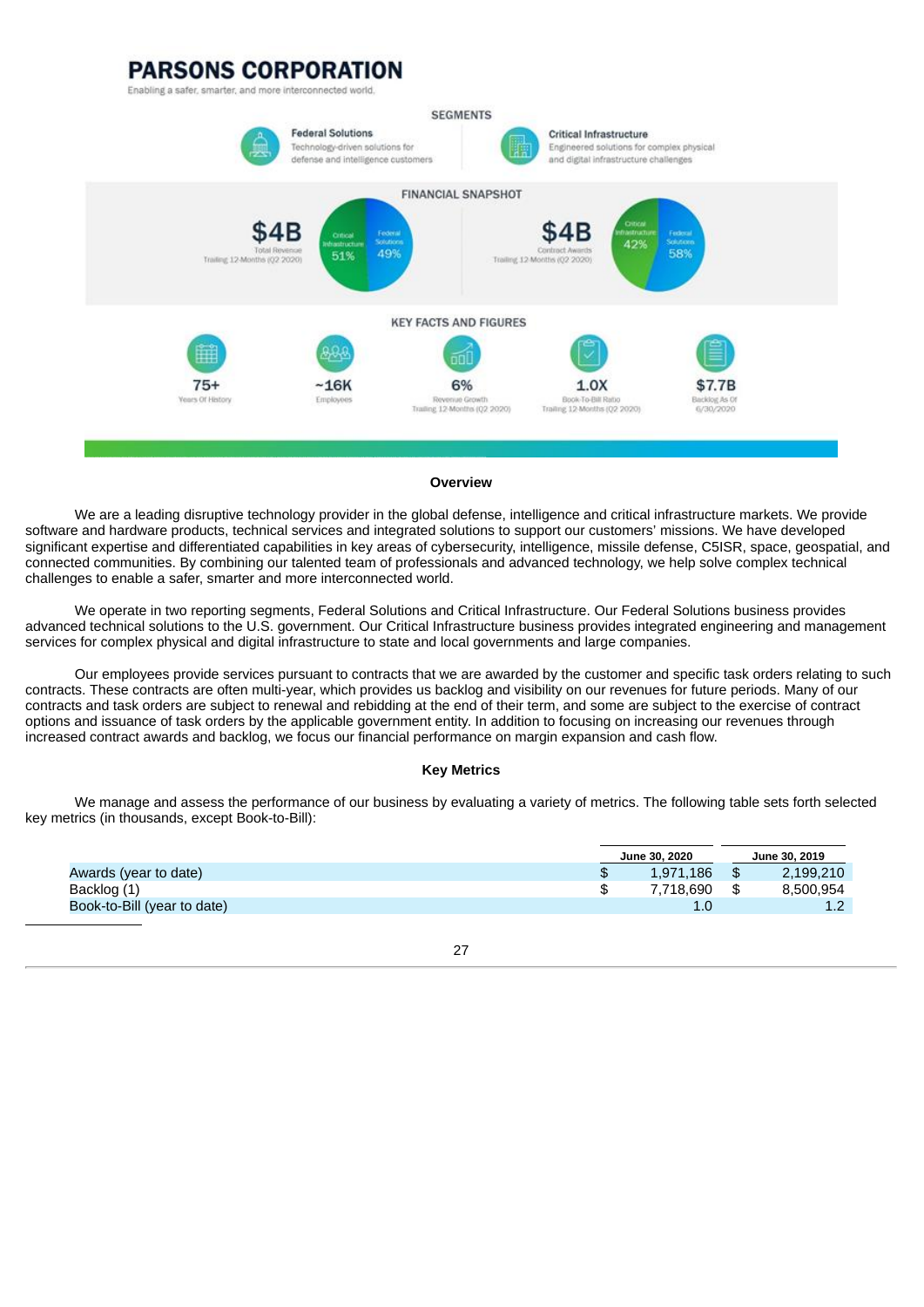# PARSONS CORPORATION

Enabling a safer, smarter, and more interconnected world.

SEGMENTS

**Federal Solutions**
Technology-driven solutions for defense and intelligence customers

**Critical Infrastructure**
Engineered solutions for complex physical and digital infrastructure challenges

FINANCIAL SNAPSHOT

**$4B** Total Revenue Trailing 12-Months (Q2 2020) — Critical Infrastructure 51%, Federal Solutions 49%

**$4B** Contract Awards Trailing 12-Months (Q2 2020) — Critical Infrastructure 42%, Federal Solutions 58%

KEY FACTS AND FIGURES

**75+** Years Of History

**~16K** Employees

**6%** Revenue Growth Trailing 12-Months (Q2 2020)

**1.0X** Book-To-Bill Ratio Trailing 12-Months (Q2 2020)

**$7.7B** Backlog As Of 6/30/2020

**Overview**

We are a leading disruptive technology provider in the global defense, intelligence and critical infrastructure markets. We provide software and hardware products, technical services and integrated solutions to support our customers' missions. We have developed significant expertise and differentiated capabilities in key areas of cybersecurity, intelligence, missile defense, C5ISR, space, geospatial, and connected communities. By combining our talented team of professionals and advanced technology, we help solve complex technical challenges to enable a safer, smarter and more interconnected world.

We operate in two reporting segments, Federal Solutions and Critical Infrastructure. Our Federal Solutions business provides advanced technical solutions to the U.S. government. Our Critical Infrastructure business provides integrated engineering and management services for complex physical and digital infrastructure to state and local governments and large companies.

Our employees provide services pursuant to contracts that we are awarded by the customer and specific task orders relating to such contracts. These contracts are often multi-year, which provides us backlog and visibility on our revenues for future periods. Many of our contracts and task orders are subject to renewal and rebidding at the end of their term, and some are subject to the exercise of contract options and issuance of task orders by the applicable government entity. In addition to focusing on increasing our revenues through increased contract awards and backlog, we focus our financial performance on margin expansion and cash flow.

**Key Metrics**

We manage and assess the performance of our business by evaluating a variety of metrics. The following table sets forth selected key metrics (in thousands, except Book-to-Bill):

| | June 30, 2020 | June 30, 2019 |
|---|---|---|
| Awards (year to date) | $ 1,971,186 | $ 2,199,210 |
| Backlog (1) | $ 7,718,690 | $ 8,500,954 |
| Book-to-Bill (year to date) | 1.0 | 1.2 |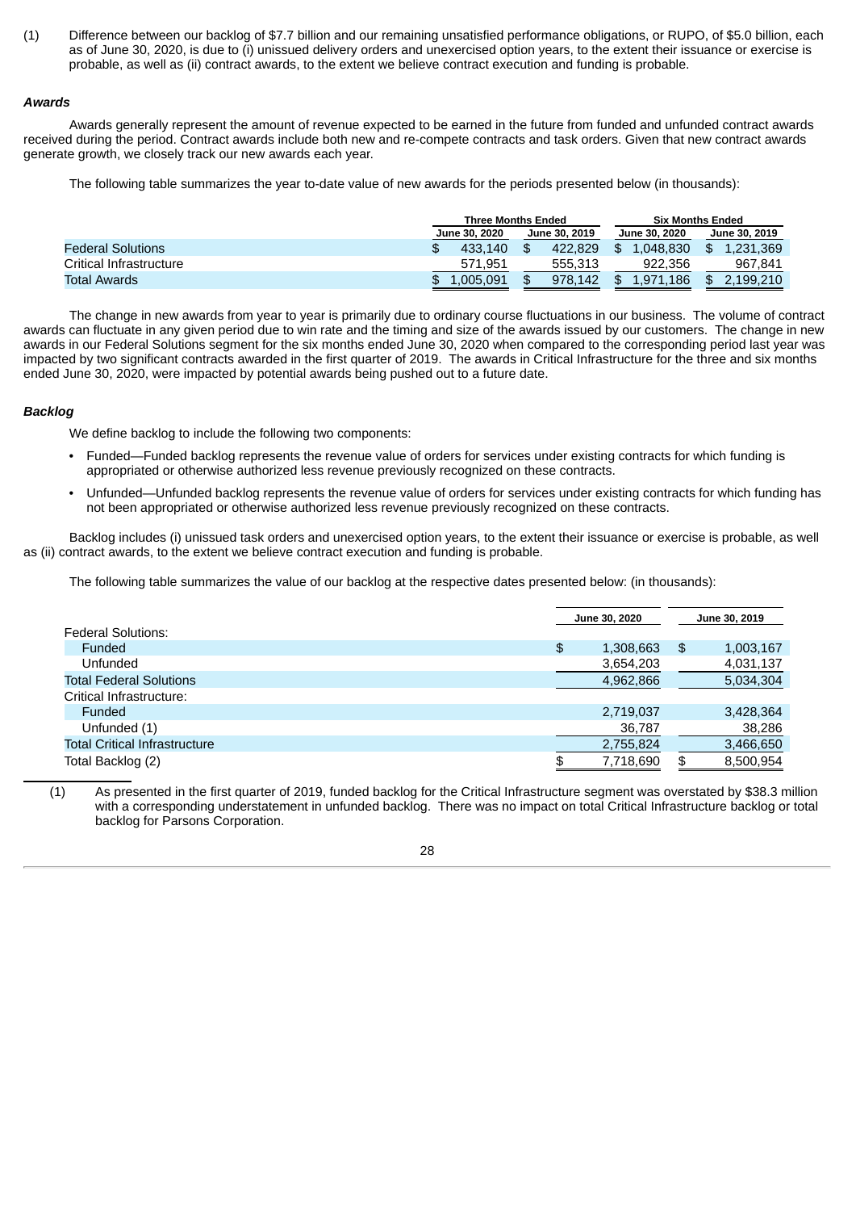(1) Difference between our backlog of $7.7 billion and our remaining unsatisfied performance obligations, or RUPO, of $5.0 billion, each as of June 30, 2020, is due to (i) unissued delivery orders and unexercised option years, to the extent their issuance or exercise is probable, as well as (ii) contract awards, to the extent we believe contract execution and funding is probable.

***Awards***

Awards generally represent the amount of revenue expected to be earned in the future from funded and unfunded contract awards received during the period. Contract awards include both new and re-compete contracts and task orders. Given that new contract awards generate growth, we closely track our new awards each year.

The following table summarizes the year to-date value of new awards for the periods presented below (in thousands):

| | Three Months Ended | | Six Months Ended | |
|---|---|---|---|---|
| | June 30, 2020 | June 30, 2019 | June 30, 2020 | June 30, 2019 |
| Federal Solutions | $ 433,140 | $ 422,829 | $ 1,048,830 | $ 1,231,369 |
| Critical Infrastructure | 571,951 | 555,313 | 922,356 | 967,841 |
| Total Awards | $ 1,005,091 | $ 978,142 | $ 1,971,186 | $ 2,199,210 |

The change in new awards from year to year is primarily due to ordinary course fluctuations in our business. The volume of contract awards can fluctuate in any given period due to win rate and the timing and size of the awards issued by our customers. The change in new awards in our Federal Solutions segment for the six months ended June 30, 2020 when compared to the corresponding period last year was impacted by two significant contracts awarded in the first quarter of 2019. The awards in Critical Infrastructure for the three and six months ended June 30, 2020, were impacted by potential awards being pushed out to a future date.

***Backlog***

We define backlog to include the following two components:

- Funded—Funded backlog represents the revenue value of orders for services under existing contracts for which funding is appropriated or otherwise authorized less revenue previously recognized on these contracts.
- Unfunded—Unfunded backlog represents the revenue value of orders for services under existing contracts for which funding has not been appropriated or otherwise authorized less revenue previously recognized on these contracts.

Backlog includes (i) unissued task orders and unexercised option years, to the extent their issuance or exercise is probable, as well as (ii) contract awards, to the extent we believe contract execution and funding is probable.

The following table summarizes the value of our backlog at the respective dates presented below: (in thousands):

| | June 30, 2020 | June 30, 2019 |
|---|---|---|
| Federal Solutions: | | |
| Funded | $ 1,308,663 | $ 1,003,167 |
| Unfunded | 3,654,203 | 4,031,137 |
| Total Federal Solutions | 4,962,866 | 5,034,304 |
| Critical Infrastructure: | | |
| Funded | 2,719,037 | 3,428,364 |
| Unfunded (1) | 36,787 | 38,286 |
| Total Critical Infrastructure | 2,755,824 | 3,466,650 |
| Total Backlog (2) | $ 7,718,690 | $ 8,500,954 |

(1) As presented in the first quarter of 2019, funded backlog for the Critical Infrastructure segment was overstated by $38.3 million with a corresponding understatement in unfunded backlog. There was no impact on total Critical Infrastructure backlog or total backlog for Parsons Corporation.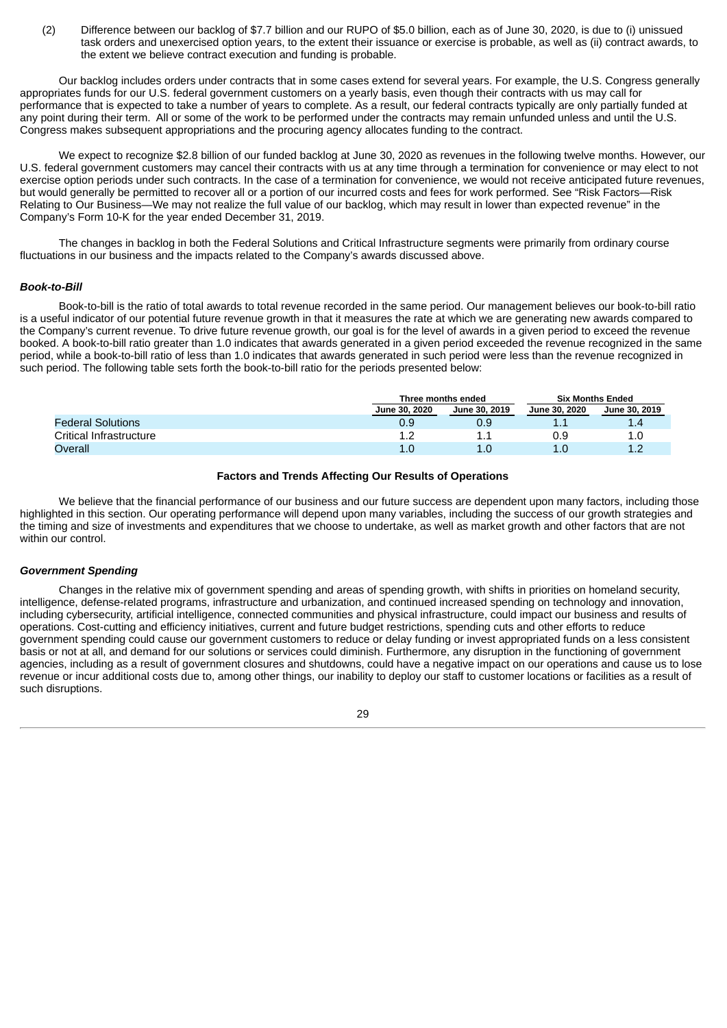(2) Difference between our backlog of $7.7 billion and our RUPO of $5.0 billion, each as of June 30, 2020, is due to (i) unissued task orders and unexercised option years, to the extent their issuance or exercise is probable, as well as (ii) contract awards, to the extent we believe contract execution and funding is probable.

Our backlog includes orders under contracts that in some cases extend for several years. For example, the U.S. Congress generally appropriates funds for our U.S. federal government customers on a yearly basis, even though their contracts with us may call for performance that is expected to take a number of years to complete. As a result, our federal contracts typically are only partially funded at any point during their term. All or some of the work to be performed under the contracts may remain unfunded unless and until the U.S. Congress makes subsequent appropriations and the procuring agency allocates funding to the contract.

We expect to recognize $2.8 billion of our funded backlog at June 30, 2020 as revenues in the following twelve months. However, our U.S. federal government customers may cancel their contracts with us at any time through a termination for convenience or may elect to not exercise option periods under such contracts. In the case of a termination for convenience, we would not receive anticipated future revenues, but would generally be permitted to recover all or a portion of our incurred costs and fees for work performed. See "Risk Factors—Risk Relating to Our Business—We may not realize the full value of our backlog, which may result in lower than expected revenue" in the Company's Form 10-K for the year ended December 31, 2019.

The changes in backlog in both the Federal Solutions and Critical Infrastructure segments were primarily from ordinary course fluctuations in our business and the impacts related to the Company's awards discussed above.

***Book-to-Bill***

Book-to-bill is the ratio of total awards to total revenue recorded in the same period. Our management believes our book-to-bill ratio is a useful indicator of our potential future revenue growth in that it measures the rate at which we are generating new awards compared to the Company's current revenue. To drive future revenue growth, our goal is for the level of awards in a given period to exceed the revenue booked. A book-to-bill ratio greater than 1.0 indicates that awards generated in a given period exceeded the revenue recognized in the same period, while a book-to-bill ratio of less than 1.0 indicates that awards generated in such period were less than the revenue recognized in such period. The following table sets forth the book-to-bill ratio for the periods presented below:

| | Three months ended | | Six Months Ended | |
|---|---|---|---|---|
| | June 30, 2020 | June 30, 2019 | June 30, 2020 | June 30, 2019 |
| Federal Solutions | 0.9 | 0.9 | 1.1 | 1.4 |
| Critical Infrastructure | 1.2 | 1.1 | 0.9 | 1.0 |
| Overall | 1.0 | 1.0 | 1.0 | 1.2 |

## Factors and Trends Affecting Our Results of Operations

We believe that the financial performance of our business and our future success are dependent upon many factors, including those highlighted in this section. Our operating performance will depend upon many variables, including the success of our growth strategies and the timing and size of investments and expenditures that we choose to undertake, as well as market growth and other factors that are not within our control.

***Government Spending***

Changes in the relative mix of government spending and areas of spending growth, with shifts in priorities on homeland security, intelligence, defense-related programs, infrastructure and urbanization, and continued increased spending on technology and innovation, including cybersecurity, artificial intelligence, connected communities and physical infrastructure, could impact our business and results of operations. Cost-cutting and efficiency initiatives, current and future budget restrictions, spending cuts and other efforts to reduce government spending could cause our government customers to reduce or delay funding or invest appropriated funds on a less consistent basis or not at all, and demand for our solutions or services could diminish. Furthermore, any disruption in the functioning of government agencies, including as a result of government closures and shutdowns, could have a negative impact on our operations and cause us to lose revenue or incur additional costs due to, among other things, our inability to deploy our staff to customer locations or facilities as a result of such disruptions.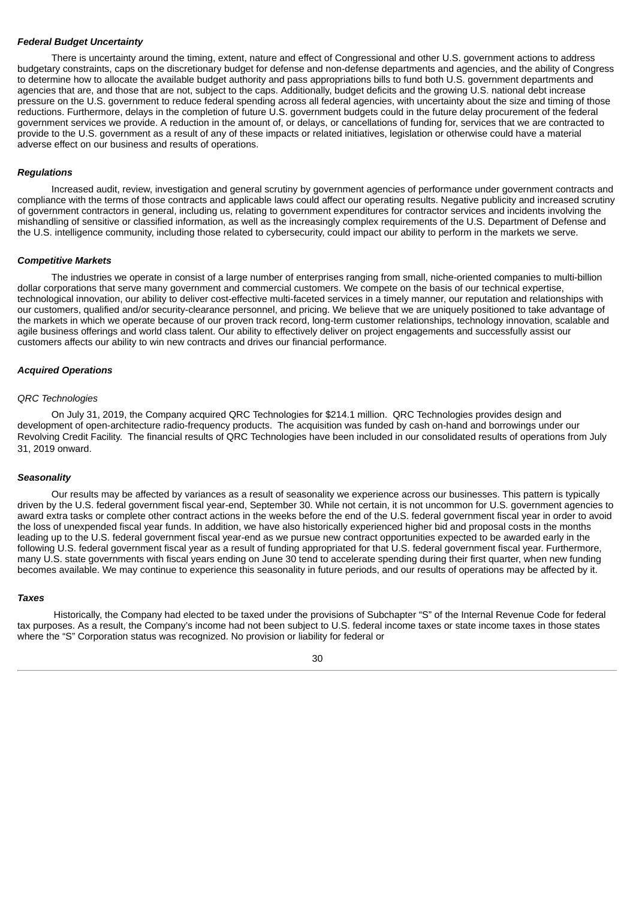***Federal Budget Uncertainty***

There is uncertainty around the timing, extent, nature and effect of Congressional and other U.S. government actions to address budgetary constraints, caps on the discretionary budget for defense and non-defense departments and agencies, and the ability of Congress to determine how to allocate the available budget authority and pass appropriations bills to fund both U.S. government departments and agencies that are, and those that are not, subject to the caps. Additionally, budget deficits and the growing U.S. national debt increase pressure on the U.S. government to reduce federal spending across all federal agencies, with uncertainty about the size and timing of those reductions. Furthermore, delays in the completion of future U.S. government budgets could in the future delay procurement of the federal government services we provide. A reduction in the amount of, or delays, or cancellations of funding for, services that we are contracted to provide to the U.S. government as a result of any of these impacts or related initiatives, legislation or otherwise could have a material adverse effect on our business and results of operations.

***Regulations***

Increased audit, review, investigation and general scrutiny by government agencies of performance under government contracts and compliance with the terms of those contracts and applicable laws could affect our operating results. Negative publicity and increased scrutiny of government contractors in general, including us, relating to government expenditures for contractor services and incidents involving the mishandling of sensitive or classified information, as well as the increasingly complex requirements of the U.S. Department of Defense and the U.S. intelligence community, including those related to cybersecurity, could impact our ability to perform in the markets we serve.

***Competitive Markets***

The industries we operate in consist of a large number of enterprises ranging from small, niche-oriented companies to multi-billion dollar corporations that serve many government and commercial customers. We compete on the basis of our technical expertise, technological innovation, our ability to deliver cost-effective multi-faceted services in a timely manner, our reputation and relationships with our customers, qualified and/or security-clearance personnel, and pricing. We believe that we are uniquely positioned to take advantage of the markets in which we operate because of our proven track record, long-term customer relationships, technology innovation, scalable and agile business offerings and world class talent. Our ability to effectively deliver on project engagements and successfully assist our customers affects our ability to win new contracts and drives our financial performance.

***Acquired Operations***

*QRC Technologies*

On July 31, 2019, the Company acquired QRC Technologies for $214.1 million. QRC Technologies provides design and development of open-architecture radio-frequency products. The acquisition was funded by cash on-hand and borrowings under our Revolving Credit Facility. The financial results of QRC Technologies have been included in our consolidated results of operations from July 31, 2019 onward.

***Seasonality***

Our results may be affected by variances as a result of seasonality we experience across our businesses. This pattern is typically driven by the U.S. federal government fiscal year-end, September 30. While not certain, it is not uncommon for U.S. government agencies to award extra tasks or complete other contract actions in the weeks before the end of the U.S. federal government fiscal year in order to avoid the loss of unexpended fiscal year funds. In addition, we have also historically experienced higher bid and proposal costs in the months leading up to the U.S. federal government fiscal year-end as we pursue new contract opportunities expected to be awarded early in the following U.S. federal government fiscal year as a result of funding appropriated for that U.S. federal government fiscal year. Furthermore, many U.S. state governments with fiscal years ending on June 30 tend to accelerate spending during their first quarter, when new funding becomes available. We may continue to experience this seasonality in future periods, and our results of operations may be affected by it.

***Taxes***

Historically, the Company had elected to be taxed under the provisions of Subchapter "S" of the Internal Revenue Code for federal tax purposes. As a result, the Company's income had not been subject to U.S. federal income taxes or state income taxes in those states where the "S" Corporation status was recognized. No provision or liability for federal or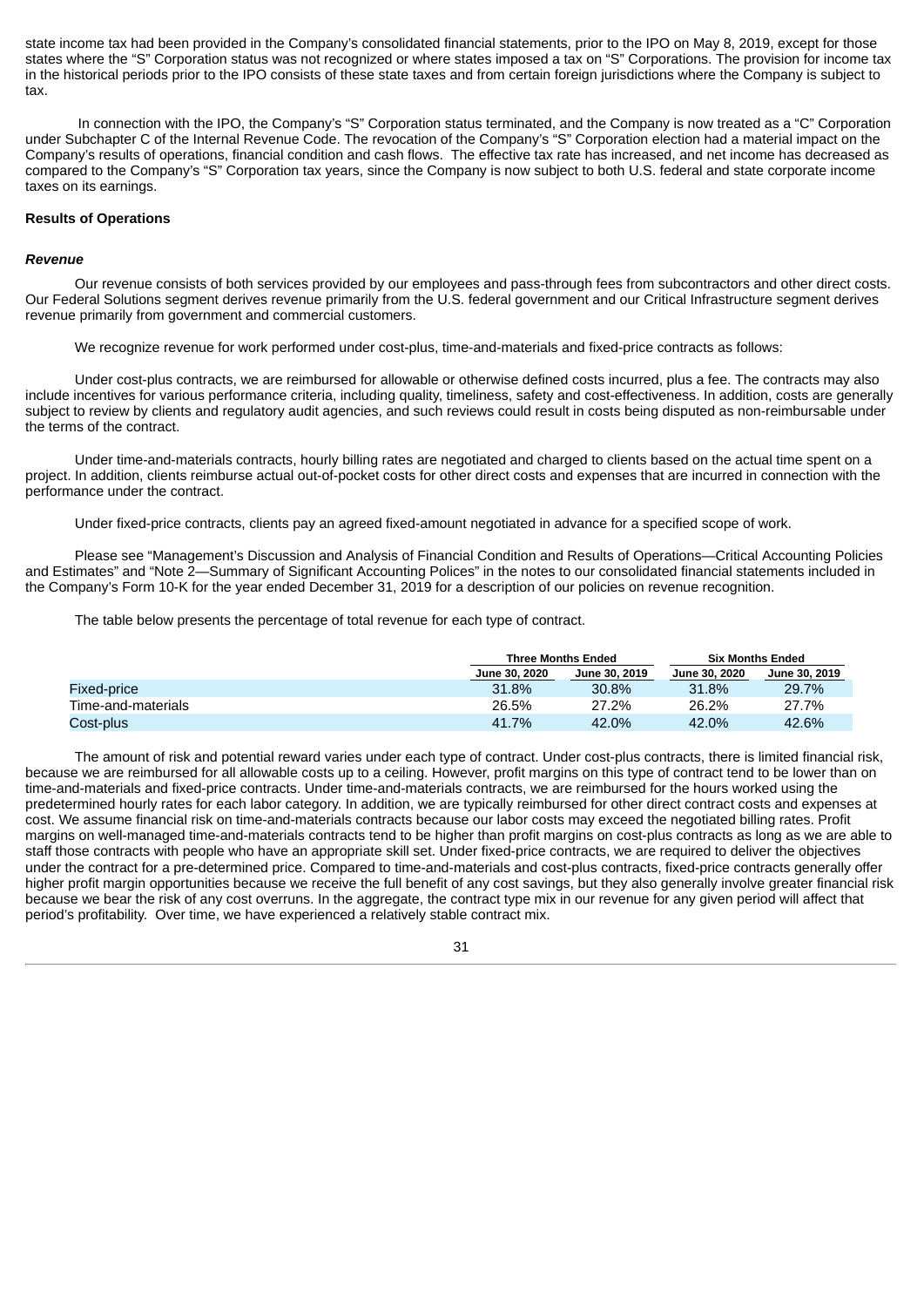state income tax had been provided in the Company's consolidated financial statements, prior to the IPO on May 8, 2019, except for those states where the "S" Corporation status was not recognized or where states imposed a tax on "S" Corporations. The provision for income tax in the historical periods prior to the IPO consists of these state taxes and from certain foreign jurisdictions where the Company is subject to tax.

In connection with the IPO, the Company's "S" Corporation status terminated, and the Company is now treated as a "C" Corporation under Subchapter C of the Internal Revenue Code. The revocation of the Company's "S" Corporation election had a material impact on the Company's results of operations, financial condition and cash flows. The effective tax rate has increased, and net income has decreased as compared to the Company's "S" Corporation tax years, since the Company is now subject to both U.S. federal and state corporate income taxes on its earnings.

**Results of Operations**

***Revenue***

Our revenue consists of both services provided by our employees and pass-through fees from subcontractors and other direct costs. Our Federal Solutions segment derives revenue primarily from the U.S. federal government and our Critical Infrastructure segment derives revenue primarily from government and commercial customers.

We recognize revenue for work performed under cost-plus, time-and-materials and fixed-price contracts as follows:

Under cost-plus contracts, we are reimbursed for allowable or otherwise defined costs incurred, plus a fee. The contracts may also include incentives for various performance criteria, including quality, timeliness, safety and cost-effectiveness. In addition, costs are generally subject to review by clients and regulatory audit agencies, and such reviews could result in costs being disputed as non-reimbursable under the terms of the contract.

Under time-and-materials contracts, hourly billing rates are negotiated and charged to clients based on the actual time spent on a project. In addition, clients reimburse actual out-of-pocket costs for other direct costs and expenses that are incurred in connection with the performance under the contract.

Under fixed-price contracts, clients pay an agreed fixed-amount negotiated in advance for a specified scope of work.

Please see "Management's Discussion and Analysis of Financial Condition and Results of Operations—Critical Accounting Policies and Estimates" and "Note 2—Summary of Significant Accounting Polices" in the notes to our consolidated financial statements included in the Company's Form 10-K for the year ended December 31, 2019 for a description of our policies on revenue recognition.

The table below presents the percentage of total revenue for each type of contract.

| | Three Months Ended | | Six Months Ended | |
|---|---|---|---|---|
| | June 30, 2020 | June 30, 2019 | June 30, 2020 | June 30, 2019 |
| Fixed-price | 31.8% | 30.8% | 31.8% | 29.7% |
| Time-and-materials | 26.5% | 27.2% | 26.2% | 27.7% |
| Cost-plus | 41.7% | 42.0% | 42.0% | 42.6% |

The amount of risk and potential reward varies under each type of contract. Under cost-plus contracts, there is limited financial risk, because we are reimbursed for all allowable costs up to a ceiling. However, profit margins on this type of contract tend to be lower than on time-and-materials and fixed-price contracts. Under time-and-materials contracts, we are reimbursed for the hours worked using the predetermined hourly rates for each labor category. In addition, we are typically reimbursed for other direct contract costs and expenses at cost. We assume financial risk on time-and-materials contracts because our labor costs may exceed the negotiated billing rates. Profit margins on well-managed time-and-materials contracts tend to be higher than profit margins on cost-plus contracts as long as we are able to staff those contracts with people who have an appropriate skill set. Under fixed-price contracts, we are required to deliver the objectives under the contract for a pre-determined price. Compared to time-and-materials and cost-plus contracts, fixed-price contracts generally offer higher profit margin opportunities because we receive the full benefit of any cost savings, but they also generally involve greater financial risk because we bear the risk of any cost overruns. In the aggregate, the contract type mix in our revenue for any given period will affect that period's profitability. Over time, we have experienced a relatively stable contract mix.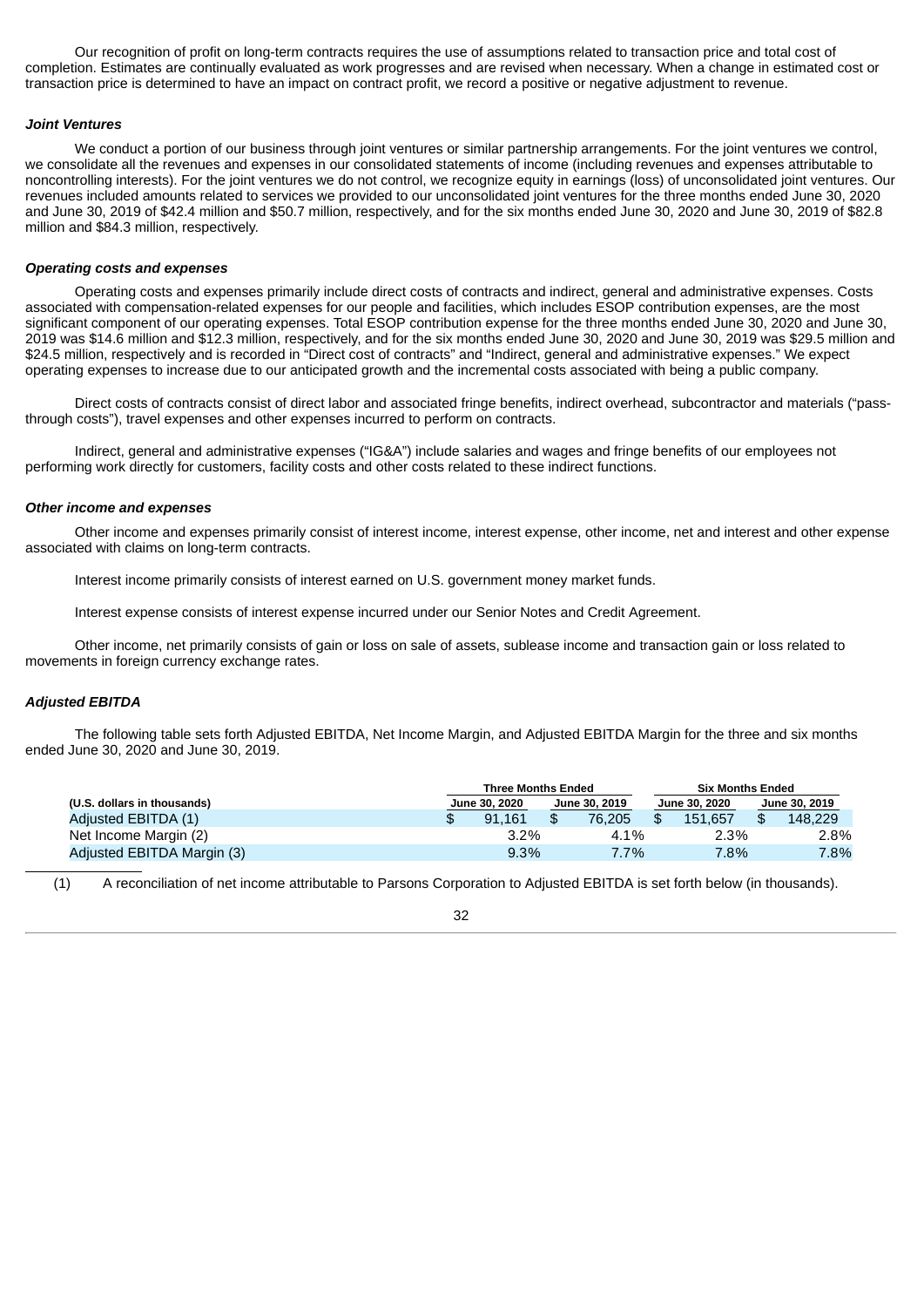Our recognition of profit on long-term contracts requires the use of assumptions related to transaction price and total cost of completion. Estimates are continually evaluated as work progresses and are revised when necessary. When a change in estimated cost or transaction price is determined to have an impact on contract profit, we record a positive or negative adjustment to revenue.

***Joint Ventures***

We conduct a portion of our business through joint ventures or similar partnership arrangements. For the joint ventures we control, we consolidate all the revenues and expenses in our consolidated statements of income (including revenues and expenses attributable to noncontrolling interests). For the joint ventures we do not control, we recognize equity in earnings (loss) of unconsolidated joint ventures. Our revenues included amounts related to services we provided to our unconsolidated joint ventures for the three months ended June 30, 2020 and June 30, 2019 of $42.4 million and $50.7 million, respectively, and for the six months ended June 30, 2020 and June 30, 2019 of $82.8 million and $84.3 million, respectively.

***Operating costs and expenses***

Operating costs and expenses primarily include direct costs of contracts and indirect, general and administrative expenses. Costs associated with compensation-related expenses for our people and facilities, which includes ESOP contribution expenses, are the most significant component of our operating expenses. Total ESOP contribution expense for the three months ended June 30, 2020 and June 30, 2019 was $14.6 million and $12.3 million, respectively, and for the six months ended June 30, 2020 and June 30, 2019 was $29.5 million and $24.5 million, respectively and is recorded in "Direct cost of contracts" and "Indirect, general and administrative expenses." We expect operating expenses to increase due to our anticipated growth and the incremental costs associated with being a public company.

Direct costs of contracts consist of direct labor and associated fringe benefits, indirect overhead, subcontractor and materials ("pass-through costs"), travel expenses and other expenses incurred to perform on contracts.

Indirect, general and administrative expenses ("IG&A") include salaries and wages and fringe benefits of our employees not performing work directly for customers, facility costs and other costs related to these indirect functions.

***Other income and expenses***

Other income and expenses primarily consist of interest income, interest expense, other income, net and interest and other expense associated with claims on long-term contracts.

Interest income primarily consists of interest earned on U.S. government money market funds.

Interest expense consists of interest expense incurred under our Senior Notes and Credit Agreement.

Other income, net primarily consists of gain or loss on sale of assets, sublease income and transaction gain or loss related to movements in foreign currency exchange rates.

***Adjusted EBITDA***

The following table sets forth Adjusted EBITDA, Net Income Margin, and Adjusted EBITDA Margin for the three and six months ended June 30, 2020 and June 30, 2019.

| | Three Months Ended | | Six Months Ended | |
|---|---|---|---|---|
| **(U.S. dollars in thousands)** | **June 30, 2020** | **June 30, 2019** | **June 30, 2020** | **June 30, 2019** |
| Adjusted EBITDA (1) | $ 91,161 | $ 76,205 | $ 151,657 | $ 148,229 |
| Net Income Margin (2) | 3.2% | 4.1% | 2.3% | 2.8% |
| Adjusted EBITDA Margin (3) | 9.3% | 7.7% | 7.8% | 7.8% |

(1) A reconciliation of net income attributable to Parsons Corporation to Adjusted EBITDA is set forth below (in thousands).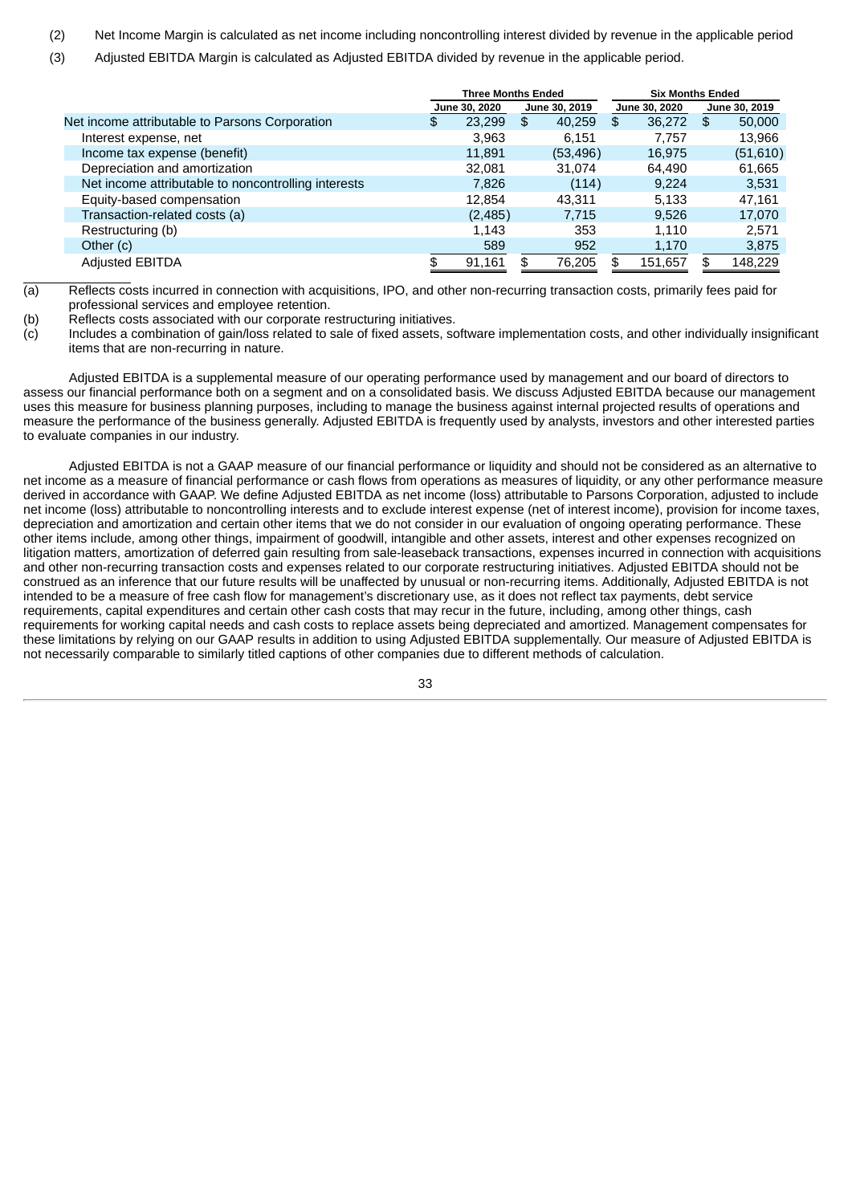(2) Net Income Margin is calculated as net income including noncontrolling interest divided by revenue in the applicable period

(3) Adjusted EBITDA Margin is calculated as Adjusted EBITDA divided by revenue in the applicable period.

| | Three Months Ended | | Six Months Ended | |
|---|---|---|---|---|
| | June 30, 2020 | June 30, 2019 | June 30, 2020 | June 30, 2019 |
| Net income attributable to Parsons Corporation | $ 23,299 | $ 40,259 | $ 36,272 | $ 50,000 |
| Interest expense, net | 3,963 | 6,151 | 7,757 | 13,966 |
| Income tax expense (benefit) | 11,891 | (53,496) | 16,975 | (51,610) |
| Depreciation and amortization | 32,081 | 31,074 | 64,490 | 61,665 |
| Net income attributable to noncontrolling interests | 7,826 | (114) | 9,224 | 3,531 |
| Equity-based compensation | 12,854 | 43,311 | 5,133 | 47,161 |
| Transaction-related costs (a) | (2,485) | 7,715 | 9,526 | 17,070 |
| Restructuring (b) | 1,143 | 353 | 1,110 | 2,571 |
| Other (c) | 589 | 952 | 1,170 | 3,875 |
| Adjusted EBITDA | $ 91,161 | $ 76,205 | $ 151,657 | $ 148,229 |

(a) Reflects costs incurred in connection with acquisitions, IPO, and other non-recurring transaction costs, primarily fees paid for professional services and employee retention.

(b) Reflects costs associated with our corporate restructuring initiatives.

(c) Includes a combination of gain/loss related to sale of fixed assets, software implementation costs, and other individually insignificant items that are non-recurring in nature.

Adjusted EBITDA is a supplemental measure of our operating performance used by management and our board of directors to assess our financial performance both on a segment and on a consolidated basis. We discuss Adjusted EBITDA because our management uses this measure for business planning purposes, including to manage the business against internal projected results of operations and measure the performance of the business generally. Adjusted EBITDA is frequently used by analysts, investors and other interested parties to evaluate companies in our industry.

Adjusted EBITDA is not a GAAP measure of our financial performance or liquidity and should not be considered as an alternative to net income as a measure of financial performance or cash flows from operations as measures of liquidity, or any other performance measure derived in accordance with GAAP. We define Adjusted EBITDA as net income (loss) attributable to Parsons Corporation, adjusted to include net income (loss) attributable to noncontrolling interests and to exclude interest expense (net of interest income), provision for income taxes, depreciation and amortization and certain other items that we do not consider in our evaluation of ongoing operating performance. These other items include, among other things, impairment of goodwill, intangible and other assets, interest and other expenses recognized on litigation matters, amortization of deferred gain resulting from sale-leaseback transactions, expenses incurred in connection with acquisitions and other non-recurring transaction costs and expenses related to our corporate restructuring initiatives. Adjusted EBITDA should not be construed as an inference that our future results will be unaffected by unusual or non-recurring items. Additionally, Adjusted EBITDA is not intended to be a measure of free cash flow for management's discretionary use, as it does not reflect tax payments, debt service requirements, capital expenditures and certain other cash costs that may recur in the future, including, among other things, cash requirements for working capital needs and cash costs to replace assets being depreciated and amortized. Management compensates for these limitations by relying on our GAAP results in addition to using Adjusted EBITDA supplementally. Our measure of Adjusted EBITDA is not necessarily comparable to similarly titled captions of other companies due to different methods of calculation.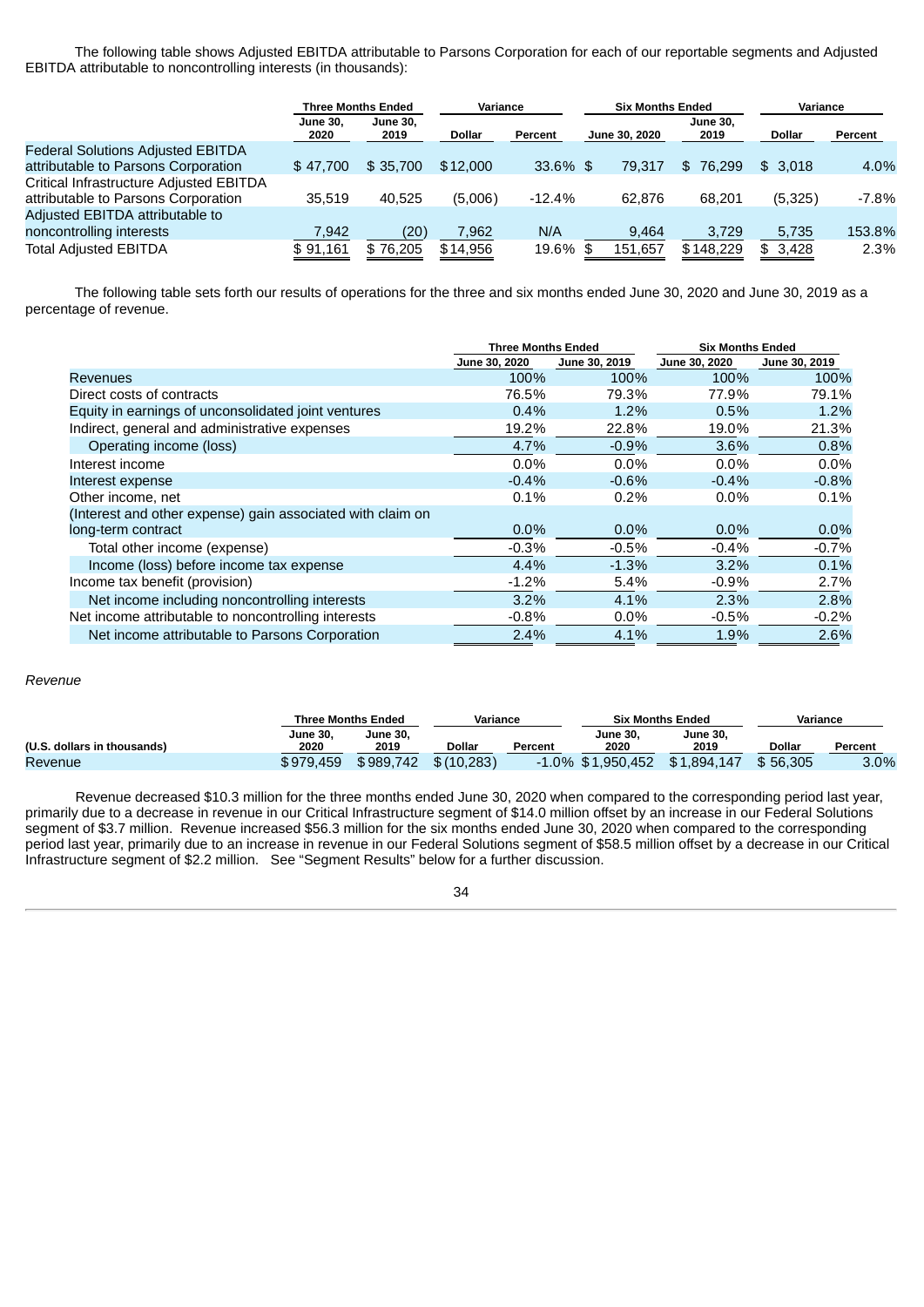The following table shows Adjusted EBITDA attributable to Parsons Corporation for each of our reportable segments and Adjusted EBITDA attributable to noncontrolling interests (in thousands):

| | Three Months Ended | | Variance | | Six Months Ended | | Variance | |
|---|---|---|---|---|---|---|---|---|
| | June 30, 2020 | June 30, 2019 | Dollar | Percent | June 30, 2020 | June 30, 2019 | Dollar | Percent |
| Federal Solutions Adjusted EBITDA attributable to Parsons Corporation | $ 47,700 | $ 35,700 | $ 12,000 | 33.6% | $ 79,317 | $ 76,299 | $ 3,018 | 4.0% |
| Critical Infrastructure Adjusted EBITDA attributable to Parsons Corporation | 35,519 | 40,525 | (5,006) | -12.4% | 62,876 | 68,201 | (5,325) | -7.8% |
| Adjusted EBITDA attributable to noncontrolling interests | 7,942 | (20) | 7,962 | N/A | 9,464 | 3,729 | 5,735 | 153.8% |
| Total Adjusted EBITDA | $ 91,161 | $ 76,205 | $ 14,956 | 19.6% | $ 151,657 | $ 148,229 | $ 3,428 | 2.3% |

The following table sets forth our results of operations for the three and six months ended June 30, 2020 and June 30, 2019 as a percentage of revenue.

| | Three Months Ended | | Six Months Ended | |
|---|---|---|---|---|
| | June 30, 2020 | June 30, 2019 | June 30, 2020 | June 30, 2019 |
| Revenues | 100% | 100% | 100% | 100% |
| Direct costs of contracts | 76.5% | 79.3% | 77.9% | 79.1% |
| Equity in earnings of unconsolidated joint ventures | 0.4% | 1.2% | 0.5% | 1.2% |
| Indirect, general and administrative expenses | 19.2% | 22.8% | 19.0% | 21.3% |
| Operating income (loss) | 4.7% | -0.9% | 3.6% | 0.8% |
| Interest income | 0.0% | 0.0% | 0.0% | 0.0% |
| Interest expense | -0.4% | -0.6% | -0.4% | -0.8% |
| Other income, net | 0.1% | 0.2% | 0.0% | 0.1% |
| (Interest and other expense) gain associated with claim on long-term contract | 0.0% | 0.0% | 0.0% | 0.0% |
| Total other income (expense) | -0.3% | -0.5% | -0.4% | -0.7% |
| Income (loss) before income tax expense | 4.4% | -1.3% | 3.2% | 0.1% |
| Income tax benefit (provision) | -1.2% | 5.4% | -0.9% | 2.7% |
| Net income including noncontrolling interests | 3.2% | 4.1% | 2.3% | 2.8% |
| Net income attributable to noncontrolling interests | -0.8% | 0.0% | -0.5% | -0.2% |
| Net income attributable to Parsons Corporation | 2.4% | 4.1% | 1.9% | 2.6% |

*Revenue*

| | Three Months Ended | | Variance | | Six Months Ended | | Variance | |
|---|---|---|---|---|---|---|---|---|
| (U.S. dollars in thousands) | June 30, 2020 | June 30, 2019 | Dollar | Percent | June 30, 2020 | June 30, 2019 | Dollar | Percent |
| Revenue | $ 979,459 | $ 989,742 | $ (10,283) | -1.0% | $ 1,950,452 | $ 1,894,147 | $ 56,305 | 3.0% |

Revenue decreased $10.3 million for the three months ended June 30, 2020 when compared to the corresponding period last year, primarily due to a decrease in revenue in our Critical Infrastructure segment of $14.0 million offset by an increase in our Federal Solutions segment of $3.7 million. Revenue increased $56.3 million for the six months ended June 30, 2020 when compared to the corresponding period last year, primarily due to an increase in revenue in our Federal Solutions segment of $58.5 million offset by a decrease in our Critical Infrastructure segment of $2.2 million. See "Segment Results" below for a further discussion.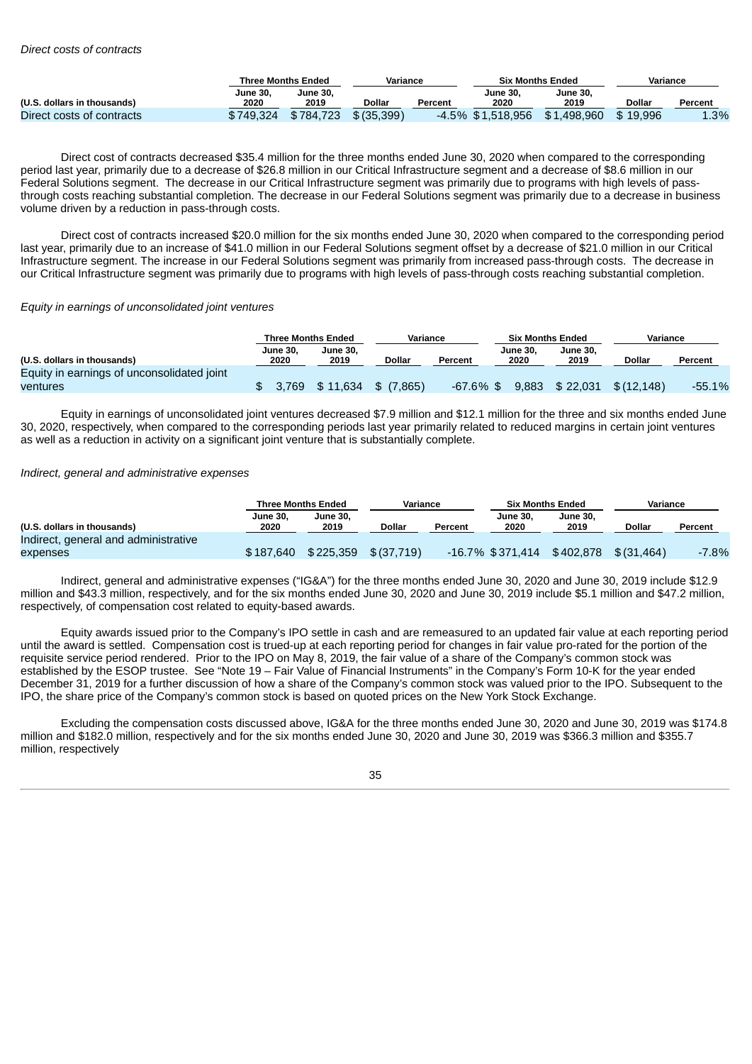*Direct costs of contracts*

| | Three Months Ended | | Variance | | Six Months Ended | | Variance | |
|---|---|---|---|---|---|---|---|---|
| (U.S. dollars in thousands) | June 30, 2020 | June 30, 2019 | Dollar | Percent | June 30, 2020 | June 30, 2019 | Dollar | Percent |
| Direct costs of contracts | $749,324 | $784,723 | $(35,399) | -4.5% | $1,518,956 | $1,498,960 | $19,996 | 1.3% |

Direct cost of contracts decreased $35.4 million for the three months ended June 30, 2020 when compared to the corresponding period last year, primarily due to a decrease of $26.8 million in our Critical Infrastructure segment and a decrease of $8.6 million in our Federal Solutions segment. The decrease in our Critical Infrastructure segment was primarily due to programs with high levels of pass-through costs reaching substantial completion. The decrease in our Federal Solutions segment was primarily due to a decrease in business volume driven by a reduction in pass-through costs.

Direct cost of contracts increased $20.0 million for the six months ended June 30, 2020 when compared to the corresponding period last year, primarily due to an increase of $41.0 million in our Federal Solutions segment offset by a decrease of $21.0 million in our Critical Infrastructure segment. The increase in our Federal Solutions segment was primarily from increased pass-through costs. The decrease in our Critical Infrastructure segment was primarily due to programs with high levels of pass-through costs reaching substantial completion.

*Equity in earnings of unconsolidated joint ventures*

| | Three Months Ended | | Variance | | Six Months Ended | | Variance | |
|---|---|---|---|---|---|---|---|---|
| (U.S. dollars in thousands) | June 30, 2020 | June 30, 2019 | Dollar | Percent | June 30, 2020 | June 30, 2019 | Dollar | Percent |
| Equity in earnings of unconsolidated joint ventures | $ 3,769 | $ 11,634 | $ (7,865) | -67.6% | $ 9,883 | $ 22,031 | $ (12,148) | -55.1% |

Equity in earnings of unconsolidated joint ventures decreased $7.9 million and $12.1 million for the three and six months ended June 30, 2020, respectively, when compared to the corresponding periods last year primarily related to reduced margins in certain joint ventures as well as a reduction in activity on a significant joint venture that is substantially complete.

*Indirect, general and administrative expenses*

| | Three Months Ended | | Variance | | Six Months Ended | | Variance | |
|---|---|---|---|---|---|---|---|---|
| (U.S. dollars in thousands) | June 30, 2020 | June 30, 2019 | Dollar | Percent | June 30, 2020 | June 30, 2019 | Dollar | Percent |
| Indirect, general and administrative expenses | $187,640 | $225,359 | $(37,719) | -16.7% | $371,414 | $402,878 | $(31,464) | -7.8% |

Indirect, general and administrative expenses ("IG&A") for the three months ended June 30, 2020 and June 30, 2019 include $12.9 million and $43.3 million, respectively, and for the six months ended June 30, 2020 and June 30, 2019 include $5.1 million and $47.2 million, respectively, of compensation cost related to equity-based awards.

Equity awards issued prior to the Company's IPO settle in cash and are remeasured to an updated fair value at each reporting period until the award is settled. Compensation cost is trued-up at each reporting period for changes in fair value pro-rated for the portion of the requisite service period rendered. Prior to the IPO on May 8, 2019, the fair value of a share of the Company's common stock was established by the ESOP trustee. See "Note 19 – Fair Value of Financial Instruments" in the Company's Form 10-K for the year ended December 31, 2019 for a further discussion of how a share of the Company's common stock was valued prior to the IPO. Subsequent to the IPO, the share price of the Company's common stock is based on quoted prices on the New York Stock Exchange.

Excluding the compensation costs discussed above, IG&A for the three months ended June 30, 2020 and June 30, 2019 was $174.8 million and $182.0 million, respectively and for the six months ended June 30, 2020 and June 30, 2019 was $366.3 million and $355.7 million, respectively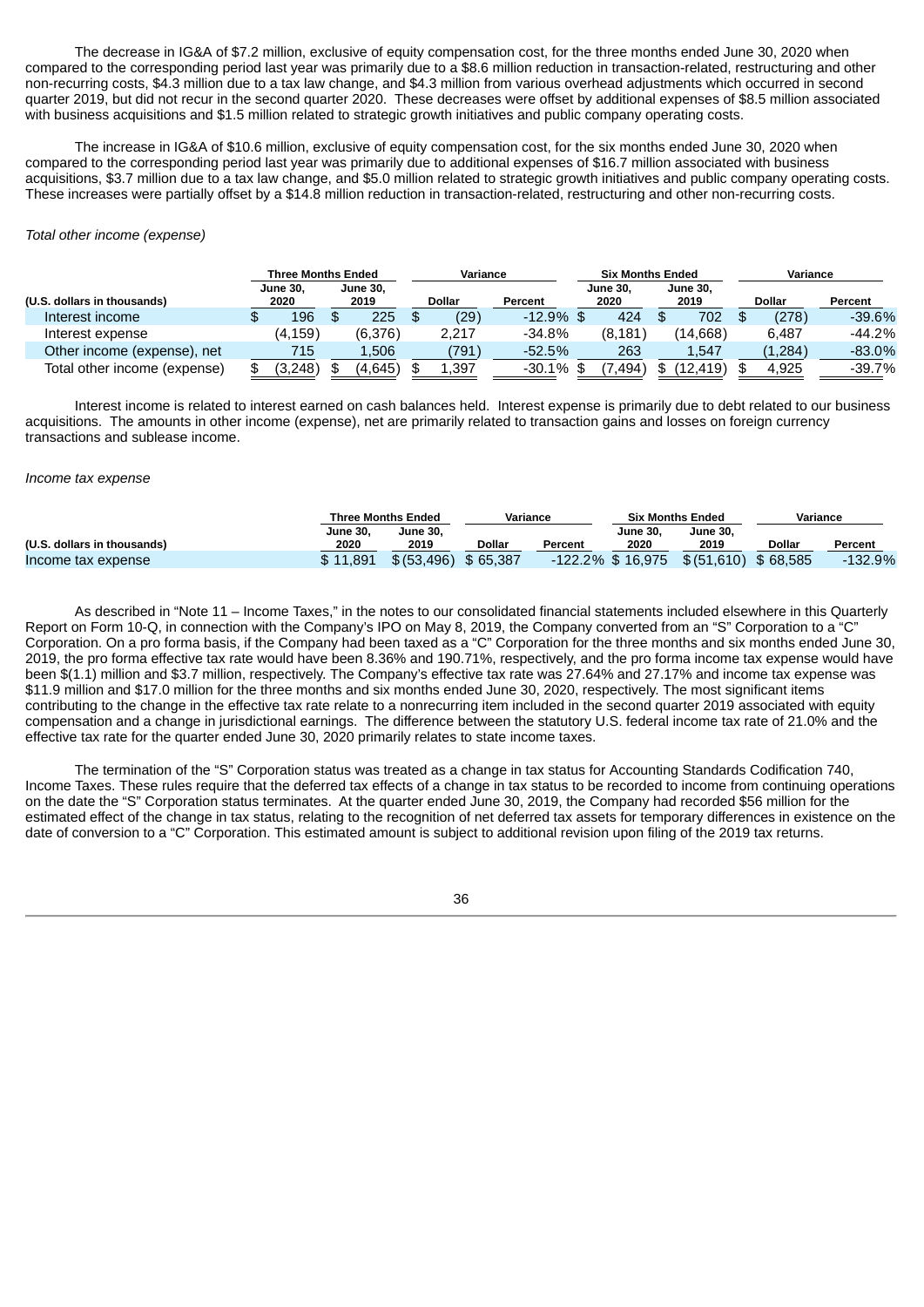The decrease in IG&A of $7.2 million, exclusive of equity compensation cost, for the three months ended June 30, 2020 when compared to the corresponding period last year was primarily due to a $8.6 million reduction in transaction-related, restructuring and other non-recurring costs, $4.3 million due to a tax law change, and $4.3 million from various overhead adjustments which occurred in second quarter 2019, but did not recur in the second quarter 2020. These decreases were offset by additional expenses of $8.5 million associated with business acquisitions and $1.5 million related to strategic growth initiatives and public company operating costs.

The increase in IG&A of $10.6 million, exclusive of equity compensation cost, for the six months ended June 30, 2020 when compared to the corresponding period last year was primarily due to additional expenses of $16.7 million associated with business acquisitions, $3.7 million due to a tax law change, and $5.0 million related to strategic growth initiatives and public company operating costs. These increases were partially offset by a $14.8 million reduction in transaction-related, restructuring and other non-recurring costs.

*Total other income (expense)*

| | Three Months Ended | | Variance | | Six Months Ended | | Variance | |
|---|---|---|---|---|---|---|---|---|
| (U.S. dollars in thousands) | June 30, 2020 | June 30, 2019 | Dollar | Percent | June 30, 2020 | June 30, 2019 | Dollar | Percent |
| Interest income | $ 196 | $ 225 | $ (29) | -12.9% | $ 424 | $ 702 | $ (278) | -39.6% |
| Interest expense | (4,159) | (6,376) | 2,217 | -34.8% | (8,181) | (14,668) | 6,487 | -44.2% |
| Other income (expense), net | 715 | 1,506 | (791) | -52.5% | 263 | 1,547 | (1,284) | -83.0% |
| Total other income (expense) | $ (3,248) | $ (4,645) | $ 1,397 | -30.1% | $ (7,494) | $ (12,419) | $ 4,925 | -39.7% |

Interest income is related to interest earned on cash balances held. Interest expense is primarily due to debt related to our business acquisitions. The amounts in other income (expense), net are primarily related to transaction gains and losses on foreign currency transactions and sublease income.

*Income tax expense*

| | Three Months Ended | | Variance | | Six Months Ended | | Variance | |
|---|---|---|---|---|---|---|---|---|
| (U.S. dollars in thousands) | June 30, 2020 | June 30, 2019 | Dollar | Percent | June 30, 2020 | June 30, 2019 | Dollar | Percent |
| Income tax expense | $ 11,891 | $ (53,496) | $ 65,387 | -122.2% | $ 16,975 | $ (51,610) | $ 68,585 | -132.9% |

As described in "Note 11 – Income Taxes," in the notes to our consolidated financial statements included elsewhere in this Quarterly Report on Form 10-Q, in connection with the Company's IPO on May 8, 2019, the Company converted from an "S" Corporation to a "C" Corporation. On a pro forma basis, if the Company had been taxed as a "C" Corporation for the three months and six months ended June 30, 2019, the pro forma effective tax rate would have been 8.36% and 190.71%, respectively, and the pro forma income tax expense would have been $(1.1) million and $3.7 million, respectively. The Company's effective tax rate was 27.64% and 27.17% and income tax expense was $11.9 million and $17.0 million for the three months and six months ended June 30, 2020, respectively. The most significant items contributing to the change in the effective tax rate relate to a nonrecurring item included in the second quarter 2019 associated with equity compensation and a change in jurisdictional earnings. The difference between the statutory U.S. federal income tax rate of 21.0% and the effective tax rate for the quarter ended June 30, 2020 primarily relates to state income taxes.

The termination of the "S" Corporation status was treated as a change in tax status for Accounting Standards Codification 740, Income Taxes. These rules require that the deferred tax effects of a change in tax status to be recorded to income from continuing operations on the date the "S" Corporation status terminates. At the quarter ended June 30, 2019, the Company had recorded $56 million for the estimated effect of the change in tax status, relating to the recognition of net deferred tax assets for temporary differences in existence on the date of conversion to a "C" Corporation. This estimated amount is subject to additional revision upon filing of the 2019 tax returns.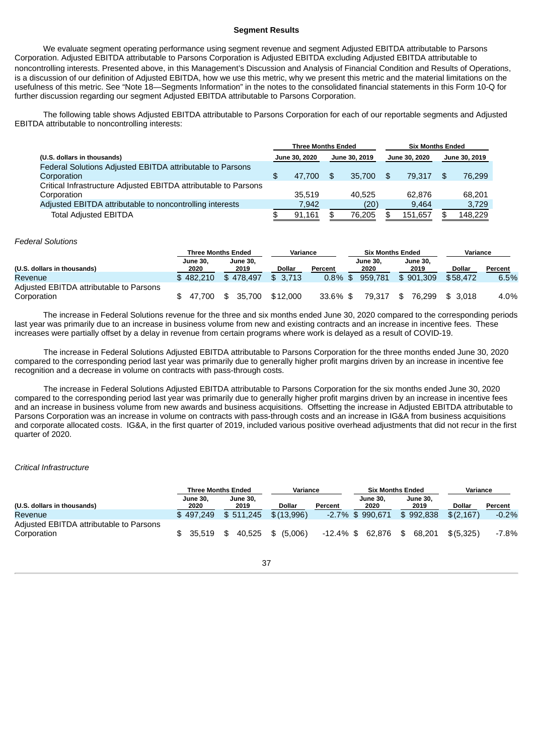## Segment Results

We evaluate segment operating performance using segment revenue and segment Adjusted EBITDA attributable to Parsons Corporation. Adjusted EBITDA attributable to Parsons Corporation is Adjusted EBITDA excluding Adjusted EBITDA attributable to noncontrolling interests. Presented above, in this Management's Discussion and Analysis of Financial Condition and Results of Operations, is a discussion of our definition of Adjusted EBITDA, how we use this metric, why we present this metric and the material limitations on the usefulness of this metric. See "Note 18—Segments Information" in the notes to the consolidated financial statements in this Form 10-Q for further discussion regarding our segment Adjusted EBITDA attributable to Parsons Corporation.

The following table shows Adjusted EBITDA attributable to Parsons Corporation for each of our reportable segments and Adjusted EBITDA attributable to noncontrolling interests:

| | Three Months Ended | | Six Months Ended | |
|---|---|---|---|---|
| (U.S. dollars in thousands) | June 30, 2020 | June 30, 2019 | June 30, 2020 | June 30, 2019 |
| Federal Solutions Adjusted EBITDA attributable to Parsons Corporation | $ 47,700 | $ 35,700 | $ 79,317 | $ 76,299 |
| Critical Infrastructure Adjusted EBITDA attributable to Parsons Corporation | 35,519 | 40,525 | 62,876 | 68,201 |
| Adjusted EBITDA attributable to noncontrolling interests | 7,942 | (20) | 9,464 | 3,729 |
| Total Adjusted EBITDA | $ 91,161 | $ 76,205 | $ 151,657 | $ 148,229 |

*Federal Solutions*

| | Three Months Ended | | Variance | | Six Months Ended | | Variance | |
|---|---|---|---|---|---|---|---|---|
| (U.S. dollars in thousands) | June 30, 2020 | June 30, 2019 | Dollar | Percent | June 30, 2020 | June 30, 2019 | Dollar | Percent |
| Revenue | $ 482,210 | $ 478,497 | $ 3,713 | 0.8% | $ 959,781 | $ 901,309 | $58,472 | 6.5% |
| Adjusted EBITDA attributable to Parsons Corporation | $ 47,700 | $ 35,700 | $12,000 | 33.6% | $ 79,317 | $ 76,299 | $ 3,018 | 4.0% |

The increase in Federal Solutions revenue for the three and six months ended June 30, 2020 compared to the corresponding periods last year was primarily due to an increase in business volume from new and existing contracts and an increase in incentive fees. These increases were partially offset by a delay in revenue from certain programs where work is delayed as a result of COVID-19.

The increase in Federal Solutions Adjusted EBITDA attributable to Parsons Corporation for the three months ended June 30, 2020 compared to the corresponding period last year was primarily due to generally higher profit margins driven by an increase in incentive fee recognition and a decrease in volume on contracts with pass-through costs.

The increase in Federal Solutions Adjusted EBITDA attributable to Parsons Corporation for the six months ended June 30, 2020 compared to the corresponding period last year was primarily due to generally higher profit margins driven by an increase in incentive fees and an increase in business volume from new awards and business acquisitions. Offsetting the increase in Adjusted EBITDA attributable to Parsons Corporation was an increase in volume on contracts with pass-through costs and an increase in IG&A from business acquisitions and corporate allocated costs. IG&A, in the first quarter of 2019, included various positive overhead adjustments that did not recur in the first quarter of 2020.

*Critical Infrastructure*

| | Three Months Ended | | Variance | | Six Months Ended | | Variance | |
|---|---|---|---|---|---|---|---|---|
| (U.S. dollars in thousands) | June 30, 2020 | June 30, 2019 | Dollar | Percent | June 30, 2020 | June 30, 2019 | Dollar | Percent |
| Revenue | $ 497,249 | $ 511,245 | $ (13,996) | -2.7% | $ 990,671 | $ 992,838 | $ (2,167) | -0.2% |
| Adjusted EBITDA attributable to Parsons Corporation | $ 35,519 | $ 40,525 | $ (5,006) | -12.4% | $ 62,876 | $ 68,201 | $ (5,325) | -7.8% |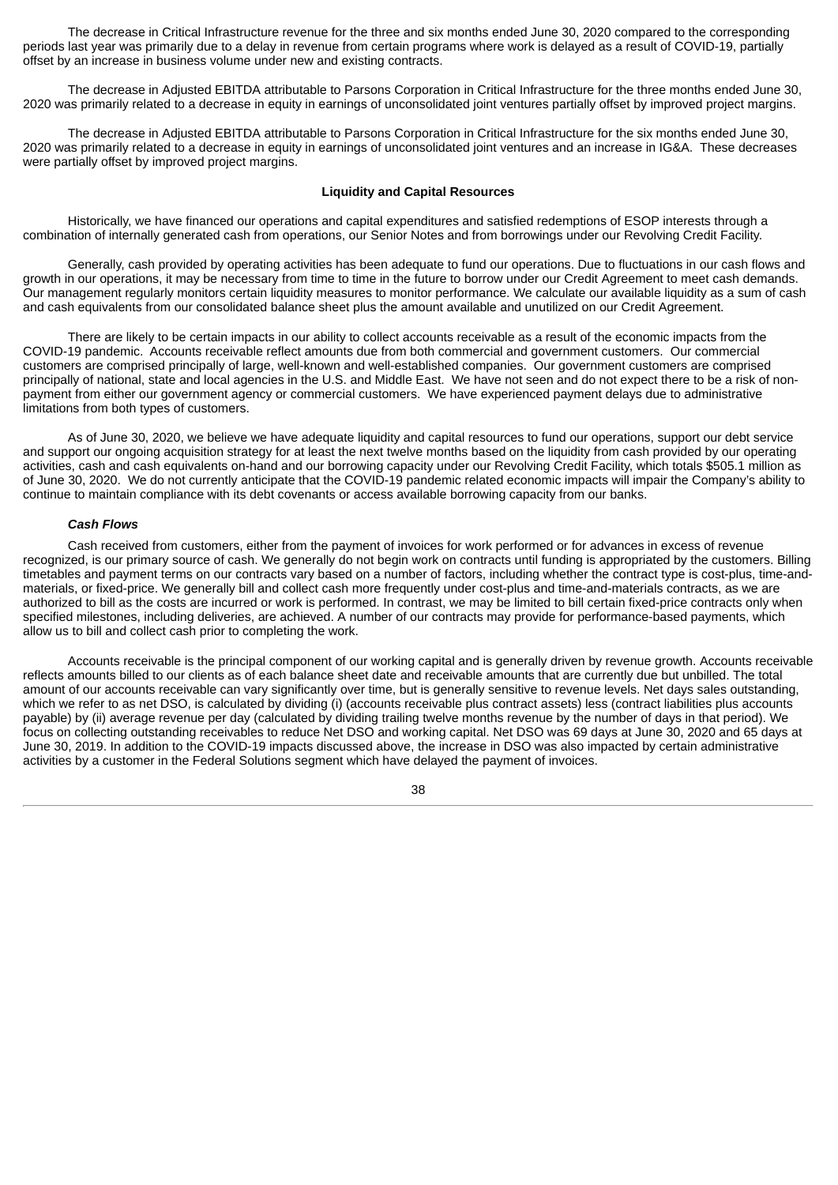The decrease in Critical Infrastructure revenue for the three and six months ended June 30, 2020 compared to the corresponding periods last year was primarily due to a delay in revenue from certain programs where work is delayed as a result of COVID-19, partially offset by an increase in business volume under new and existing contracts.

The decrease in Adjusted EBITDA attributable to Parsons Corporation in Critical Infrastructure for the three months ended June 30, 2020 was primarily related to a decrease in equity in earnings of unconsolidated joint ventures partially offset by improved project margins.

The decrease in Adjusted EBITDA attributable to Parsons Corporation in Critical Infrastructure for the six months ended June 30, 2020 was primarily related to a decrease in equity in earnings of unconsolidated joint ventures and an increase in IG&A. These decreases were partially offset by improved project margins.

**Liquidity and Capital Resources**

Historically, we have financed our operations and capital expenditures and satisfied redemptions of ESOP interests through a combination of internally generated cash from operations, our Senior Notes and from borrowings under our Revolving Credit Facility.

Generally, cash provided by operating activities has been adequate to fund our operations. Due to fluctuations in our cash flows and growth in our operations, it may be necessary from time to time in the future to borrow under our Credit Agreement to meet cash demands. Our management regularly monitors certain liquidity measures to monitor performance. We calculate our available liquidity as a sum of cash and cash equivalents from our consolidated balance sheet plus the amount available and unutilized on our Credit Agreement.

There are likely to be certain impacts in our ability to collect accounts receivable as a result of the economic impacts from the COVID-19 pandemic. Accounts receivable reflect amounts due from both commercial and government customers. Our commercial customers are comprised principally of large, well-known and well-established companies. Our government customers are comprised principally of national, state and local agencies in the U.S. and Middle East. We have not seen and do not expect there to be a risk of non-payment from either our government agency or commercial customers. We have experienced payment delays due to administrative limitations from both types of customers.

As of June 30, 2020, we believe we have adequate liquidity and capital resources to fund our operations, support our debt service and support our ongoing acquisition strategy for at least the next twelve months based on the liquidity from cash provided by our operating activities, cash and cash equivalents on-hand and our borrowing capacity under our Revolving Credit Facility, which totals $505.1 million as of June 30, 2020. We do not currently anticipate that the COVID-19 pandemic related economic impacts will impair the Company's ability to continue to maintain compliance with its debt covenants or access available borrowing capacity from our banks.

***Cash Flows***

Cash received from customers, either from the payment of invoices for work performed or for advances in excess of revenue recognized, is our primary source of cash. We generally do not begin work on contracts until funding is appropriated by the customers. Billing timetables and payment terms on our contracts vary based on a number of factors, including whether the contract type is cost-plus, time-and-materials, or fixed-price. We generally bill and collect cash more frequently under cost-plus and time-and-materials contracts, as we are authorized to bill as the costs are incurred or work is performed. In contrast, we may be limited to bill certain fixed-price contracts only when specified milestones, including deliveries, are achieved. A number of our contracts may provide for performance-based payments, which allow us to bill and collect cash prior to completing the work.

Accounts receivable is the principal component of our working capital and is generally driven by revenue growth. Accounts receivable reflects amounts billed to our clients as of each balance sheet date and receivable amounts that are currently due but unbilled. The total amount of our accounts receivable can vary significantly over time, but is generally sensitive to revenue levels. Net days sales outstanding, which we refer to as net DSO, is calculated by dividing (i) (accounts receivable plus contract assets) less (contract liabilities plus accounts payable) by (ii) average revenue per day (calculated by dividing trailing twelve months revenue by the number of days in that period). We focus on collecting outstanding receivables to reduce Net DSO and working capital. Net DSO was 69 days at June 30, 2020 and 65 days at June 30, 2019. In addition to the COVID-19 impacts discussed above, the increase in DSO was also impacted by certain administrative activities by a customer in the Federal Solutions segment which have delayed the payment of invoices.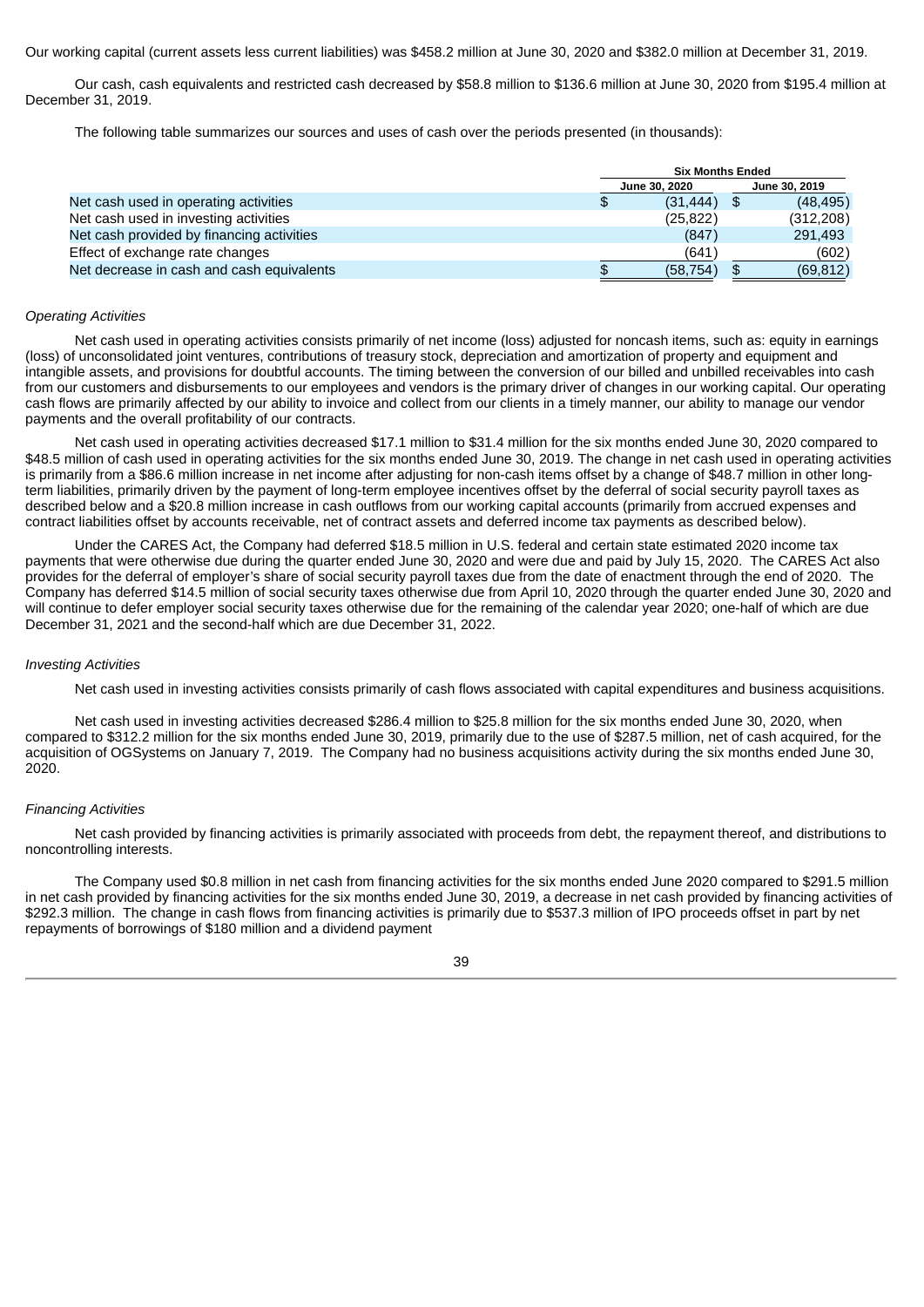Our working capital (current assets less current liabilities) was $458.2 million at June 30, 2020 and $382.0 million at December 31, 2019.

Our cash, cash equivalents and restricted cash decreased by $58.8 million to $136.6 million at June 30, 2020 from $195.4 million at December 31, 2019.

The following table summarizes our sources and uses of cash over the periods presented (in thousands):

| | Six Months Ended | |
|---|---|---|
| | June 30, 2020 | June 30, 2019 |
| Net cash used in operating activities | $ (31,444) | $ (48,495) |
| Net cash used in investing activities | (25,822) | (312,208) |
| Net cash provided by financing activities | (847) | 291,493 |
| Effect of exchange rate changes | (641) | (602) |
| Net decrease in cash and cash equivalents | $ (58,754) | $ (69,812) |

*Operating Activities*

Net cash used in operating activities consists primarily of net income (loss) adjusted for noncash items, such as: equity in earnings (loss) of unconsolidated joint ventures, contributions of treasury stock, depreciation and amortization of property and equipment and intangible assets, and provisions for doubtful accounts. The timing between the conversion of our billed and unbilled receivables into cash from our customers and disbursements to our employees and vendors is the primary driver of changes in our working capital. Our operating cash flows are primarily affected by our ability to invoice and collect from our clients in a timely manner, our ability to manage our vendor payments and the overall profitability of our contracts.

Net cash used in operating activities decreased $17.1 million to $31.4 million for the six months ended June 30, 2020 compared to $48.5 million of cash used in operating activities for the six months ended June 30, 2019. The change in net cash used in operating activities is primarily from a $86.6 million increase in net income after adjusting for non-cash items offset by a change of $48.7 million in other long-term liabilities, primarily driven by the payment of long-term employee incentives offset by the deferral of social security payroll taxes as described below and a $20.8 million increase in cash outflows from our working capital accounts (primarily from accrued expenses and contract liabilities offset by accounts receivable, net of contract assets and deferred income tax payments as described below).

Under the CARES Act, the Company had deferred $18.5 million in U.S. federal and certain state estimated 2020 income tax payments that were otherwise due during the quarter ended June 30, 2020 and were due and paid by July 15, 2020. The CARES Act also provides for the deferral of employer's share of social security payroll taxes due from the date of enactment through the end of 2020. The Company has deferred $14.5 million of social security taxes otherwise due from April 10, 2020 through the quarter ended June 30, 2020 and will continue to defer employer social security taxes otherwise due for the remaining of the calendar year 2020; one-half of which are due December 31, 2021 and the second-half which are due December 31, 2022.

*Investing Activities*

Net cash used in investing activities consists primarily of cash flows associated with capital expenditures and business acquisitions.

Net cash used in investing activities decreased $286.4 million to $25.8 million for the six months ended June 30, 2020, when compared to $312.2 million for the six months ended June 30, 2019, primarily due to the use of $287.5 million, net of cash acquired, for the acquisition of OGSystems on January 7, 2019. The Company had no business acquisitions activity during the six months ended June 30, 2020.

*Financing Activities*

Net cash provided by financing activities is primarily associated with proceeds from debt, the repayment thereof, and distributions to noncontrolling interests.

The Company used $0.8 million in net cash from financing activities for the six months ended June 2020 compared to $291.5 million in net cash provided by financing activities for the six months ended June 30, 2019, a decrease in net cash provided by financing activities of $292.3 million. The change in cash flows from financing activities is primarily due to $537.3 million of IPO proceeds offset in part by net repayments of borrowings of $180 million and a dividend payment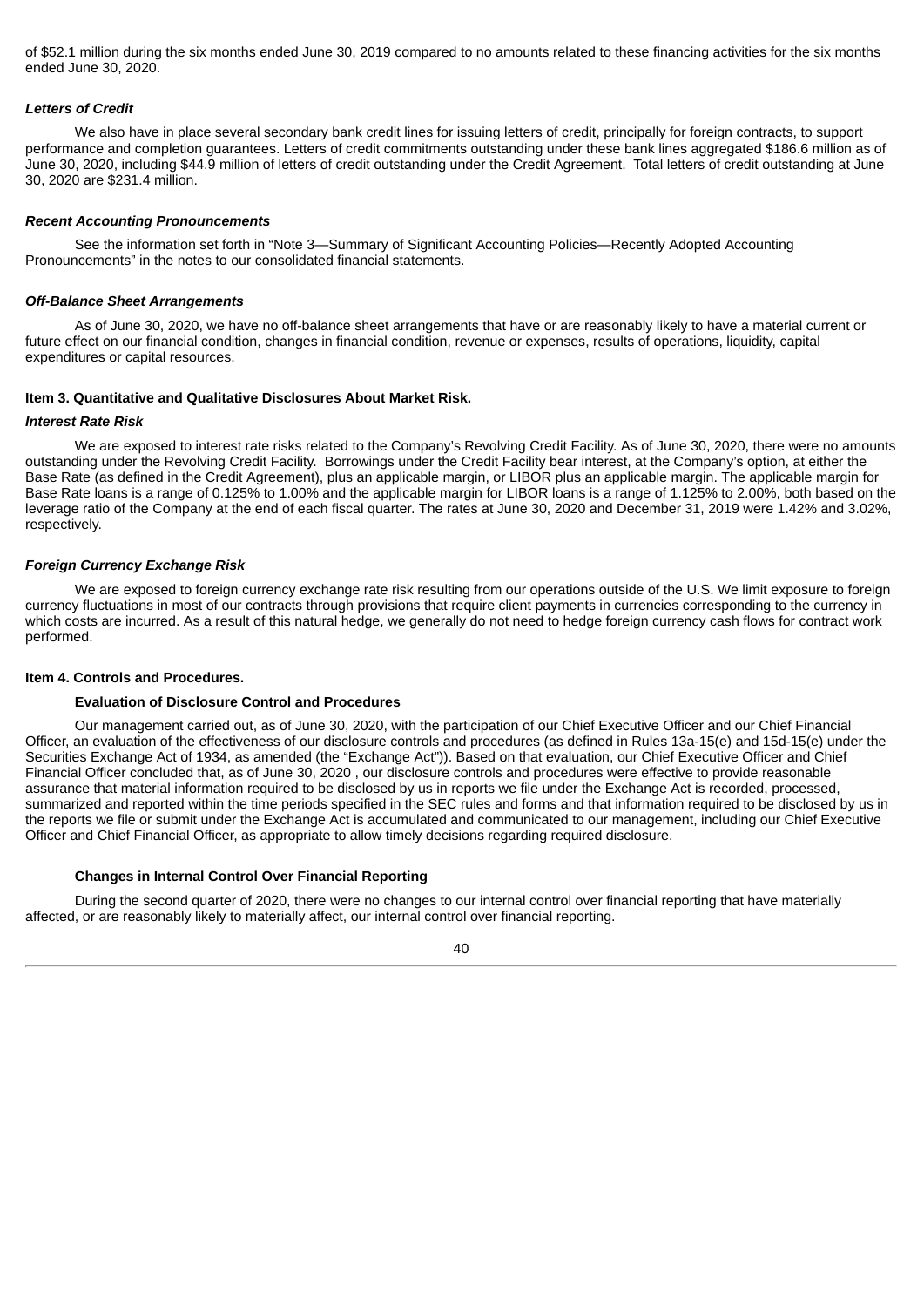of $52.1 million during the six months ended June 30, 2019 compared to no amounts related to these financing activities for the six months ended June 30, 2020.

***Letters of Credit***

We also have in place several secondary bank credit lines for issuing letters of credit, principally for foreign contracts, to support performance and completion guarantees. Letters of credit commitments outstanding under these bank lines aggregated $186.6 million as of June 30, 2020, including $44.9 million of letters of credit outstanding under the Credit Agreement. Total letters of credit outstanding at June 30, 2020 are $231.4 million.

***Recent Accounting Pronouncements***

See the information set forth in "Note 3—Summary of Significant Accounting Policies—Recently Adopted Accounting Pronouncements" in the notes to our consolidated financial statements.

***Off-Balance Sheet Arrangements***

As of June 30, 2020, we have no off-balance sheet arrangements that have or are reasonably likely to have a material current or future effect on our financial condition, changes in financial condition, revenue or expenses, results of operations, liquidity, capital expenditures or capital resources.

**Item 3. Quantitative and Qualitative Disclosures About Market Risk.**

***Interest Rate Risk***

We are exposed to interest rate risks related to the Company's Revolving Credit Facility. As of June 30, 2020, there were no amounts outstanding under the Revolving Credit Facility. Borrowings under the Credit Facility bear interest, at the Company's option, at either the Base Rate (as defined in the Credit Agreement), plus an applicable margin, or LIBOR plus an applicable margin. The applicable margin for Base Rate loans is a range of 0.125% to 1.00% and the applicable margin for LIBOR loans is a range of 1.125% to 2.00%, both based on the leverage ratio of the Company at the end of each fiscal quarter. The rates at June 30, 2020 and December 31, 2019 were 1.42% and 3.02%, respectively.

***Foreign Currency Exchange Risk***

We are exposed to foreign currency exchange rate risk resulting from our operations outside of the U.S. We limit exposure to foreign currency fluctuations in most of our contracts through provisions that require client payments in currencies corresponding to the currency in which costs are incurred. As a result of this natural hedge, we generally do not need to hedge foreign currency cash flows for contract work performed.

**Item 4. Controls and Procedures.**

**Evaluation of Disclosure Control and Procedures**

Our management carried out, as of June 30, 2020, with the participation of our Chief Executive Officer and our Chief Financial Officer, an evaluation of the effectiveness of our disclosure controls and procedures (as defined in Rules 13a-15(e) and 15d-15(e) under the Securities Exchange Act of 1934, as amended (the "Exchange Act")). Based on that evaluation, our Chief Executive Officer and Chief Financial Officer concluded that, as of June 30, 2020 , our disclosure controls and procedures were effective to provide reasonable assurance that material information required to be disclosed by us in reports we file under the Exchange Act is recorded, processed, summarized and reported within the time periods specified in the SEC rules and forms and that information required to be disclosed by us in the reports we file or submit under the Exchange Act is accumulated and communicated to our management, including our Chief Executive Officer and Chief Financial Officer, as appropriate to allow timely decisions regarding required disclosure.

**Changes in Internal Control Over Financial Reporting**

During the second quarter of 2020, there were no changes to our internal control over financial reporting that have materially affected, or are reasonably likely to materially affect, our internal control over financial reporting.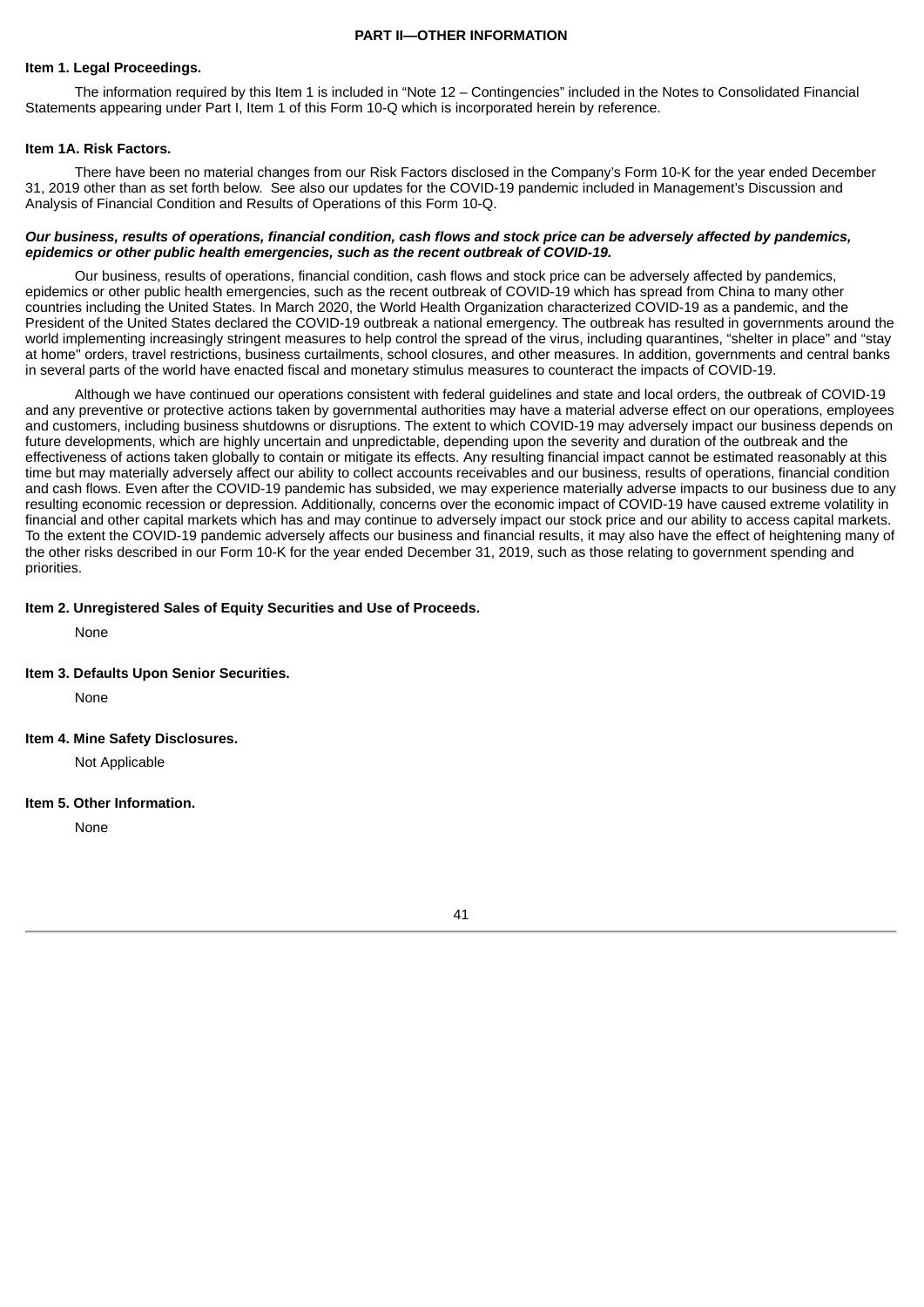## PART II—OTHER INFORMATION

### Item 1. Legal Proceedings.

The information required by this Item 1 is included in "Note 12 – Contingencies" included in the Notes to Consolidated Financial Statements appearing under Part I, Item 1 of this Form 10-Q which is incorporated herein by reference.

### Item 1A. Risk Factors.

There have been no material changes from our Risk Factors disclosed in the Company's Form 10-K for the year ended December 31, 2019 other than as set forth below. See also our updates for the COVID-19 pandemic included in Management's Discussion and Analysis of Financial Condition and Results of Operations of this Form 10-Q.

***Our business, results of operations, financial condition, cash flows and stock price can be adversely affected by pandemics, epidemics or other public health emergencies, such as the recent outbreak of COVID-19.***

Our business, results of operations, financial condition, cash flows and stock price can be adversely affected by pandemics, epidemics or other public health emergencies, such as the recent outbreak of COVID-19 which has spread from China to many other countries including the United States. In March 2020, the World Health Organization characterized COVID-19 as a pandemic, and the President of the United States declared the COVID-19 outbreak a national emergency. The outbreak has resulted in governments around the world implementing increasingly stringent measures to help control the spread of the virus, including quarantines, "shelter in place" and "stay at home" orders, travel restrictions, business curtailments, school closures, and other measures. In addition, governments and central banks in several parts of the world have enacted fiscal and monetary stimulus measures to counteract the impacts of COVID-19.

Although we have continued our operations consistent with federal guidelines and state and local orders, the outbreak of COVID-19 and any preventive or protective actions taken by governmental authorities may have a material adverse effect on our operations, employees and customers, including business shutdowns or disruptions. The extent to which COVID-19 may adversely impact our business depends on future developments, which are highly uncertain and unpredictable, depending upon the severity and duration of the outbreak and the effectiveness of actions taken globally to contain or mitigate its effects. Any resulting financial impact cannot be estimated reasonably at this time but may materially adversely affect our ability to collect accounts receivables and our business, results of operations, financial condition and cash flows. Even after the COVID-19 pandemic has subsided, we may experience materially adverse impacts to our business due to any resulting economic recession or depression. Additionally, concerns over the economic impact of COVID-19 have caused extreme volatility in financial and other capital markets which has and may continue to adversely impact our stock price and our ability to access capital markets. To the extent the COVID-19 pandemic adversely affects our business and financial results, it may also have the effect of heightening many of the other risks described in our Form 10-K for the year ended December 31, 2019, such as those relating to government spending and priorities.

### Item 2. Unregistered Sales of Equity Securities and Use of Proceeds.

None

### Item 3. Defaults Upon Senior Securities.

None

### Item 4. Mine Safety Disclosures.

Not Applicable

### Item 5. Other Information.

None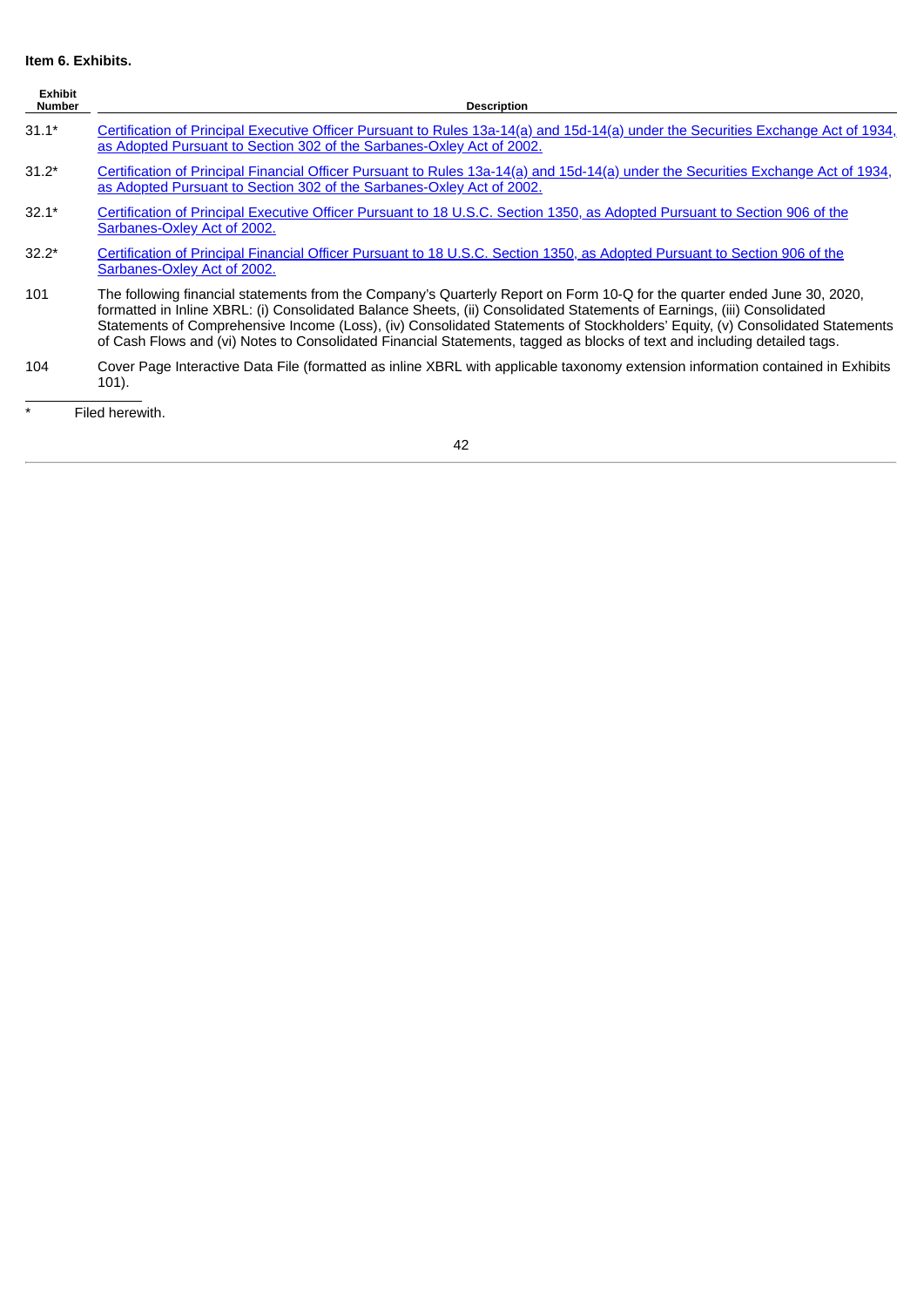**Item 6. Exhibits.**

| Exhibit Number | Description |
| --- | --- |
| 31.1* | Certification of Principal Executive Officer Pursuant to Rules 13a-14(a) and 15d-14(a) under the Securities Exchange Act of 1934, as Adopted Pursuant to Section 302 of the Sarbanes-Oxley Act of 2002. |
| 31.2* | Certification of Principal Financial Officer Pursuant to Rules 13a-14(a) and 15d-14(a) under the Securities Exchange Act of 1934, as Adopted Pursuant to Section 302 of the Sarbanes-Oxley Act of 2002. |
| 32.1* | Certification of Principal Executive Officer Pursuant to 18 U.S.C. Section 1350, as Adopted Pursuant to Section 906 of the Sarbanes-Oxley Act of 2002. |
| 32.2* | Certification of Principal Financial Officer Pursuant to 18 U.S.C. Section 1350, as Adopted Pursuant to Section 906 of the Sarbanes-Oxley Act of 2002. |
| 101 | The following financial statements from the Company's Quarterly Report on Form 10-Q for the quarter ended June 30, 2020, formatted in Inline XBRL: (i) Consolidated Balance Sheets, (ii) Consolidated Statements of Earnings, (iii) Consolidated Statements of Comprehensive Income (Loss), (iv) Consolidated Statements of Stockholders' Equity, (v) Consolidated Statements of Cash Flows and (vi) Notes to Consolidated Financial Statements, tagged as blocks of text and including detailed tags. |
| 104 | Cover Page Interactive Data File (formatted as inline XBRL with applicable taxonomy extension information contained in Exhibits 101). |

\* Filed herewith.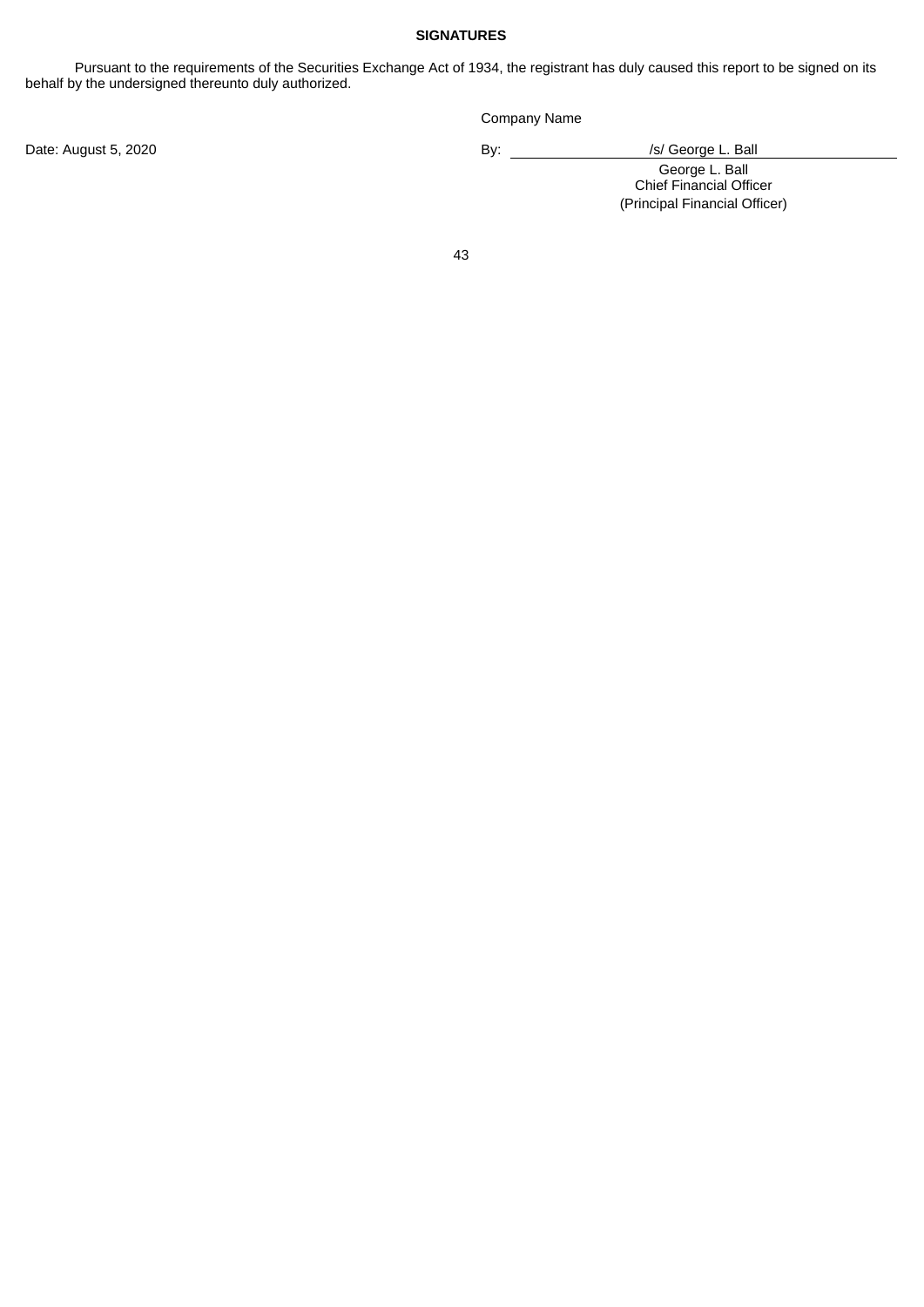## SIGNATURES

Pursuant to the requirements of the Securities Exchange Act of 1934, the registrant has duly caused this report to be signed on its behalf by the undersigned thereunto duly authorized.

Company Name

Date: August 5, 2020

By: /s/ George L. Ball

George L. Ball
Chief Financial Officer
(Principal Financial Officer)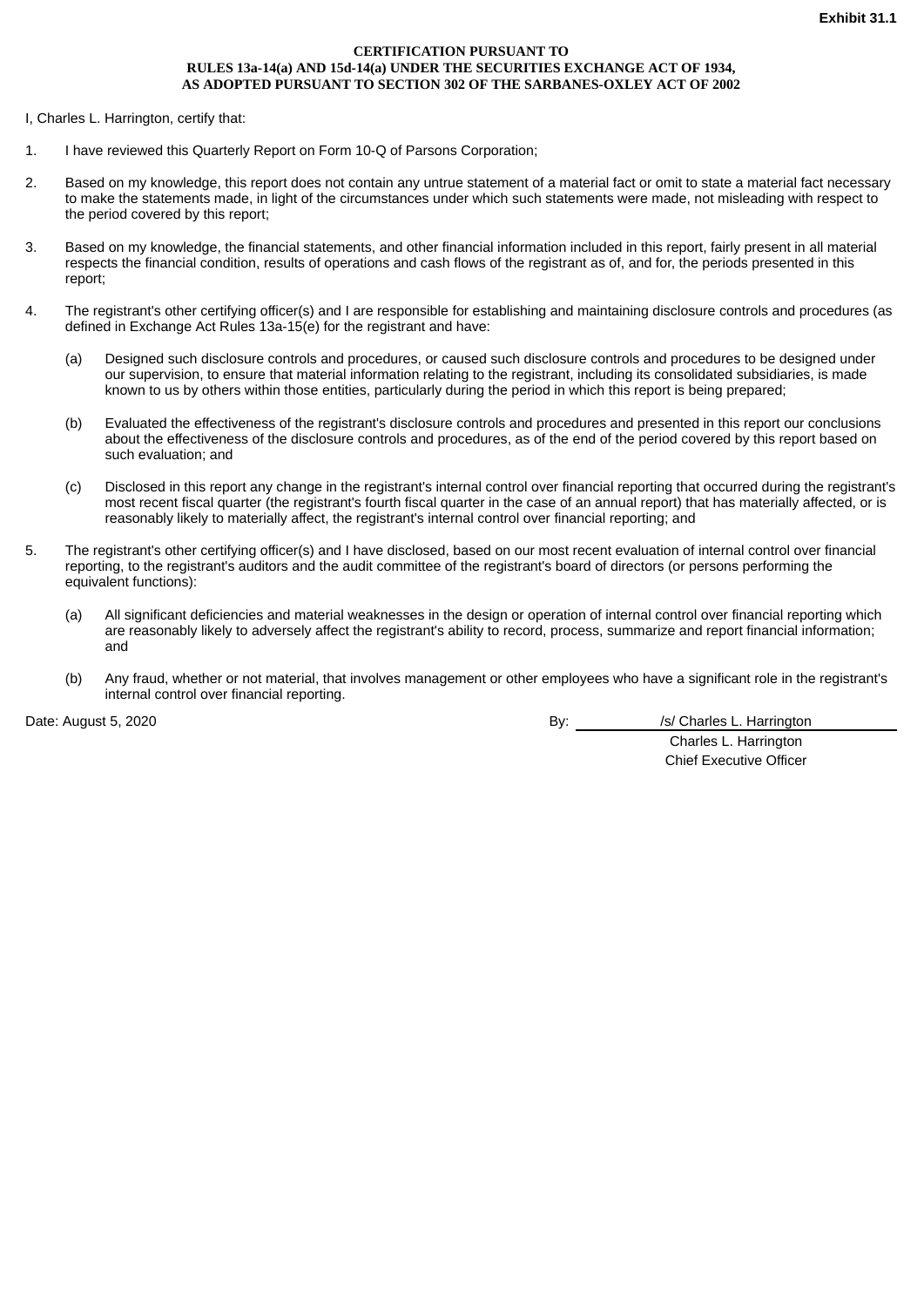**Exhibit 31.1**

**CERTIFICATION PURSUANT TO**
**RULES 13a-14(a) AND 15d-14(a) UNDER THE SECURITIES EXCHANGE ACT OF 1934,**
**AS ADOPTED PURSUANT TO SECTION 302 OF THE SARBANES-OXLEY ACT OF 2002**

I, Charles L. Harrington, certify that:

1. I have reviewed this Quarterly Report on Form 10-Q of Parsons Corporation;

2. Based on my knowledge, this report does not contain any untrue statement of a material fact or omit to state a material fact necessary to make the statements made, in light of the circumstances under which such statements were made, not misleading with respect to the period covered by this report;

3. Based on my knowledge, the financial statements, and other financial information included in this report, fairly present in all material respects the financial condition, results of operations and cash flows of the registrant as of, and for, the periods presented in this report;

4. The registrant's other certifying officer(s) and I are responsible for establishing and maintaining disclosure controls and procedures (as defined in Exchange Act Rules 13a-15(e) for the registrant and have:

   (a) Designed such disclosure controls and procedures, or caused such disclosure controls and procedures to be designed under our supervision, to ensure that material information relating to the registrant, including its consolidated subsidiaries, is made known to us by others within those entities, particularly during the period in which this report is being prepared;

   (b) Evaluated the effectiveness of the registrant's disclosure controls and procedures and presented in this report our conclusions about the effectiveness of the disclosure controls and procedures, as of the end of the period covered by this report based on such evaluation; and

   (c) Disclosed in this report any change in the registrant's internal control over financial reporting that occurred during the registrant's most recent fiscal quarter (the registrant's fourth fiscal quarter in the case of an annual report) that has materially affected, or is reasonably likely to materially affect, the registrant's internal control over financial reporting; and

5. The registrant's other certifying officer(s) and I have disclosed, based on our most recent evaluation of internal control over financial reporting, to the registrant's auditors and the audit committee of the registrant's board of directors (or persons performing the equivalent functions):

   (a) All significant deficiencies and material weaknesses in the design or operation of internal control over financial reporting which are reasonably likely to adversely affect the registrant's ability to record, process, summarize and report financial information; and

   (b) Any fraud, whether or not material, that involves management or other employees who have a significant role in the registrant's internal control over financial reporting.

Date: August 5, 2020

By: /s/ Charles L. Harrington
Charles L. Harrington
Chief Executive Officer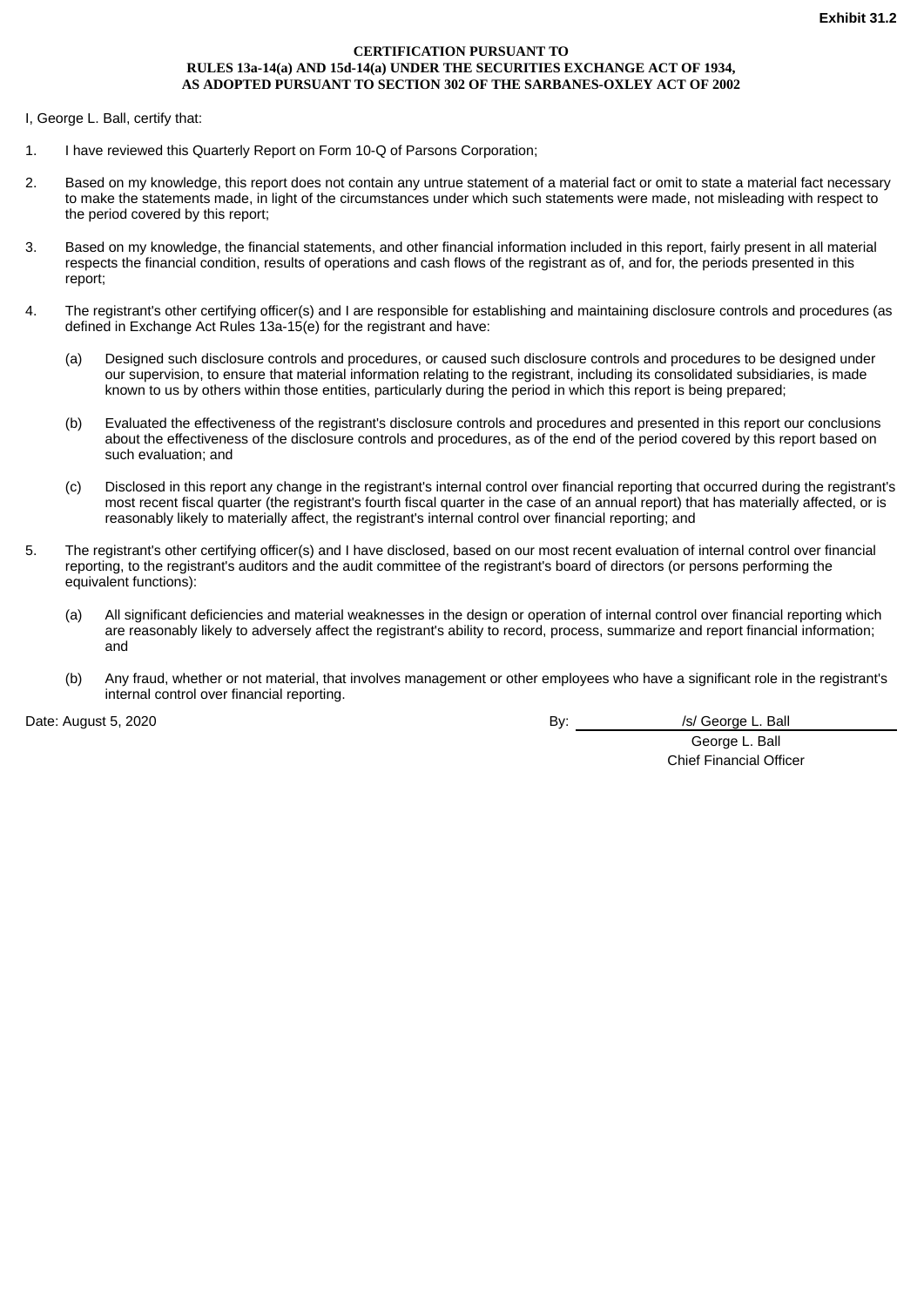**Exhibit 31.2**

**CERTIFICATION PURSUANT TO**
**RULES 13a-14(a) AND 15d-14(a) UNDER THE SECURITIES EXCHANGE ACT OF 1934,**
**AS ADOPTED PURSUANT TO SECTION 302 OF THE SARBANES-OXLEY ACT OF 2002**

I, George L. Ball, certify that:

1. I have reviewed this Quarterly Report on Form 10-Q of Parsons Corporation;

2. Based on my knowledge, this report does not contain any untrue statement of a material fact or omit to state a material fact necessary to make the statements made, in light of the circumstances under which such statements were made, not misleading with respect to the period covered by this report;

3. Based on my knowledge, the financial statements, and other financial information included in this report, fairly present in all material respects the financial condition, results of operations and cash flows of the registrant as of, and for, the periods presented in this report;

4. The registrant's other certifying officer(s) and I are responsible for establishing and maintaining disclosure controls and procedures (as defined in Exchange Act Rules 13a-15(e) for the registrant and have:

   (a) Designed such disclosure controls and procedures, or caused such disclosure controls and procedures to be designed under our supervision, to ensure that material information relating to the registrant, including its consolidated subsidiaries, is made known to us by others within those entities, particularly during the period in which this report is being prepared;

   (b) Evaluated the effectiveness of the registrant's disclosure controls and procedures and presented in this report our conclusions about the effectiveness of the disclosure controls and procedures, as of the end of the period covered by this report based on such evaluation; and

   (c) Disclosed in this report any change in the registrant's internal control over financial reporting that occurred during the registrant's most recent fiscal quarter (the registrant's fourth fiscal quarter in the case of an annual report) that has materially affected, or is reasonably likely to materially affect, the registrant's internal control over financial reporting; and

5. The registrant's other certifying officer(s) and I have disclosed, based on our most recent evaluation of internal control over financial reporting, to the registrant's auditors and the audit committee of the registrant's board of directors (or persons performing the equivalent functions):

   (a) All significant deficiencies and material weaknesses in the design or operation of internal control over financial reporting which are reasonably likely to adversely affect the registrant's ability to record, process, summarize and report financial information; and

   (b) Any fraud, whether or not material, that involves management or other employees who have a significant role in the registrant's internal control over financial reporting.

Date: August 5, 2020

By: /s/ George L. Ball
George L. Ball
Chief Financial Officer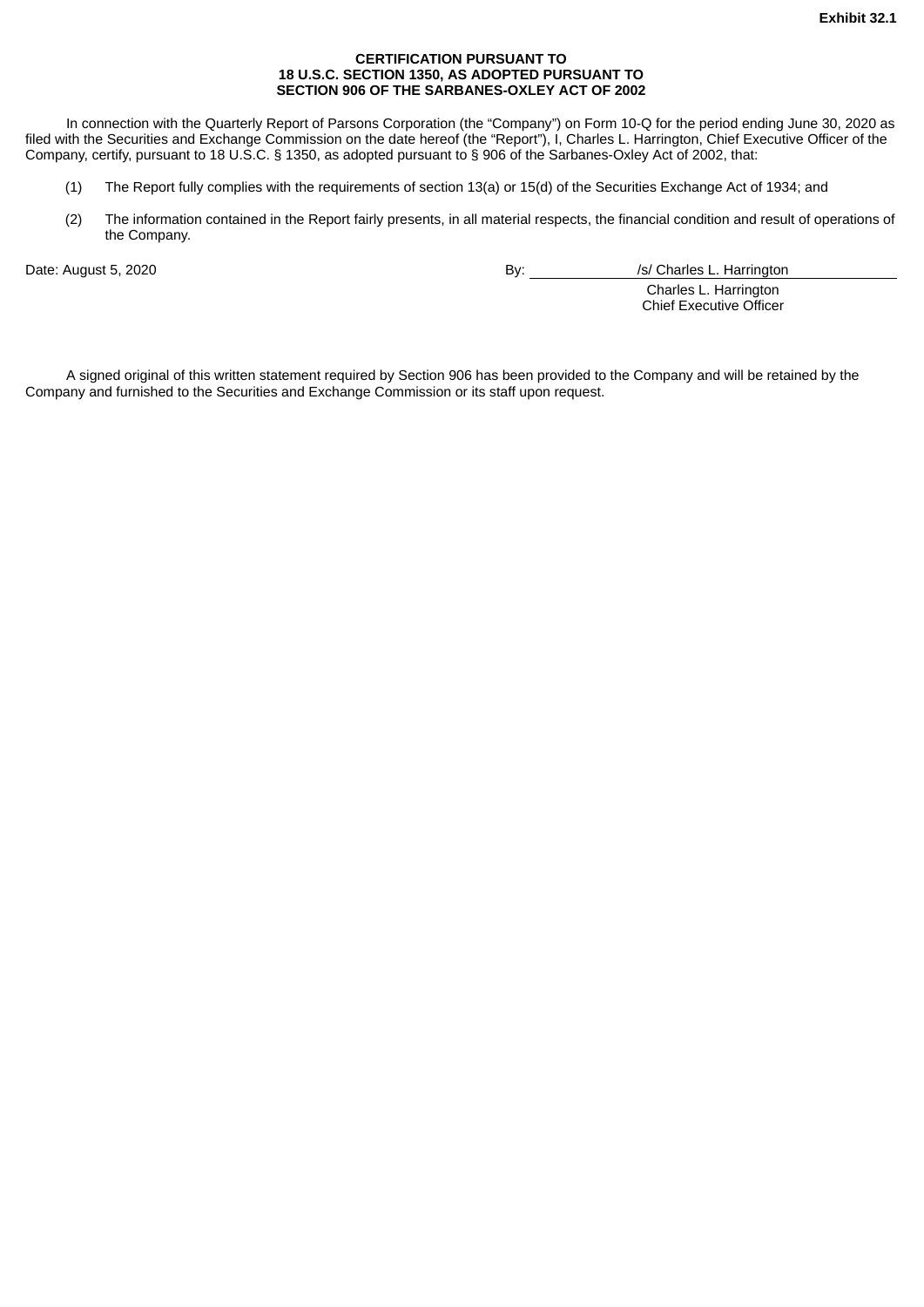**Exhibit 32.1**

**CERTIFICATION PURSUANT TO**
**18 U.S.C. SECTION 1350, AS ADOPTED PURSUANT TO**
**SECTION 906 OF THE SARBANES-OXLEY ACT OF 2002**

In connection with the Quarterly Report of Parsons Corporation (the "Company") on Form 10-Q for the period ending June 30, 2020 as filed with the Securities and Exchange Commission on the date hereof (the "Report"), I, Charles L. Harrington, Chief Executive Officer of the Company, certify, pursuant to 18 U.S.C. § 1350, as adopted pursuant to § 906 of the Sarbanes-Oxley Act of 2002, that:

(1) The Report fully complies with the requirements of section 13(a) or 15(d) of the Securities Exchange Act of 1934; and

(2) The information contained in the Report fairly presents, in all material respects, the financial condition and result of operations of the Company.

Date: August 5, 2020

By: /s/ Charles L. Harrington
Charles L. Harrington
Chief Executive Officer

A signed original of this written statement required by Section 906 has been provided to the Company and will be retained by the Company and furnished to the Securities and Exchange Commission or its staff upon request.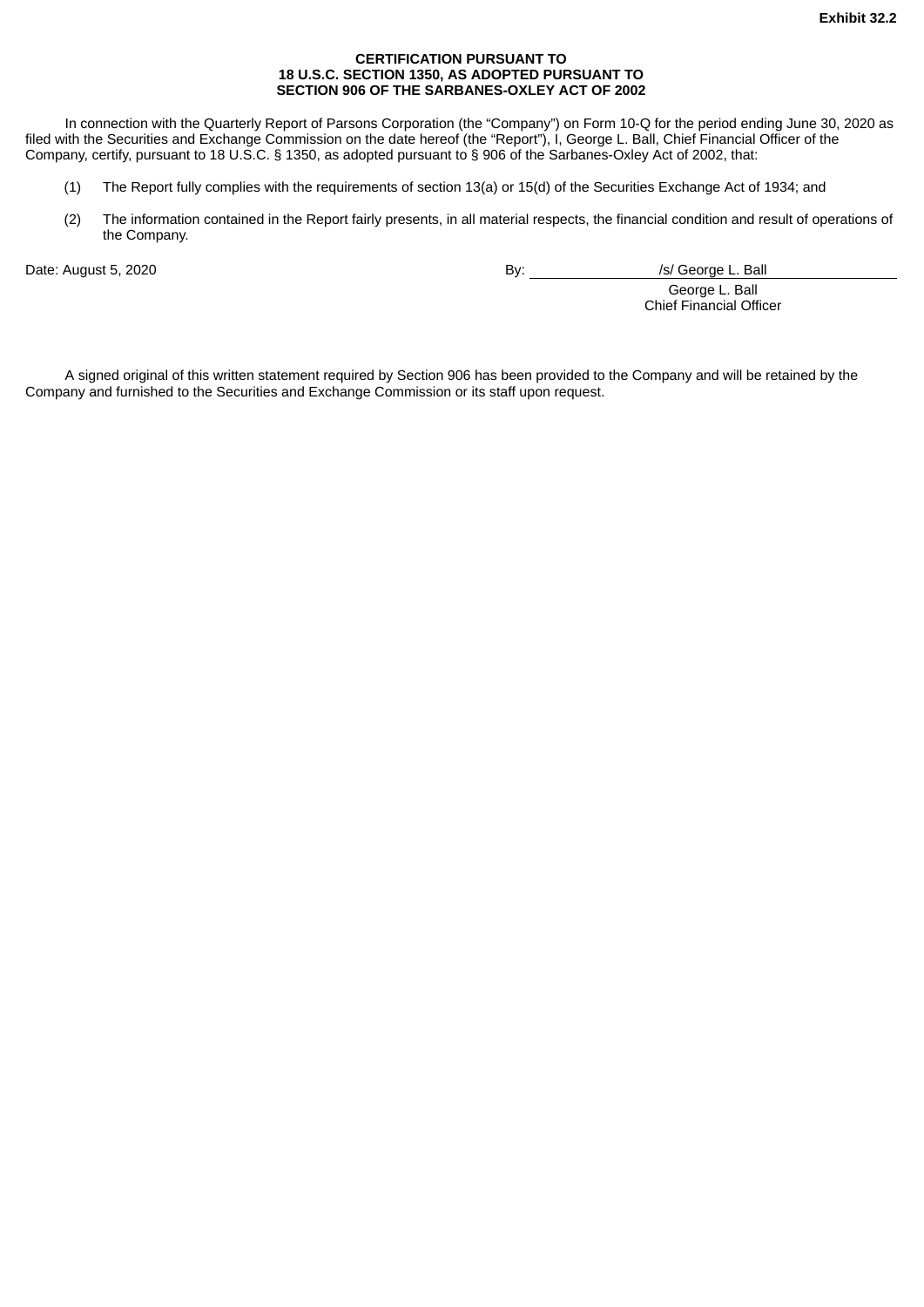**Exhibit 32.2**

**CERTIFICATION PURSUANT TO
18 U.S.C. SECTION 1350, AS ADOPTED PURSUANT TO
SECTION 906 OF THE SARBANES-OXLEY ACT OF 2002**

In connection with the Quarterly Report of Parsons Corporation (the "Company") on Form 10-Q for the period ending June 30, 2020 as filed with the Securities and Exchange Commission on the date hereof (the "Report"), I, George L. Ball, Chief Financial Officer of the Company, certify, pursuant to 18 U.S.C. § 1350, as adopted pursuant to § 906 of the Sarbanes-Oxley Act of 2002, that:

(1) The Report fully complies with the requirements of section 13(a) or 15(d) of the Securities Exchange Act of 1934; and

(2) The information contained in the Report fairly presents, in all material respects, the financial condition and result of operations of the Company.

Date: August 5, 2020

By: /s/ George L. Ball
George L. Ball
Chief Financial Officer

A signed original of this written statement required by Section 906 has been provided to the Company and will be retained by the Company and furnished to the Securities and Exchange Commission or its staff upon request.